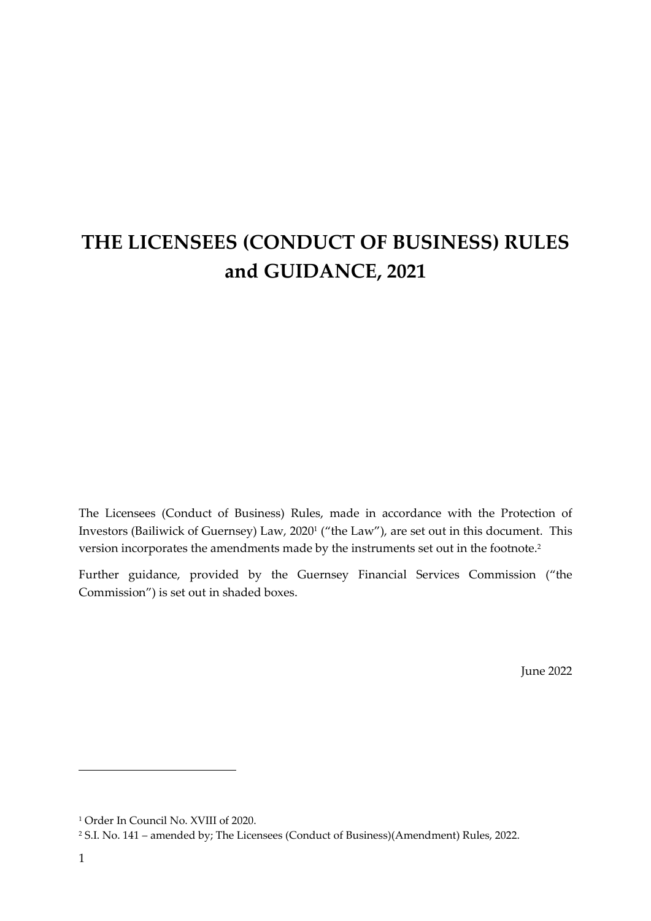# THE LICENSEES (CONDUCT OF BUSINESS) RULES and GUIDANCE, 2021

The Licensees (Conduct of Business) Rules, made in accordance with the Protection of Investors (Bailiwick of Guernsey) Law, 2020[1] ("the Law"), are set out in this document. This version incorporates the amendments made by the instruments set out in the footnote.[2]

Further guidance, provided by the Guernsey Financial Services Commission ("the Commission") is set out in shaded boxes.

June 2022

---

[1] Order In Council No. XVIII of 2020.

[2] S.I. No. 141 – amended by; The Licensees (Conduct of Business)(Amendment) Rules, 2022.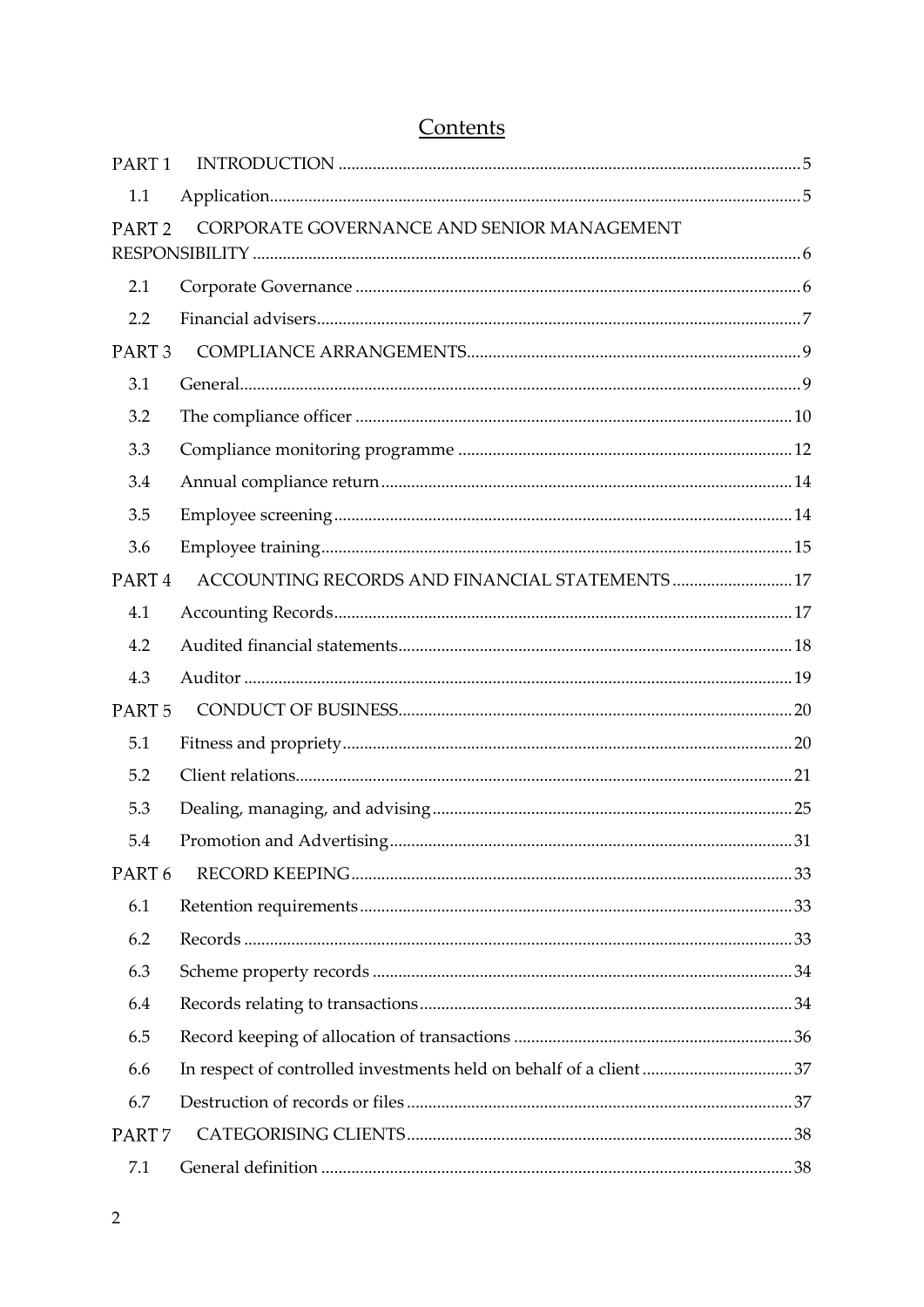# Contents

| | | |
|---|---|---|
| PART 1 | INTRODUCTION | 5 |
| 1.1 | Application | 5 |
| PART 2 | CORPORATE GOVERNANCE AND SENIOR MANAGEMENT RESPONSIBILITY | 6 |
| 2.1 | Corporate Governance | 6 |
| 2.2 | Financial advisers | 7 |
| PART 3 | COMPLIANCE ARRANGEMENTS | 9 |
| 3.1 | General | 9 |
| 3.2 | The compliance officer | 10 |
| 3.3 | Compliance monitoring programme | 12 |
| 3.4 | Annual compliance return | 14 |
| 3.5 | Employee screening | 14 |
| 3.6 | Employee training | 15 |
| PART 4 | ACCOUNTING RECORDS AND FINANCIAL STATEMENTS | 17 |
| 4.1 | Accounting Records | 17 |
| 4.2 | Audited financial statements | 18 |
| 4.3 | Auditor | 19 |
| PART 5 | CONDUCT OF BUSINESS | 20 |
| 5.1 | Fitness and propriety | 20 |
| 5.2 | Client relations | 21 |
| 5.3 | Dealing, managing, and advising | 25 |
| 5.4 | Promotion and Advertising | 31 |
| PART 6 | RECORD KEEPING | 33 |
| 6.1 | Retention requirements | 33 |
| 6.2 | Records | 33 |
| 6.3 | Scheme property records | 34 |
| 6.4 | Records relating to transactions | 34 |
| 6.5 | Record keeping of allocation of transactions | 36 |
| 6.6 | In respect of controlled investments held on behalf of a client | 37 |
| 6.7 | Destruction of records or files | 37 |
| PART 7 | CATEGORISING CLIENTS | 38 |
| 7.1 | General definition | 38 |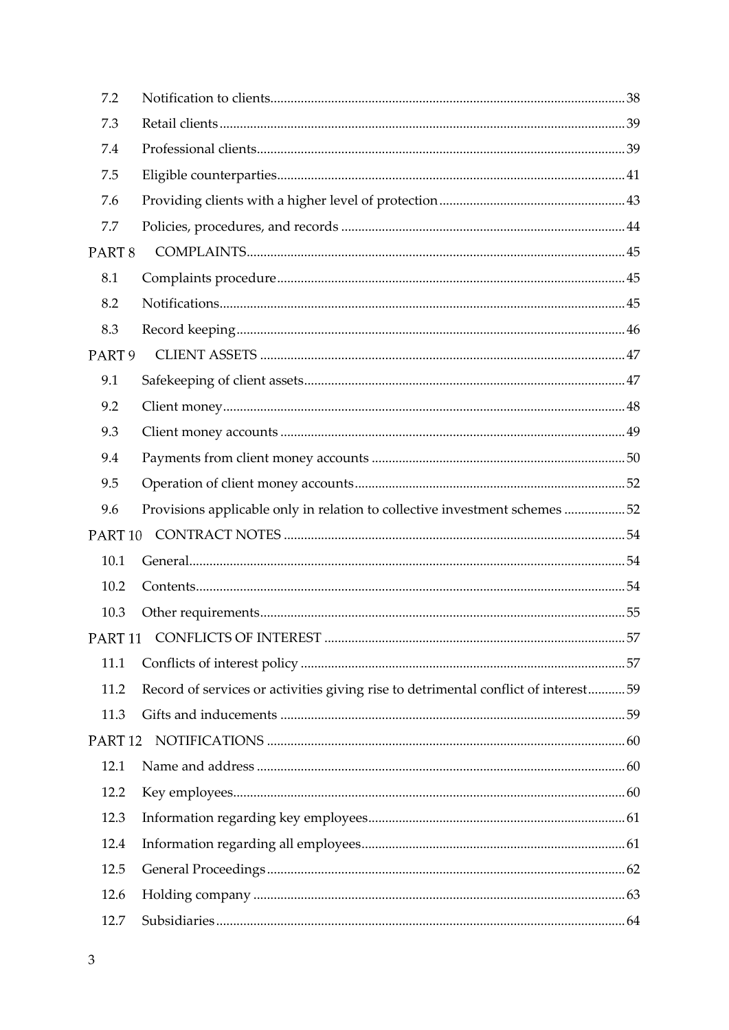| | | |
|---|---|---|
| 7.2 | Notification to clients | 38 |
| 7.3 | Retail clients | 39 |
| 7.4 | Professional clients | 39 |
| 7.5 | Eligible counterparties | 41 |
| 7.6 | Providing clients with a higher level of protection | 43 |
| 7.7 | Policies, procedures, and records | 44 |
| PART 8 | COMPLAINTS | 45 |
| 8.1 | Complaints procedure | 45 |
| 8.2 | Notifications | 45 |
| 8.3 | Record keeping | 46 |
| PART 9 | CLIENT ASSETS | 47 |
| 9.1 | Safekeeping of client assets | 47 |
| 9.2 | Client money | 48 |
| 9.3 | Client money accounts | 49 |
| 9.4 | Payments from client money accounts | 50 |
| 9.5 | Operation of client money accounts | 52 |
| 9.6 | Provisions applicable only in relation to collective investment schemes | 52 |
| PART 10 | CONTRACT NOTES | 54 |
| 10.1 | General | 54 |
| 10.2 | Contents | 54 |
| 10.3 | Other requirements | 55 |
| PART 11 | CONFLICTS OF INTEREST | 57 |
| 11.1 | Conflicts of interest policy | 57 |
| 11.2 | Record of services or activities giving rise to detrimental conflict of interest | 59 |
| 11.3 | Gifts and inducements | 59 |
| PART 12 | NOTIFICATIONS | 60 |
| 12.1 | Name and address | 60 |
| 12.2 | Key employees | 60 |
| 12.3 | Information regarding key employees | 61 |
| 12.4 | Information regarding all employees | 61 |
| 12.5 | General Proceedings | 62 |
| 12.6 | Holding company | 63 |
| 12.7 | Subsidiaries | 64 |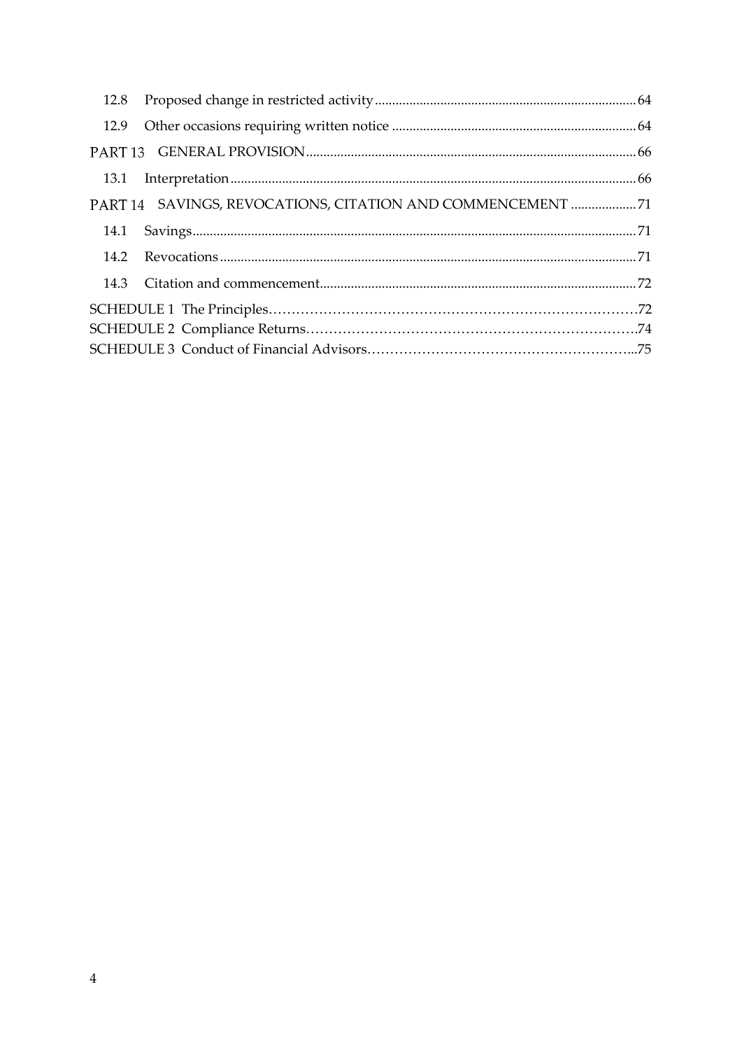12.8 Proposed change in restricted activity ........ 64

12.9 Other occasions requiring written notice ........ 64

PART 13 GENERAL PROVISION ........ 66

13.1 Interpretation ........ 66

PART 14 SAVINGS, REVOCATIONS, CITATION AND COMMENCEMENT ........ 71

14.1 Savings ........ 71

14.2 Revocations ........ 71

14.3 Citation and commencement ........ 72

SCHEDULE 1 The Principles ........ 72

SCHEDULE 2 Compliance Returns ........ 74

SCHEDULE 3 Conduct of Financial Advisors ........ 75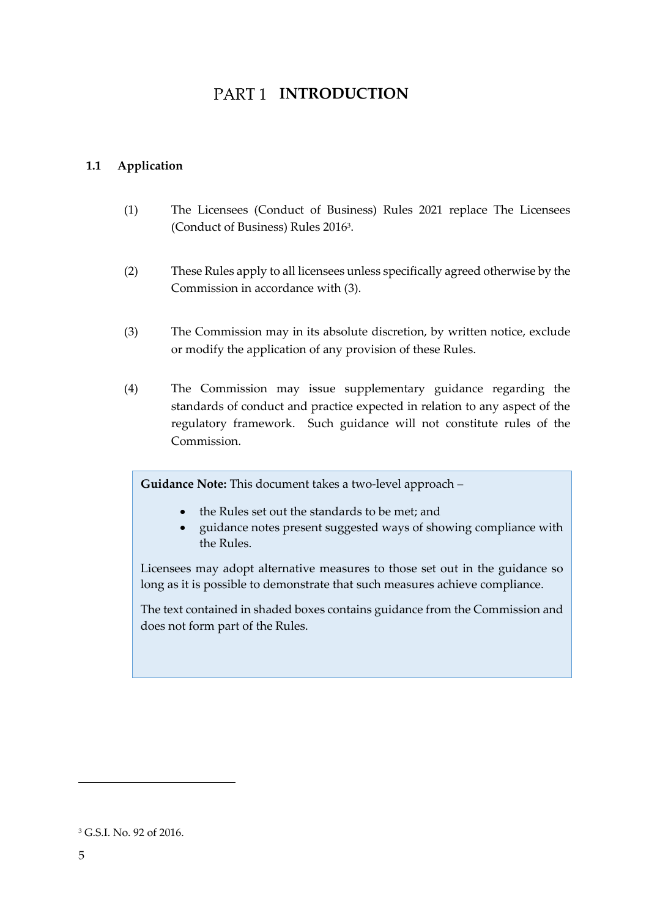# PART 1 INTRODUCTION

## 1.1 Application

(1) The Licensees (Conduct of Business) Rules 2021 replace The Licensees (Conduct of Business) Rules 2016[3].

(2) These Rules apply to all licensees unless specifically agreed otherwise by the Commission in accordance with (3).

(3) The Commission may in its absolute discretion, by written notice, exclude or modify the application of any provision of these Rules.

(4) The Commission may issue supplementary guidance regarding the standards of conduct and practice expected in relation to any aspect of the regulatory framework. Such guidance will not constitute rules of the Commission.

> **Guidance Note:** This document takes a two-level approach –
>
> - the Rules set out the standards to be met; and
> - guidance notes present suggested ways of showing compliance with the Rules.
>
> Licensees may adopt alternative measures to those set out in the guidance so long as it is possible to demonstrate that such measures achieve compliance.
>
> The text contained in shaded boxes contains guidance from the Commission and does not form part of the Rules.

---

[3] G.S.I. No. 92 of 2016.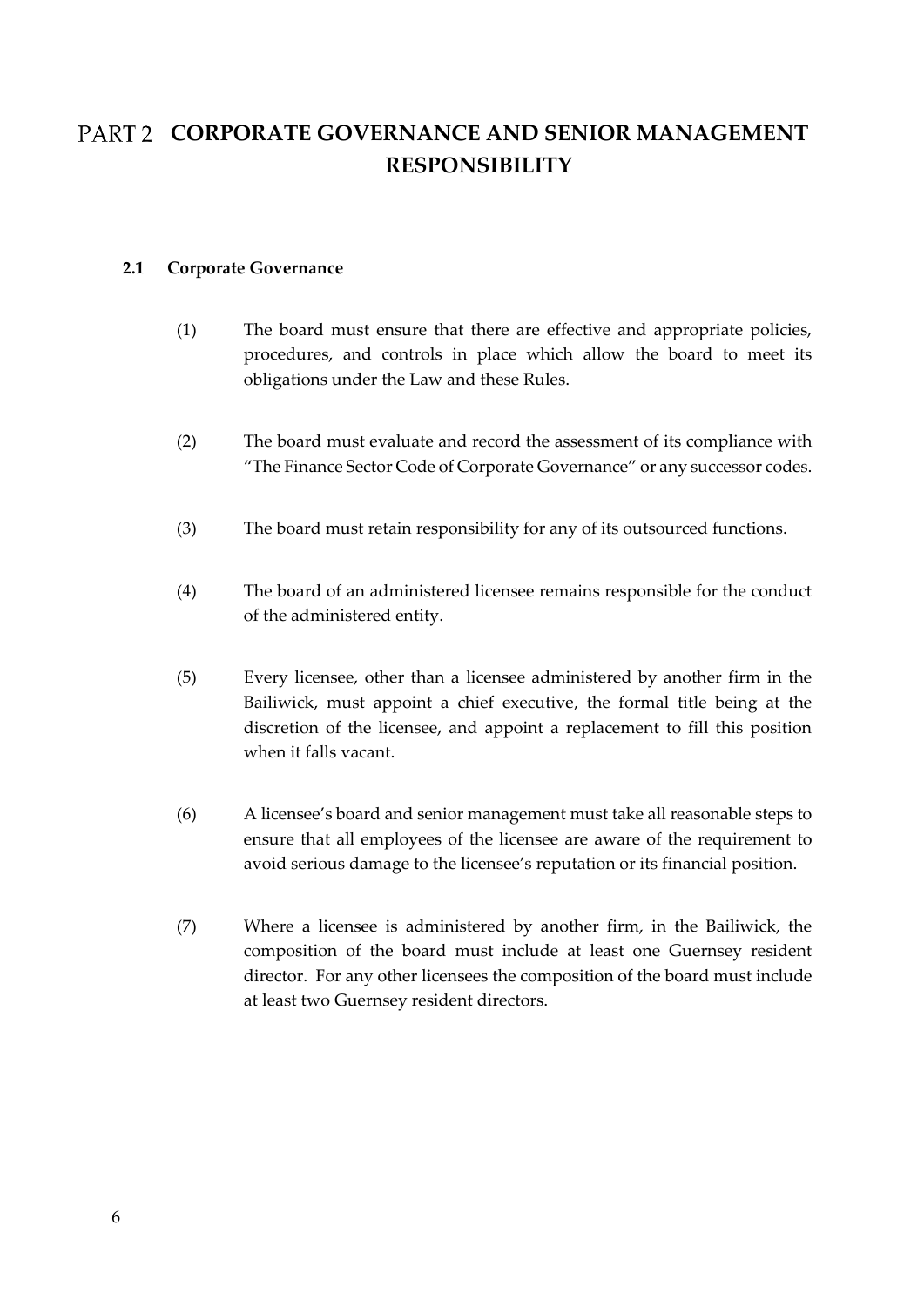# PART 2 CORPORATE GOVERNANCE AND SENIOR MANAGEMENT RESPONSIBILITY

### 2.1 Corporate Governance

(1) The board must ensure that there are effective and appropriate policies, procedures, and controls in place which allow the board to meet its obligations under the Law and these Rules.

(2) The board must evaluate and record the assessment of its compliance with "The Finance Sector Code of Corporate Governance" or any successor codes.

(3) The board must retain responsibility for any of its outsourced functions.

(4) The board of an administered licensee remains responsible for the conduct of the administered entity.

(5) Every licensee, other than a licensee administered by another firm in the Bailiwick, must appoint a chief executive, the formal title being at the discretion of the licensee, and appoint a replacement to fill this position when it falls vacant.

(6) A licensee's board and senior management must take all reasonable steps to ensure that all employees of the licensee are aware of the requirement to avoid serious damage to the licensee's reputation or its financial position.

(7) Where a licensee is administered by another firm, in the Bailiwick, the composition of the board must include at least one Guernsey resident director. For any other licensees the composition of the board must include at least two Guernsey resident directors.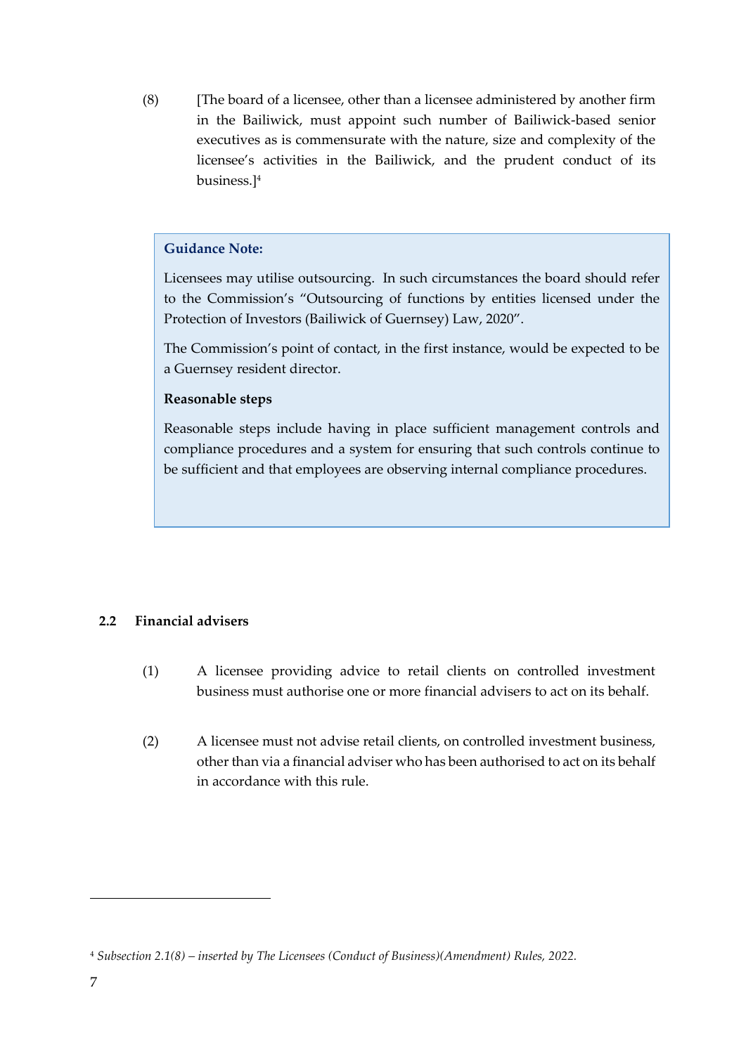(8) [The board of a licensee, other than a licensee administered by another firm in the Bailiwick, must appoint such number of Bailiwick-based senior executives as is commensurate with the nature, size and complexity of the licensee's activities in the Bailiwick, and the prudent conduct of its business.][4]

> **Guidance Note:**
>
> Licensees may utilise outsourcing. In such circumstances the board should refer to the Commission's "Outsourcing of functions by entities licensed under the Protection of Investors (Bailiwick of Guernsey) Law, 2020".
>
> The Commission's point of contact, in the first instance, would be expected to be a Guernsey resident director.
>
> **Reasonable steps**
>
> Reasonable steps include having in place sufficient management controls and compliance procedures and a system for ensuring that such controls continue to be sufficient and that employees are observing internal compliance procedures.

### 2.2 Financial advisers

(1) A licensee providing advice to retail clients on controlled investment business must authorise one or more financial advisers to act on its behalf.

(2) A licensee must not advise retail clients, on controlled investment business, other than via a financial adviser who has been authorised to act on its behalf in accordance with this rule.

---

[4] *Subsection 2.1(8) – inserted by The Licensees (Conduct of Business)(Amendment) Rules, 2022.*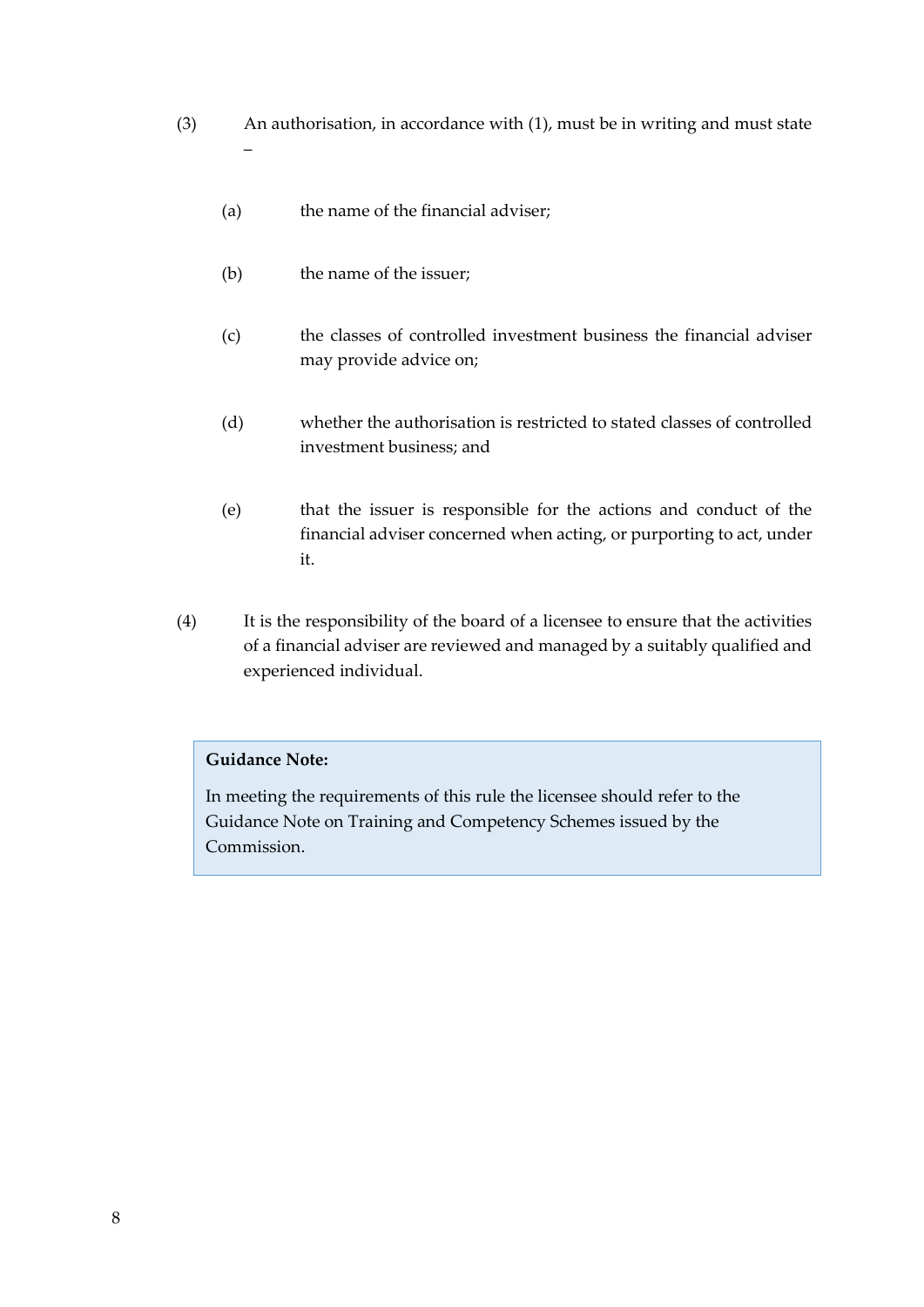(3) An authorisation, in accordance with (1), must be in writing and must state –

   (a) the name of the financial adviser;

   (b) the name of the issuer;

   (c) the classes of controlled investment business the financial adviser may provide advice on;

   (d) whether the authorisation is restricted to stated classes of controlled investment business; and

   (e) that the issuer is responsible for the actions and conduct of the financial adviser concerned when acting, or purporting to act, under it.

(4) It is the responsibility of the board of a licensee to ensure that the activities of a financial adviser are reviewed and managed by a suitably qualified and experienced individual.

> **Guidance Note:**
>
> In meeting the requirements of this rule the licensee should refer to the Guidance Note on Training and Competency Schemes issued by the Commission.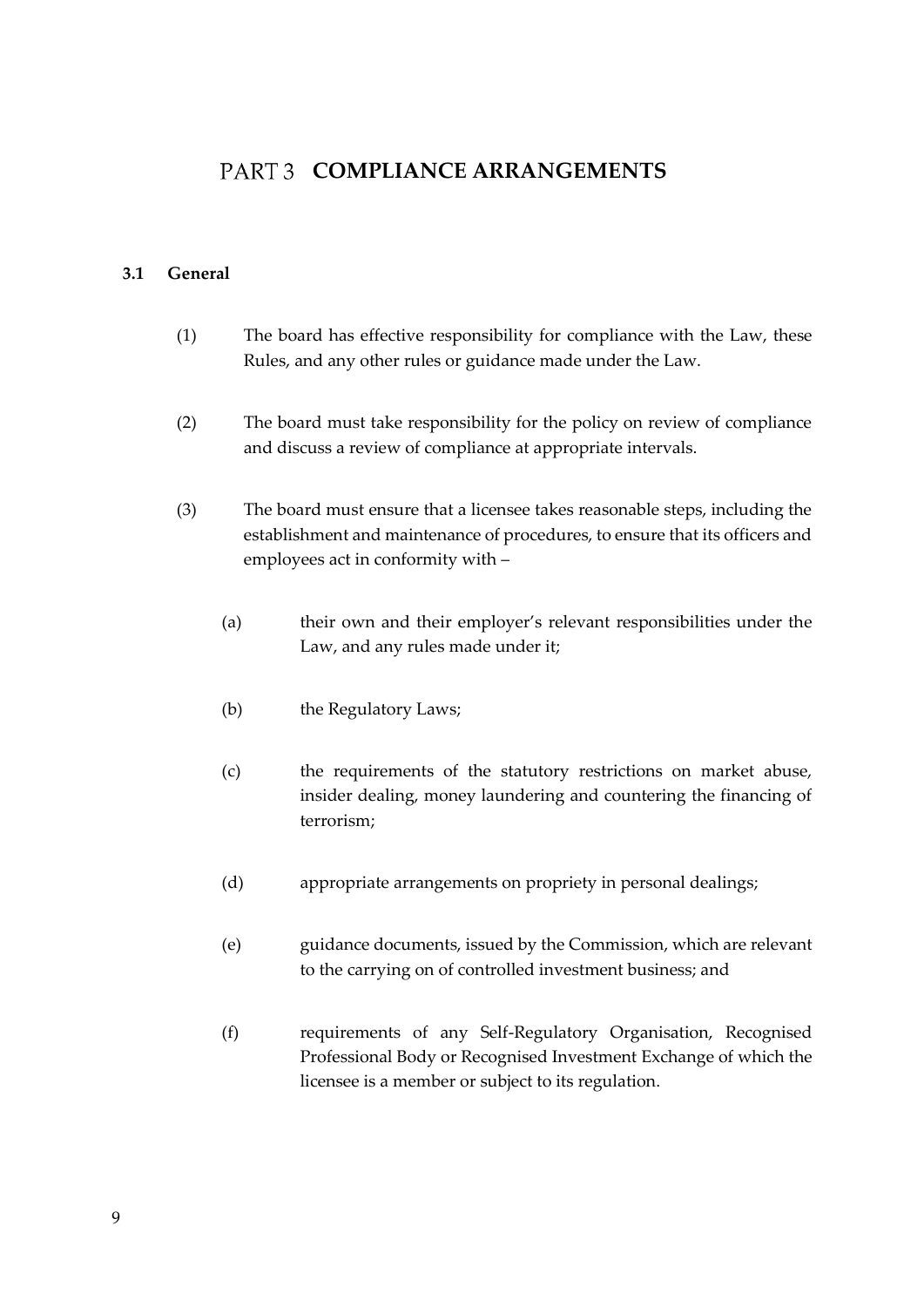# PART 3 COMPLIANCE ARRANGEMENTS

### 3.1 General

(1) The board has effective responsibility for compliance with the Law, these Rules, and any other rules or guidance made under the Law.

(2) The board must take responsibility for the policy on review of compliance and discuss a review of compliance at appropriate intervals.

(3) The board must ensure that a licensee takes reasonable steps, including the establishment and maintenance of procedures, to ensure that its officers and employees act in conformity with –

(a) their own and their employer's relevant responsibilities under the Law, and any rules made under it;

(b) the Regulatory Laws;

(c) the requirements of the statutory restrictions on market abuse, insider dealing, money laundering and countering the financing of terrorism;

(d) appropriate arrangements on propriety in personal dealings;

(e) guidance documents, issued by the Commission, which are relevant to the carrying on of controlled investment business; and

(f) requirements of any Self-Regulatory Organisation, Recognised Professional Body or Recognised Investment Exchange of which the licensee is a member or subject to its regulation.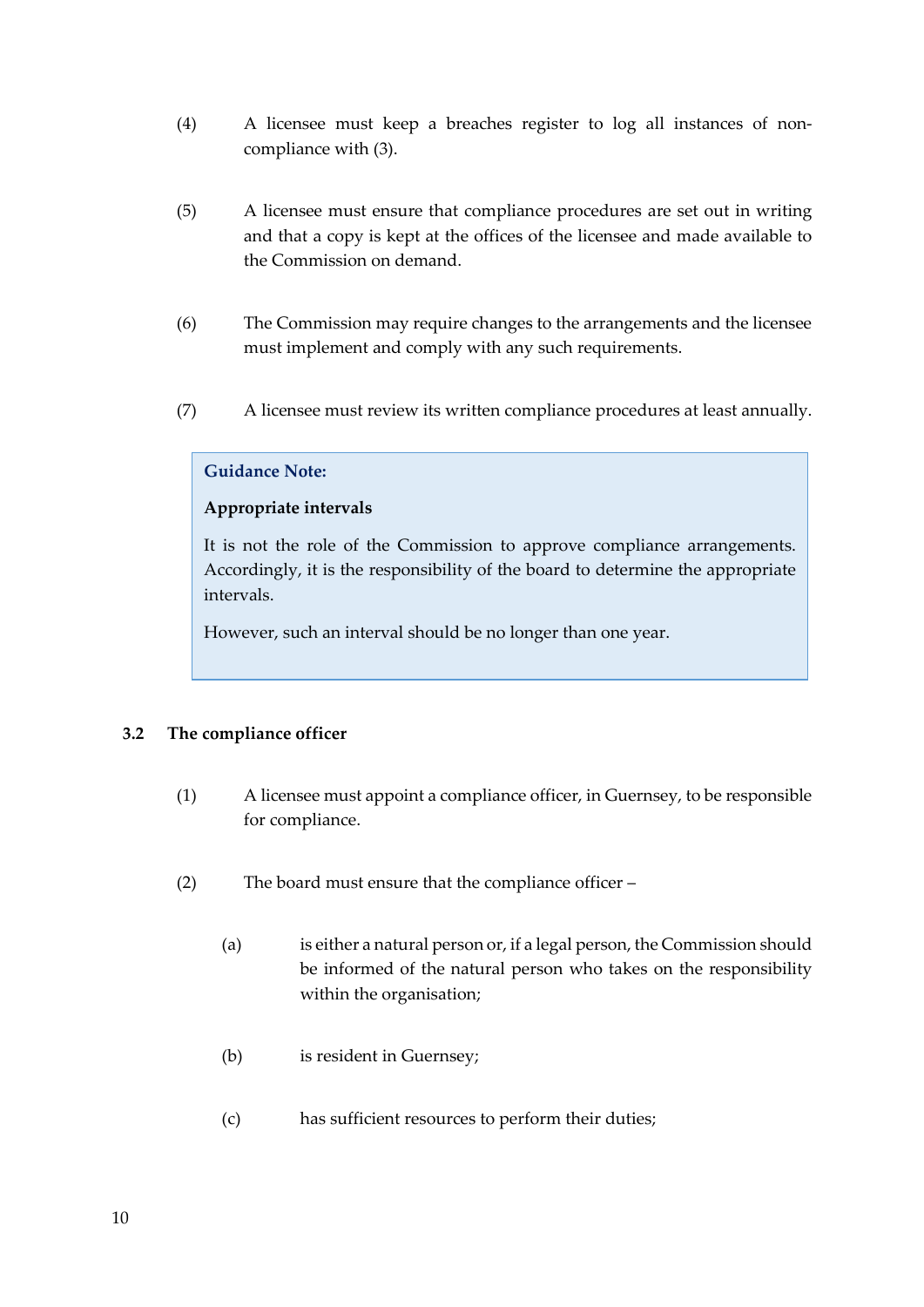(4) A licensee must keep a breaches register to log all instances of non-compliance with (3).

(5) A licensee must ensure that compliance procedures are set out in writing and that a copy is kept at the offices of the licensee and made available to the Commission on demand.

(6) The Commission may require changes to the arrangements and the licensee must implement and comply with any such requirements.

(7) A licensee must review its written compliance procedures at least annually.

> **Guidance Note:**
>
> **Appropriate intervals**
>
> It is not the role of the Commission to approve compliance arrangements. Accordingly, it is the responsibility of the board to determine the appropriate intervals.
>
> However, such an interval should be no longer than one year.

### 3.2 The compliance officer

(1) A licensee must appoint a compliance officer, in Guernsey, to be responsible for compliance.

(2) The board must ensure that the compliance officer –

(a) is either a natural person or, if a legal person, the Commission should be informed of the natural person who takes on the responsibility within the organisation;

(b) is resident in Guernsey;

(c) has sufficient resources to perform their duties;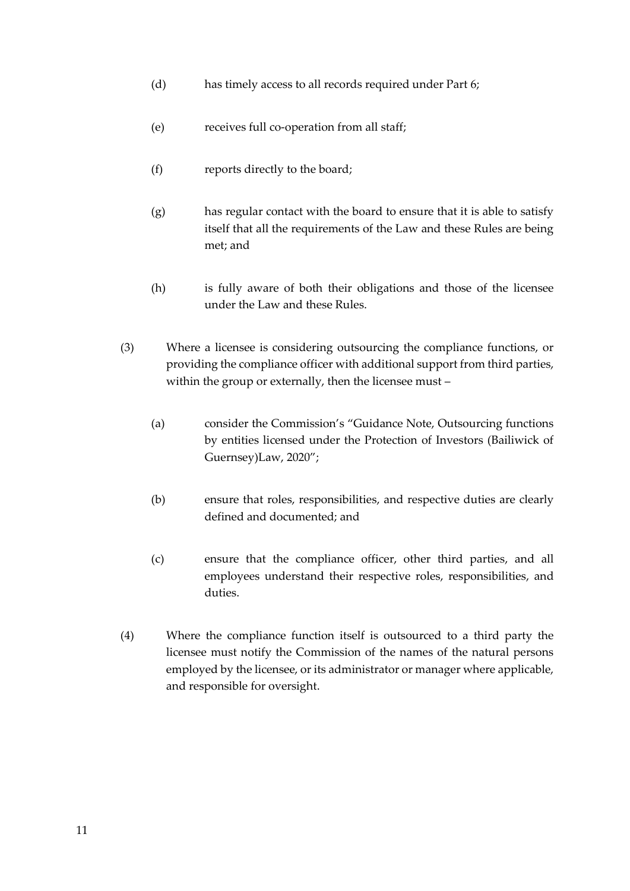(d) has timely access to all records required under Part 6;

(e) receives full co-operation from all staff;

(f) reports directly to the board;

(g) has regular contact with the board to ensure that it is able to satisfy itself that all the requirements of the Law and these Rules are being met; and

(h) is fully aware of both their obligations and those of the licensee under the Law and these Rules.

(3) Where a licensee is considering outsourcing the compliance functions, or providing the compliance officer with additional support from third parties, within the group or externally, then the licensee must –

(a) consider the Commission's "Guidance Note, Outsourcing functions by entities licensed under the Protection of Investors (Bailiwick of Guernsey)Law, 2020";

(b) ensure that roles, responsibilities, and respective duties are clearly defined and documented; and

(c) ensure that the compliance officer, other third parties, and all employees understand their respective roles, responsibilities, and duties.

(4) Where the compliance function itself is outsourced to a third party the licensee must notify the Commission of the names of the natural persons employed by the licensee, or its administrator or manager where applicable, and responsible for oversight.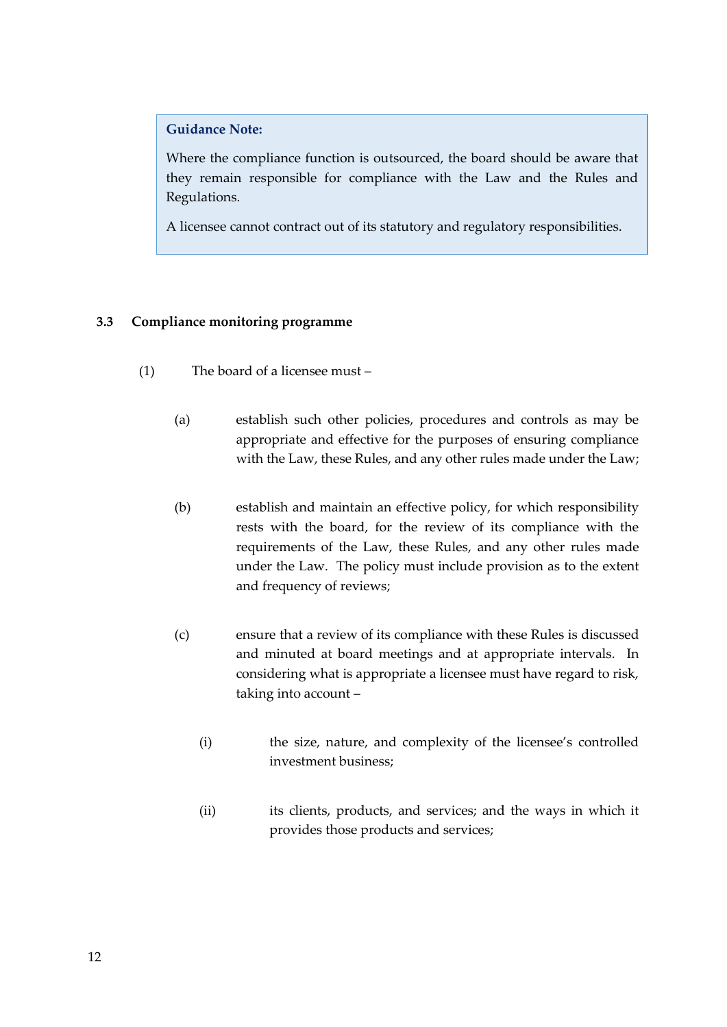> **Guidance Note:**
>
> Where the compliance function is outsourced, the board should be aware that they remain responsible for compliance with the Law and the Rules and Regulations.
>
> A licensee cannot contract out of its statutory and regulatory responsibilities.

### 3.3 Compliance monitoring programme

(1) The board of a licensee must –

(a) establish such other policies, procedures and controls as may be appropriate and effective for the purposes of ensuring compliance with the Law, these Rules, and any other rules made under the Law;

(b) establish and maintain an effective policy, for which responsibility rests with the board, for the review of its compliance with the requirements of the Law, these Rules, and any other rules made under the Law. The policy must include provision as to the extent and frequency of reviews;

(c) ensure that a review of its compliance with these Rules is discussed and minuted at board meetings and at appropriate intervals. In considering what is appropriate a licensee must have regard to risk, taking into account –

(i) the size, nature, and complexity of the licensee's controlled investment business;

(ii) its clients, products, and services; and the ways in which it provides those products and services;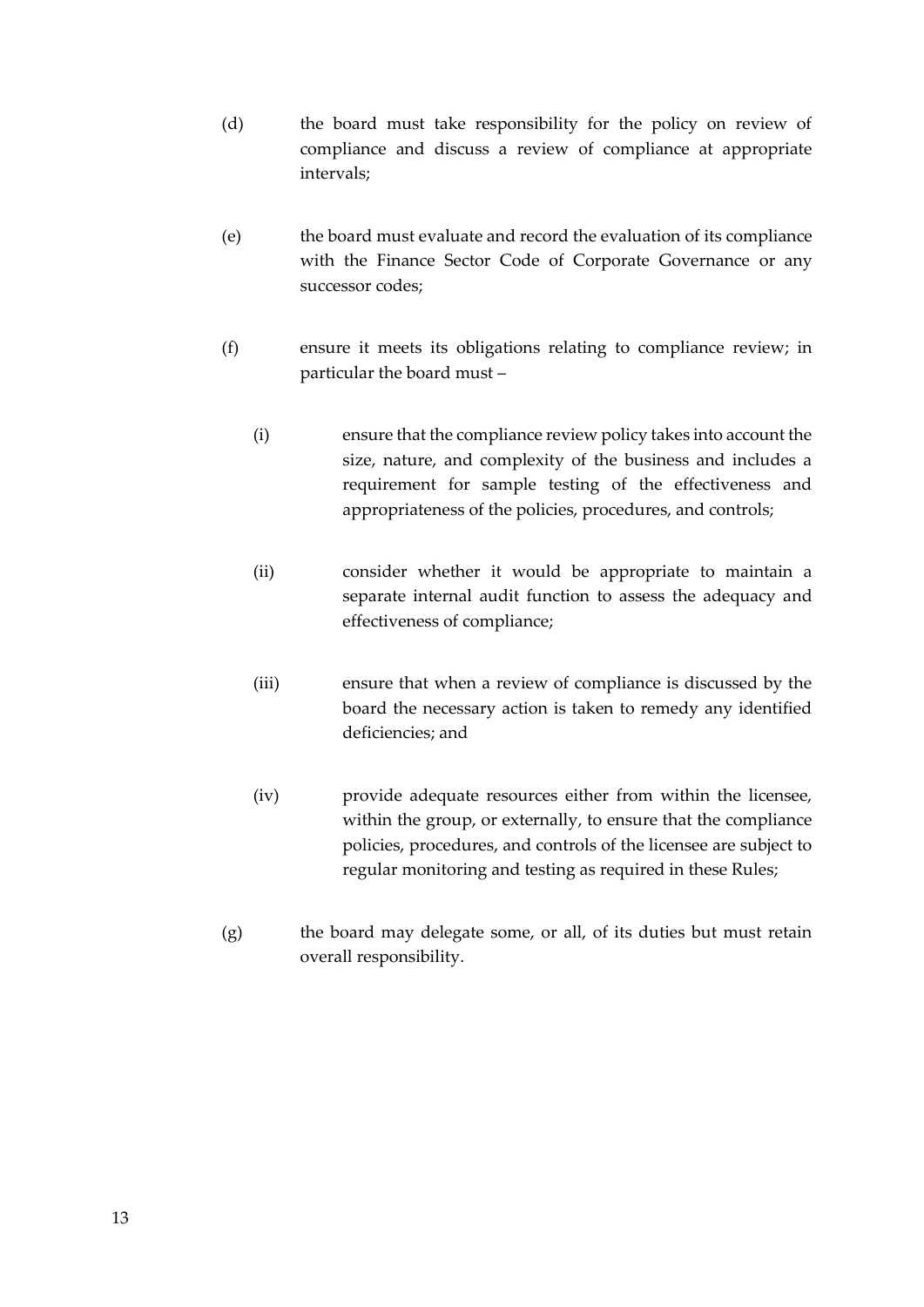(d) the board must take responsibility for the policy on review of compliance and discuss a review of compliance at appropriate intervals;

(e) the board must evaluate and record the evaluation of its compliance with the Finance Sector Code of Corporate Governance or any successor codes;

(f) ensure it meets its obligations relating to compliance review; in particular the board must –

   (i) ensure that the compliance review policy takes into account the size, nature, and complexity of the business and includes a requirement for sample testing of the effectiveness and appropriateness of the policies, procedures, and controls;

   (ii) consider whether it would be appropriate to maintain a separate internal audit function to assess the adequacy and effectiveness of compliance;

   (iii) ensure that when a review of compliance is discussed by the board the necessary action is taken to remedy any identified deficiencies; and

   (iv) provide adequate resources either from within the licensee, within the group, or externally, to ensure that the compliance policies, procedures, and controls of the licensee are subject to regular monitoring and testing as required in these Rules;

(g) the board may delegate some, or all, of its duties but must retain overall responsibility.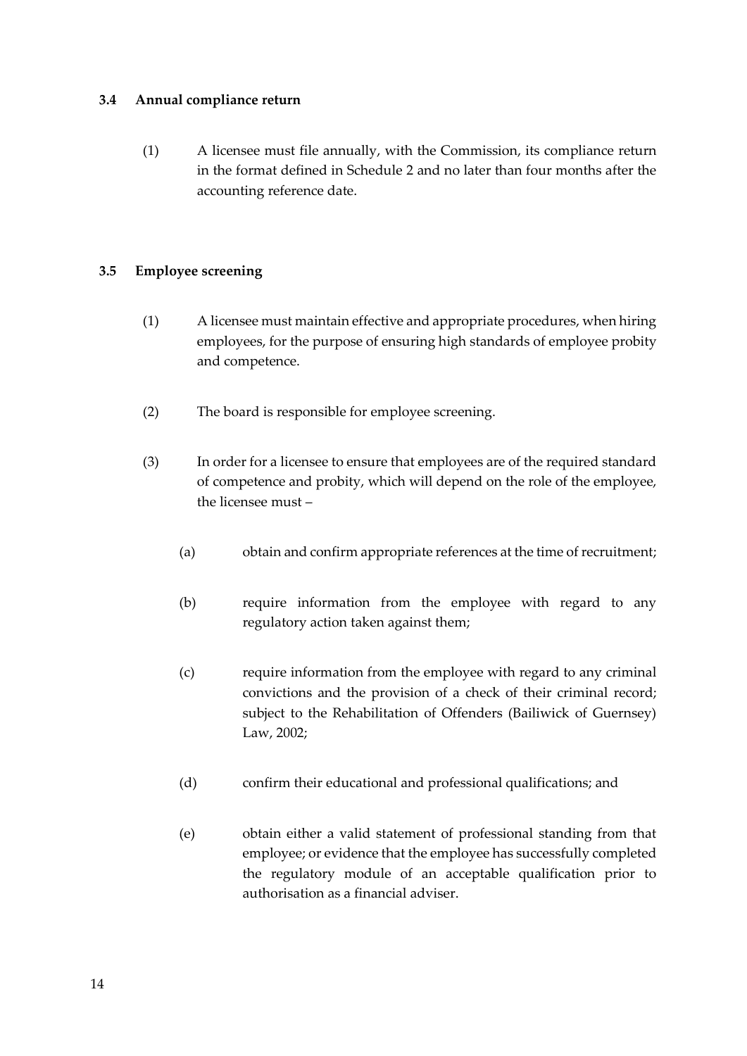### 3.4 Annual compliance return

(1) A licensee must file annually, with the Commission, its compliance return in the format defined in Schedule 2 and no later than four months after the accounting reference date.

### 3.5 Employee screening

(1) A licensee must maintain effective and appropriate procedures, when hiring employees, for the purpose of ensuring high standards of employee probity and competence.

(2) The board is responsible for employee screening.

(3) In order for a licensee to ensure that employees are of the required standard of competence and probity, which will depend on the role of the employee, the licensee must –

(a) obtain and confirm appropriate references at the time of recruitment;

(b) require information from the employee with regard to any regulatory action taken against them;

(c) require information from the employee with regard to any criminal convictions and the provision of a check of their criminal record; subject to the Rehabilitation of Offenders (Bailiwick of Guernsey) Law, 2002;

(d) confirm their educational and professional qualifications; and

(e) obtain either a valid statement of professional standing from that employee; or evidence that the employee has successfully completed the regulatory module of an acceptable qualification prior to authorisation as a financial adviser.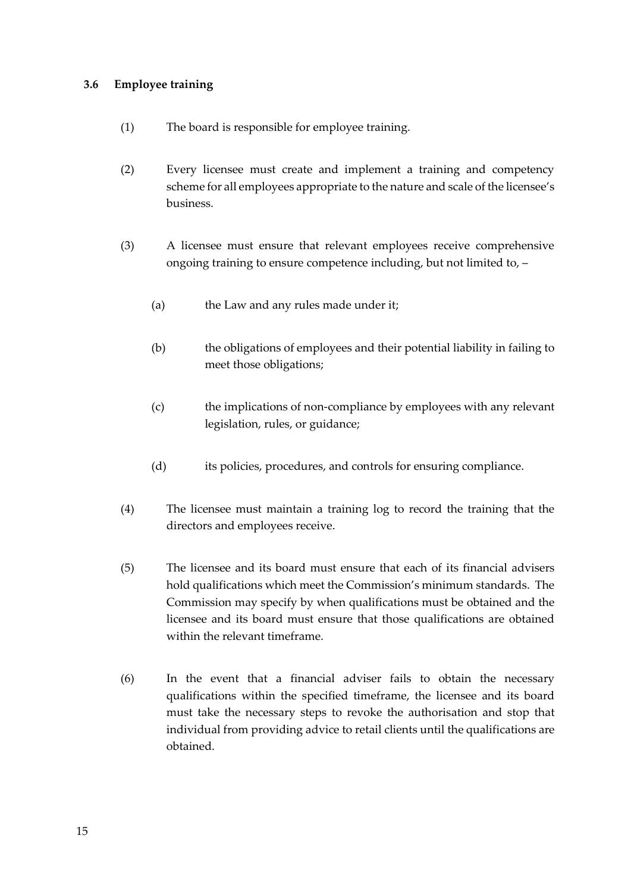### 3.6 Employee training

(1) The board is responsible for employee training.

(2) Every licensee must create and implement a training and competency scheme for all employees appropriate to the nature and scale of the licensee's business.

(3) A licensee must ensure that relevant employees receive comprehensive ongoing training to ensure competence including, but not limited to, –

(a) the Law and any rules made under it;

(b) the obligations of employees and their potential liability in failing to meet those obligations;

(c) the implications of non-compliance by employees with any relevant legislation, rules, or guidance;

(d) its policies, procedures, and controls for ensuring compliance.

(4) The licensee must maintain a training log to record the training that the directors and employees receive.

(5) The licensee and its board must ensure that each of its financial advisers hold qualifications which meet the Commission's minimum standards. The Commission may specify by when qualifications must be obtained and the licensee and its board must ensure that those qualifications are obtained within the relevant timeframe.

(6) In the event that a financial adviser fails to obtain the necessary qualifications within the specified timeframe, the licensee and its board must take the necessary steps to revoke the authorisation and stop that individual from providing advice to retail clients until the qualifications are obtained.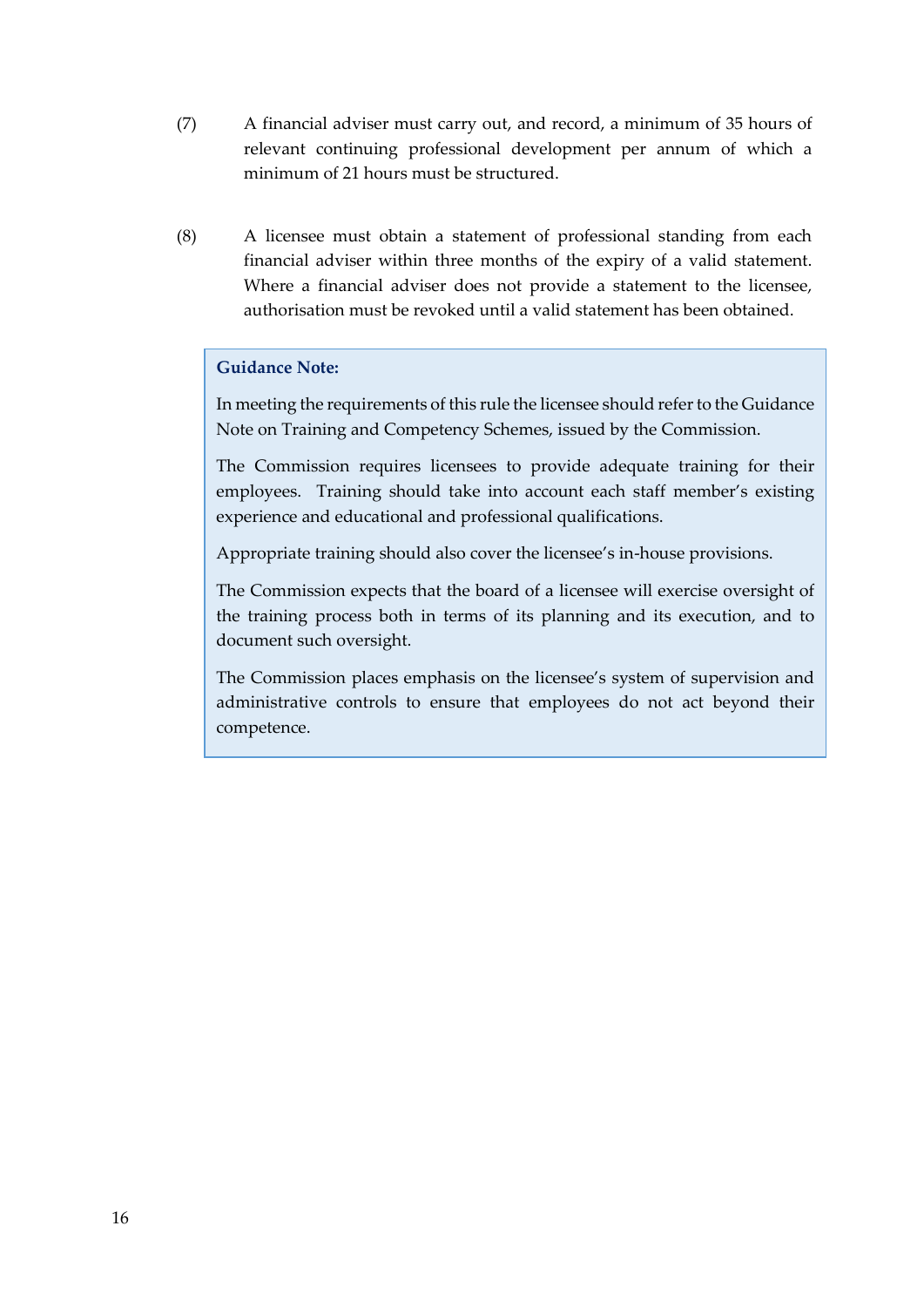(7) A financial adviser must carry out, and record, a minimum of 35 hours of relevant continuing professional development per annum of which a minimum of 21 hours must be structured.

(8) A licensee must obtain a statement of professional standing from each financial adviser within three months of the expiry of a valid statement. Where a financial adviser does not provide a statement to the licensee, authorisation must be revoked until a valid statement has been obtained.

> **Guidance Note:**
>
> In meeting the requirements of this rule the licensee should refer to the Guidance Note on Training and Competency Schemes, issued by the Commission.
>
> The Commission requires licensees to provide adequate training for their employees. Training should take into account each staff member's existing experience and educational and professional qualifications.
>
> Appropriate training should also cover the licensee's in-house provisions.
>
> The Commission expects that the board of a licensee will exercise oversight of the training process both in terms of its planning and its execution, and to document such oversight.
>
> The Commission places emphasis on the licensee's system of supervision and administrative controls to ensure that employees do not act beyond their competence.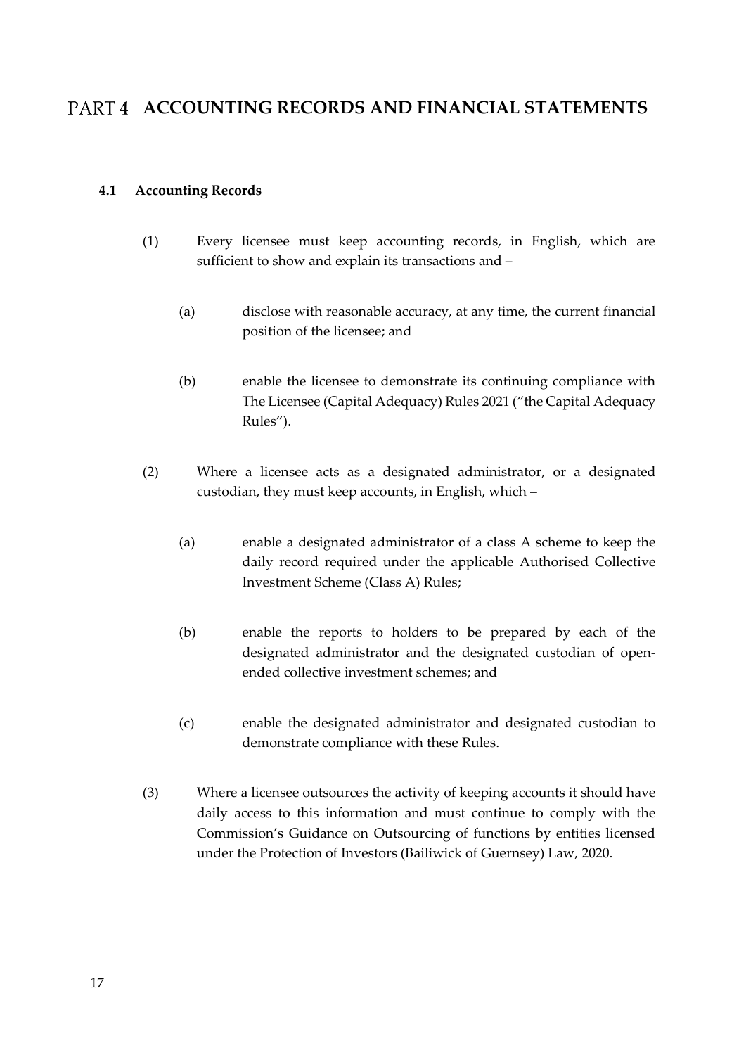# PART 4 ACCOUNTING RECORDS AND FINANCIAL STATEMENTS

## 4.1 Accounting Records

(1) Every licensee must keep accounting records, in English, which are sufficient to show and explain its transactions and –

(a) disclose with reasonable accuracy, at any time, the current financial position of the licensee; and

(b) enable the licensee to demonstrate its continuing compliance with The Licensee (Capital Adequacy) Rules 2021 ("the Capital Adequacy Rules").

(2) Where a licensee acts as a designated administrator, or a designated custodian, they must keep accounts, in English, which –

(a) enable a designated administrator of a class A scheme to keep the daily record required under the applicable Authorised Collective Investment Scheme (Class A) Rules;

(b) enable the reports to holders to be prepared by each of the designated administrator and the designated custodian of open-ended collective investment schemes; and

(c) enable the designated administrator and designated custodian to demonstrate compliance with these Rules.

(3) Where a licensee outsources the activity of keeping accounts it should have daily access to this information and must continue to comply with the Commission's Guidance on Outsourcing of functions by entities licensed under the Protection of Investors (Bailiwick of Guernsey) Law, 2020.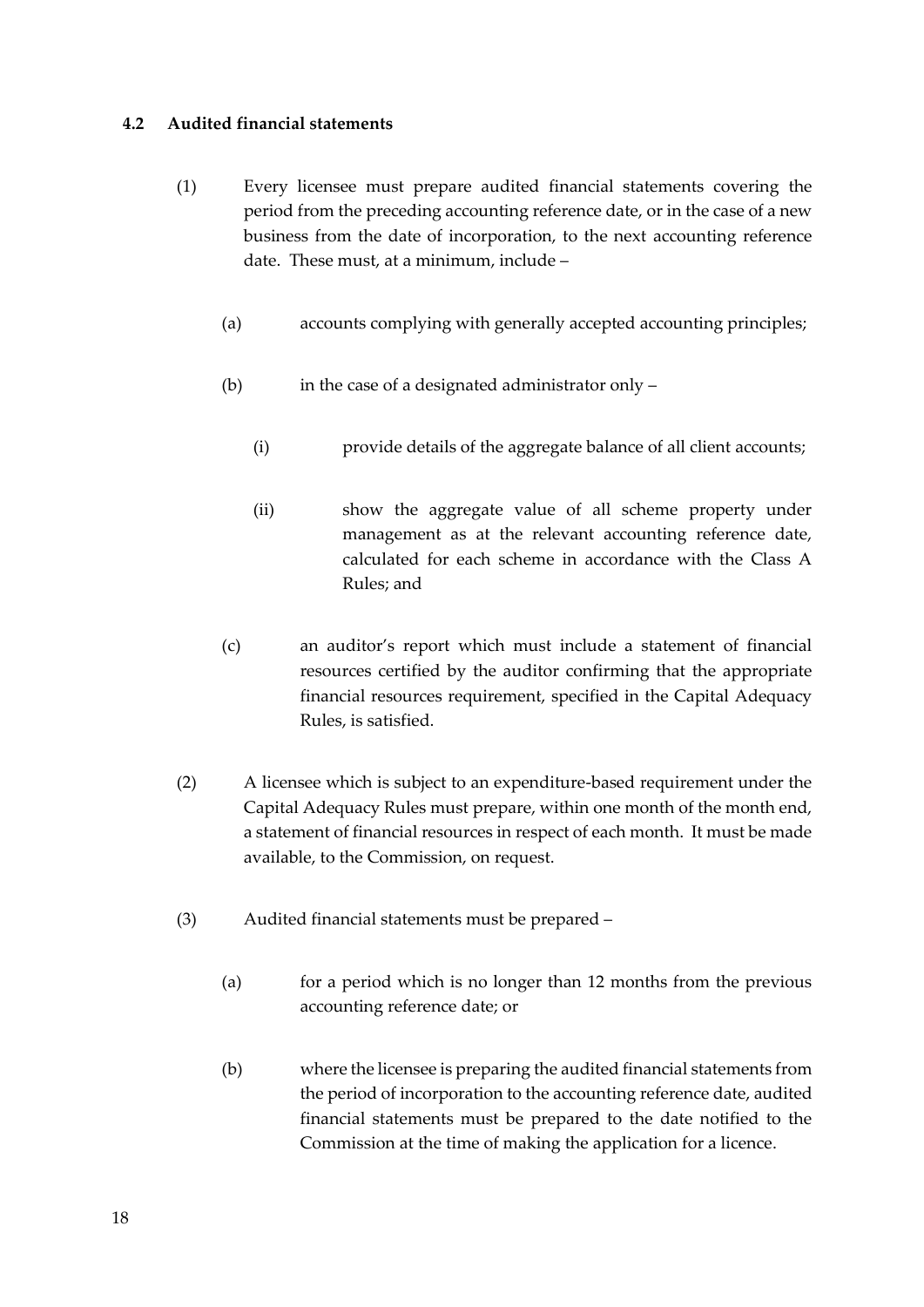### 4.2 Audited financial statements

(1) Every licensee must prepare audited financial statements covering the period from the preceding accounting reference date, or in the case of a new business from the date of incorporation, to the next accounting reference date. These must, at a minimum, include –

(a) accounts complying with generally accepted accounting principles;

(b) in the case of a designated administrator only –

(i) provide details of the aggregate balance of all client accounts;

(ii) show the aggregate value of all scheme property under management as at the relevant accounting reference date, calculated for each scheme in accordance with the Class A Rules; and

(c) an auditor's report which must include a statement of financial resources certified by the auditor confirming that the appropriate financial resources requirement, specified in the Capital Adequacy Rules, is satisfied.

(2) A licensee which is subject to an expenditure-based requirement under the Capital Adequacy Rules must prepare, within one month of the month end, a statement of financial resources in respect of each month. It must be made available, to the Commission, on request.

(3) Audited financial statements must be prepared –

(a) for a period which is no longer than 12 months from the previous accounting reference date; or

(b) where the licensee is preparing the audited financial statements from the period of incorporation to the accounting reference date, audited financial statements must be prepared to the date notified to the Commission at the time of making the application for a licence.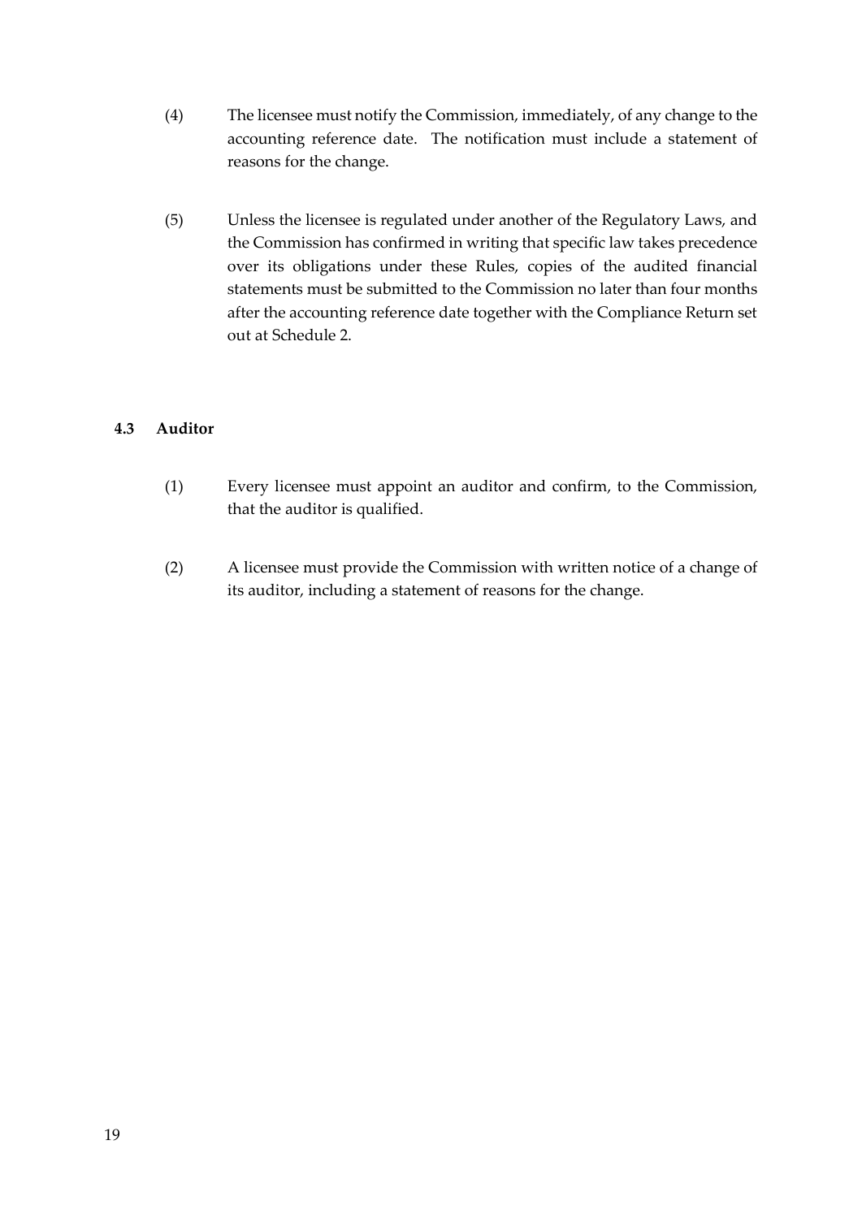(4) The licensee must notify the Commission, immediately, of any change to the accounting reference date. The notification must include a statement of reasons for the change.

(5) Unless the licensee is regulated under another of the Regulatory Laws, and the Commission has confirmed in writing that specific law takes precedence over its obligations under these Rules, copies of the audited financial statements must be submitted to the Commission no later than four months after the accounting reference date together with the Compliance Return set out at Schedule 2.

### 4.3 Auditor

(1) Every licensee must appoint an auditor and confirm, to the Commission, that the auditor is qualified.

(2) A licensee must provide the Commission with written notice of a change of its auditor, including a statement of reasons for the change.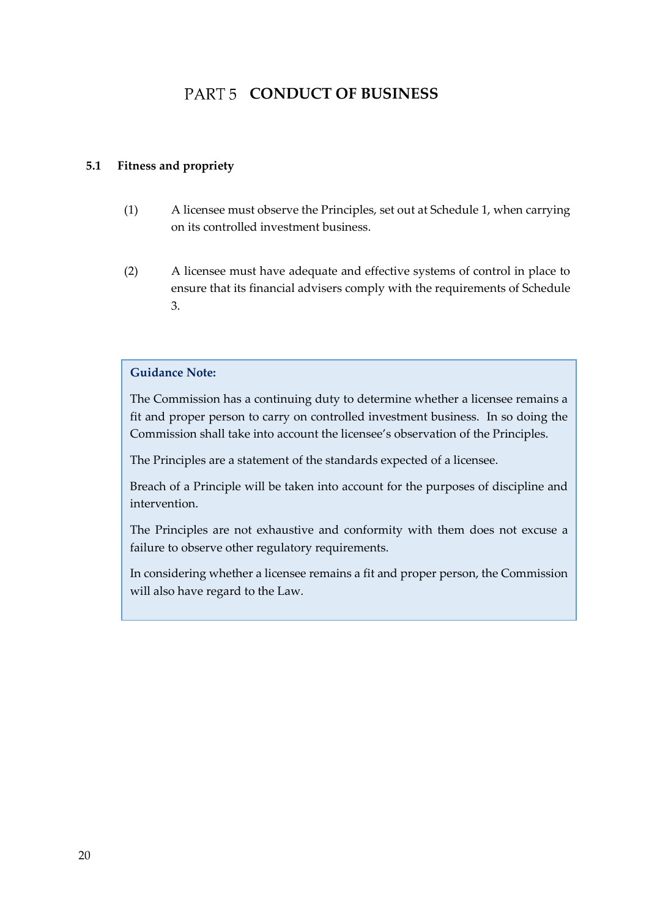# PART 5 CONDUCT OF BUSINESS

## 5.1 Fitness and propriety

(1) A licensee must observe the Principles, set out at Schedule 1, when carrying on its controlled investment business.

(2) A licensee must have adequate and effective systems of control in place to ensure that its financial advisers comply with the requirements of Schedule 3.

> **Guidance Note:**
>
> The Commission has a continuing duty to determine whether a licensee remains a fit and proper person to carry on controlled investment business. In so doing the Commission shall take into account the licensee's observation of the Principles.
>
> The Principles are a statement of the standards expected of a licensee.
>
> Breach of a Principle will be taken into account for the purposes of discipline and intervention.
>
> The Principles are not exhaustive and conformity with them does not excuse a failure to observe other regulatory requirements.
>
> In considering whether a licensee remains a fit and proper person, the Commission will also have regard to the Law.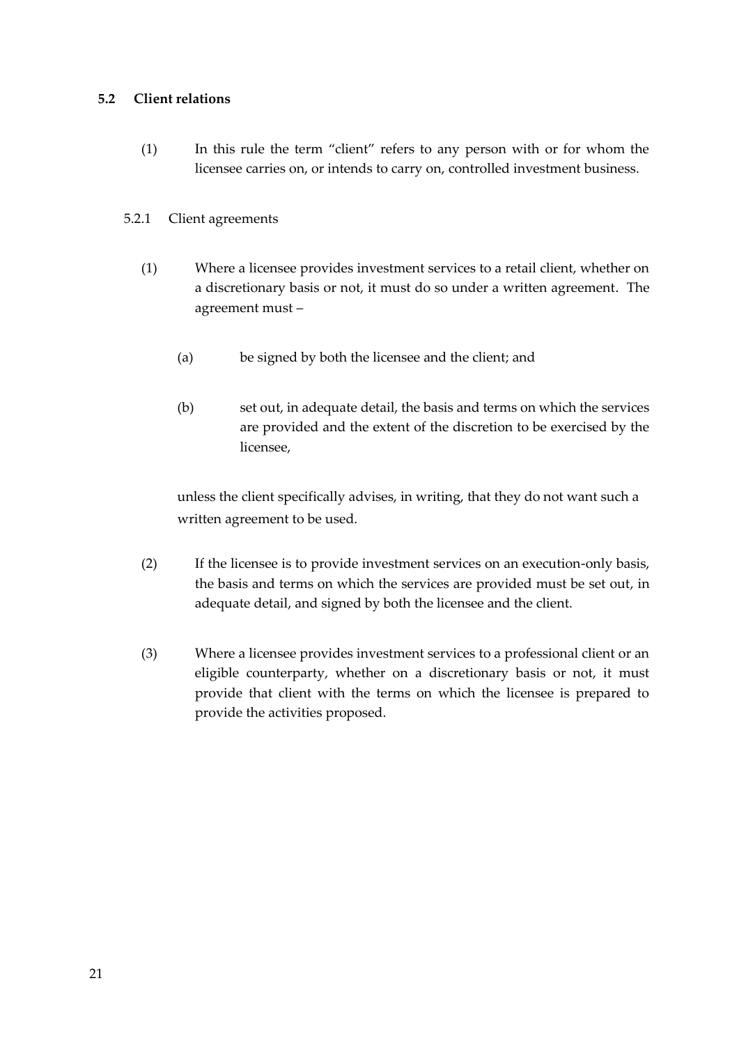### 5.2 Client relations

(1) In this rule the term "client" refers to any person with or for whom the licensee carries on, or intends to carry on, controlled investment business.

#### 5.2.1 Client agreements

(1) Where a licensee provides investment services to a retail client, whether on a discretionary basis or not, it must do so under a written agreement. The agreement must –

  (a) be signed by both the licensee and the client; and

  (b) set out, in adequate detail, the basis and terms on which the services are provided and the extent of the discretion to be exercised by the licensee,

unless the client specifically advises, in writing, that they do not want such a written agreement to be used.

(2) If the licensee is to provide investment services on an execution-only basis, the basis and terms on which the services are provided must be set out, in adequate detail, and signed by both the licensee and the client.

(3) Where a licensee provides investment services to a professional client or an eligible counterparty, whether on a discretionary basis or not, it must provide that client with the terms on which the licensee is prepared to provide the activities proposed.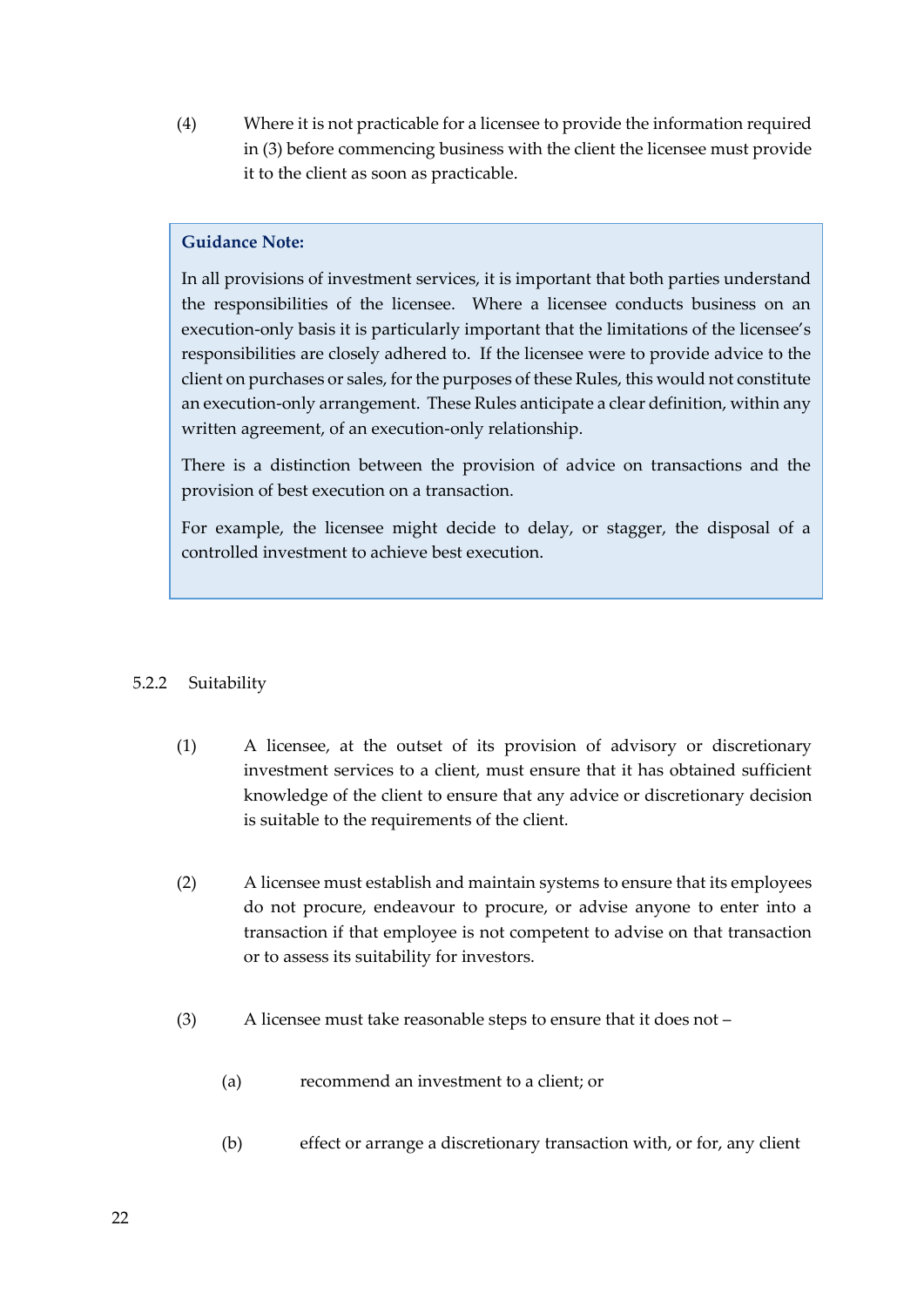(4) Where it is not practicable for a licensee to provide the information required in (3) before commencing business with the client the licensee must provide it to the client as soon as practicable.

> **Guidance Note:**
>
> In all provisions of investment services, it is important that both parties understand the responsibilities of the licensee. Where a licensee conducts business on an execution-only basis it is particularly important that the limitations of the licensee's responsibilities are closely adhered to. If the licensee were to provide advice to the client on purchases or sales, for the purposes of these Rules, this would not constitute an execution-only arrangement. These Rules anticipate a clear definition, within any written agreement, of an execution-only relationship.
>
> There is a distinction between the provision of advice on transactions and the provision of best execution on a transaction.
>
> For example, the licensee might decide to delay, or stagger, the disposal of a controlled investment to achieve best execution.

5.2.2 Suitability

(1) A licensee, at the outset of its provision of advisory or discretionary investment services to a client, must ensure that it has obtained sufficient knowledge of the client to ensure that any advice or discretionary decision is suitable to the requirements of the client.

(2) A licensee must establish and maintain systems to ensure that its employees do not procure, endeavour to procure, or advise anyone to enter into a transaction if that employee is not competent to advise on that transaction or to assess its suitability for investors.

(3) A licensee must take reasonable steps to ensure that it does not –

(a) recommend an investment to a client; or

(b) effect or arrange a discretionary transaction with, or for, any client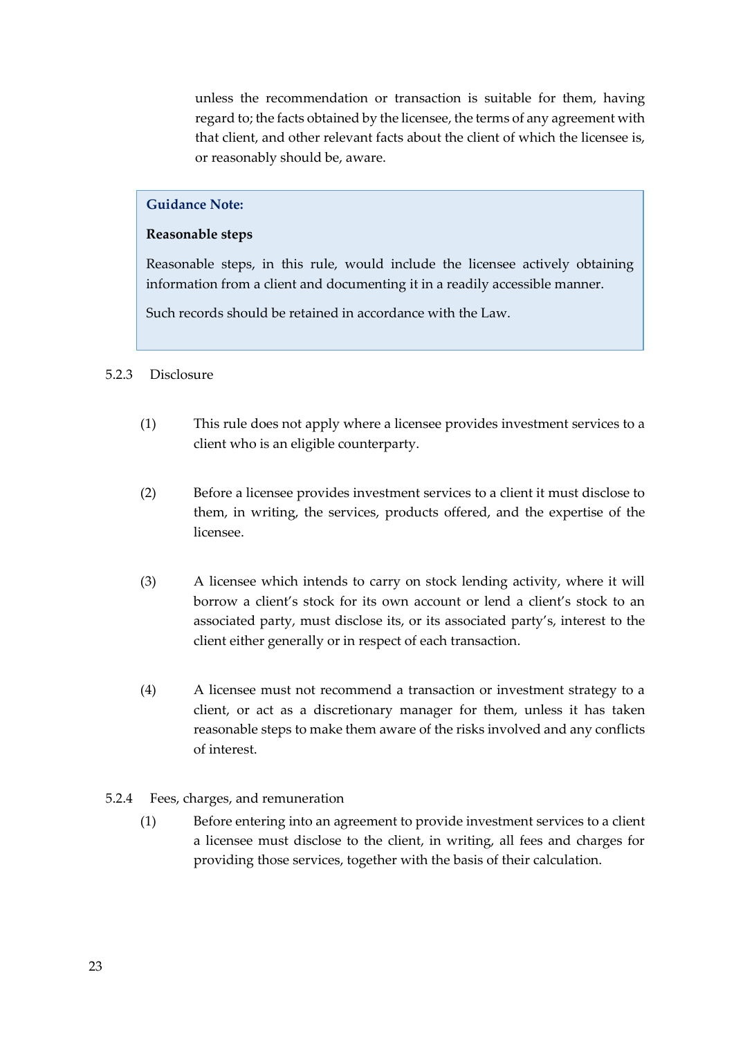unless the recommendation or transaction is suitable for them, having regard to; the facts obtained by the licensee, the terms of any agreement with that client, and other relevant facts about the client of which the licensee is, or reasonably should be, aware.

> **Guidance Note:**
>
> **Reasonable steps**
>
> Reasonable steps, in this rule, would include the licensee actively obtaining information from a client and documenting it in a readily accessible manner.
>
> Such records should be retained in accordance with the Law.

5.2.3 Disclosure

(1) This rule does not apply where a licensee provides investment services to a client who is an eligible counterparty.

(2) Before a licensee provides investment services to a client it must disclose to them, in writing, the services, products offered, and the expertise of the licensee.

(3) A licensee which intends to carry on stock lending activity, where it will borrow a client's stock for its own account or lend a client's stock to an associated party, must disclose its, or its associated party's, interest to the client either generally or in respect of each transaction.

(4) A licensee must not recommend a transaction or investment strategy to a client, or act as a discretionary manager for them, unless it has taken reasonable steps to make them aware of the risks involved and any conflicts of interest.

5.2.4 Fees, charges, and remuneration

(1) Before entering into an agreement to provide investment services to a client a licensee must disclose to the client, in writing, all fees and charges for providing those services, together with the basis of their calculation.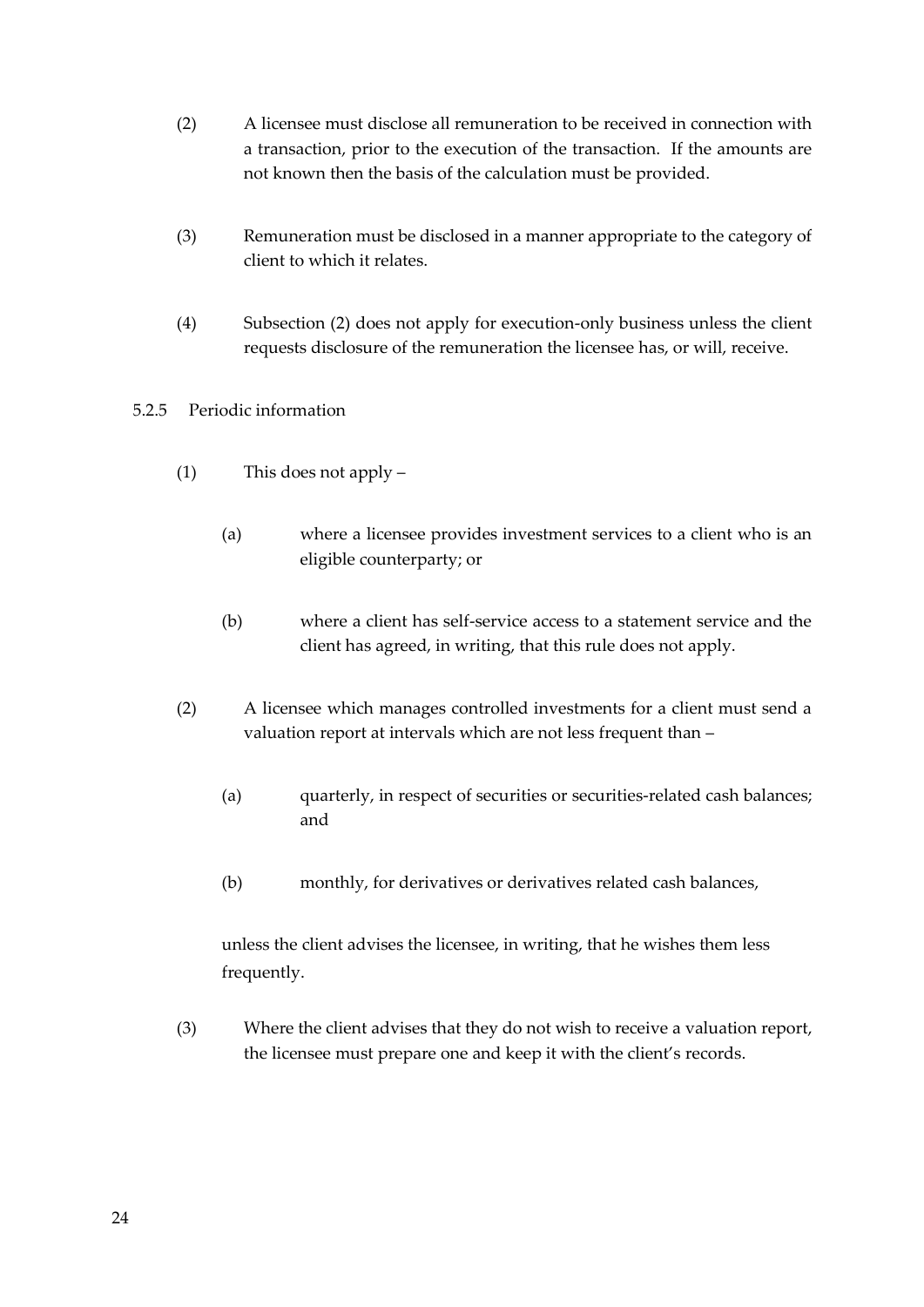(2) A licensee must disclose all remuneration to be received in connection with a transaction, prior to the execution of the transaction. If the amounts are not known then the basis of the calculation must be provided.

(3) Remuneration must be disclosed in a manner appropriate to the category of client to which it relates.

(4) Subsection (2) does not apply for execution-only business unless the client requests disclosure of the remuneration the licensee has, or will, receive.

5.2.5 Periodic information

(1) This does not apply –

(a) where a licensee provides investment services to a client who is an eligible counterparty; or

(b) where a client has self-service access to a statement service and the client has agreed, in writing, that this rule does not apply.

(2) A licensee which manages controlled investments for a client must send a valuation report at intervals which are not less frequent than –

(a) quarterly, in respect of securities or securities-related cash balances; and

(b) monthly, for derivatives or derivatives related cash balances,

unless the client advises the licensee, in writing, that he wishes them less frequently.

(3) Where the client advises that they do not wish to receive a valuation report, the licensee must prepare one and keep it with the client's records.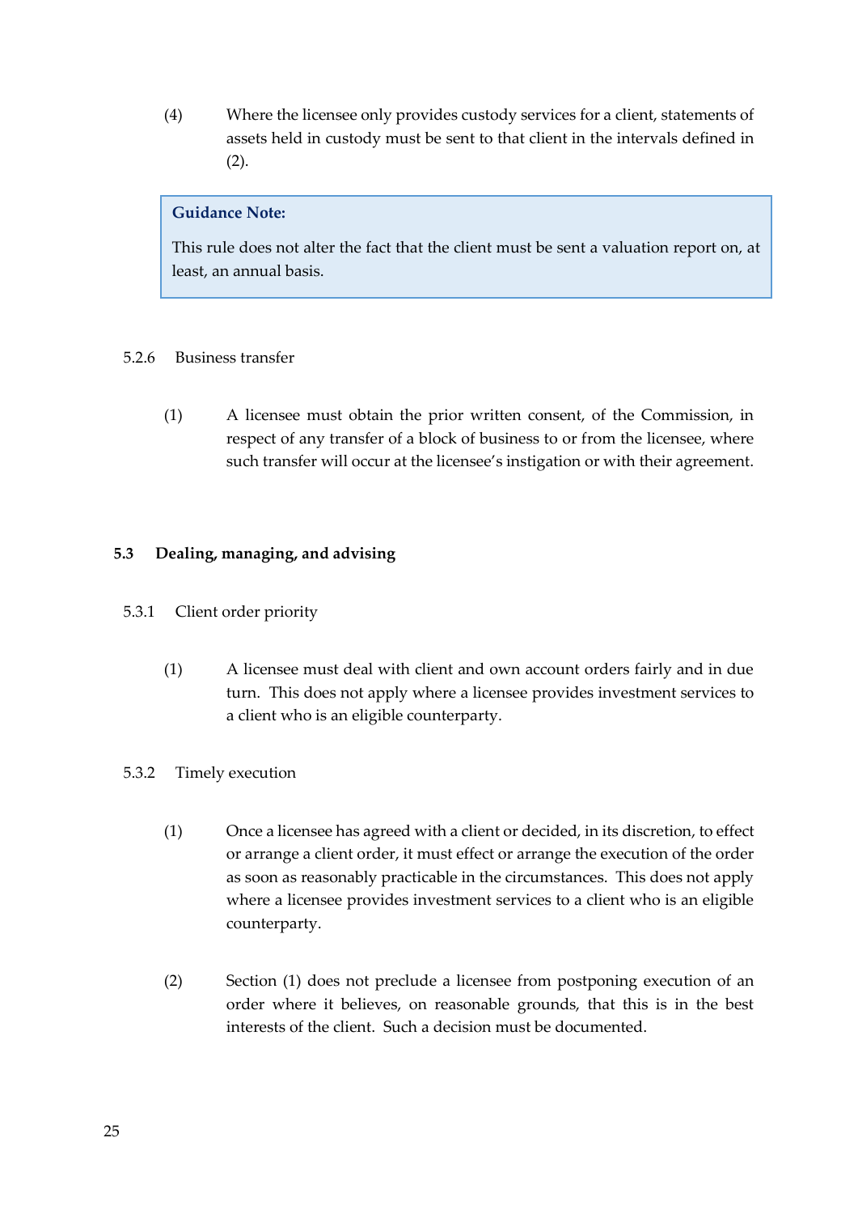(4) Where the licensee only provides custody services for a client, statements of assets held in custody must be sent to that client in the intervals defined in (2).

> **Guidance Note:**
>
> This rule does not alter the fact that the client must be sent a valuation report on, at least, an annual basis.

5.2.6 Business transfer

(1) A licensee must obtain the prior written consent, of the Commission, in respect of any transfer of a block of business to or from the licensee, where such transfer will occur at the licensee's instigation or with their agreement.

## 5.3 Dealing, managing, and advising

5.3.1 Client order priority

(1) A licensee must deal with client and own account orders fairly and in due turn. This does not apply where a licensee provides investment services to a client who is an eligible counterparty.

5.3.2 Timely execution

(1) Once a licensee has agreed with a client or decided, in its discretion, to effect or arrange a client order, it must effect or arrange the execution of the order as soon as reasonably practicable in the circumstances. This does not apply where a licensee provides investment services to a client who is an eligible counterparty.

(2) Section (1) does not preclude a licensee from postponing execution of an order where it believes, on reasonable grounds, that this is in the best interests of the client. Such a decision must be documented.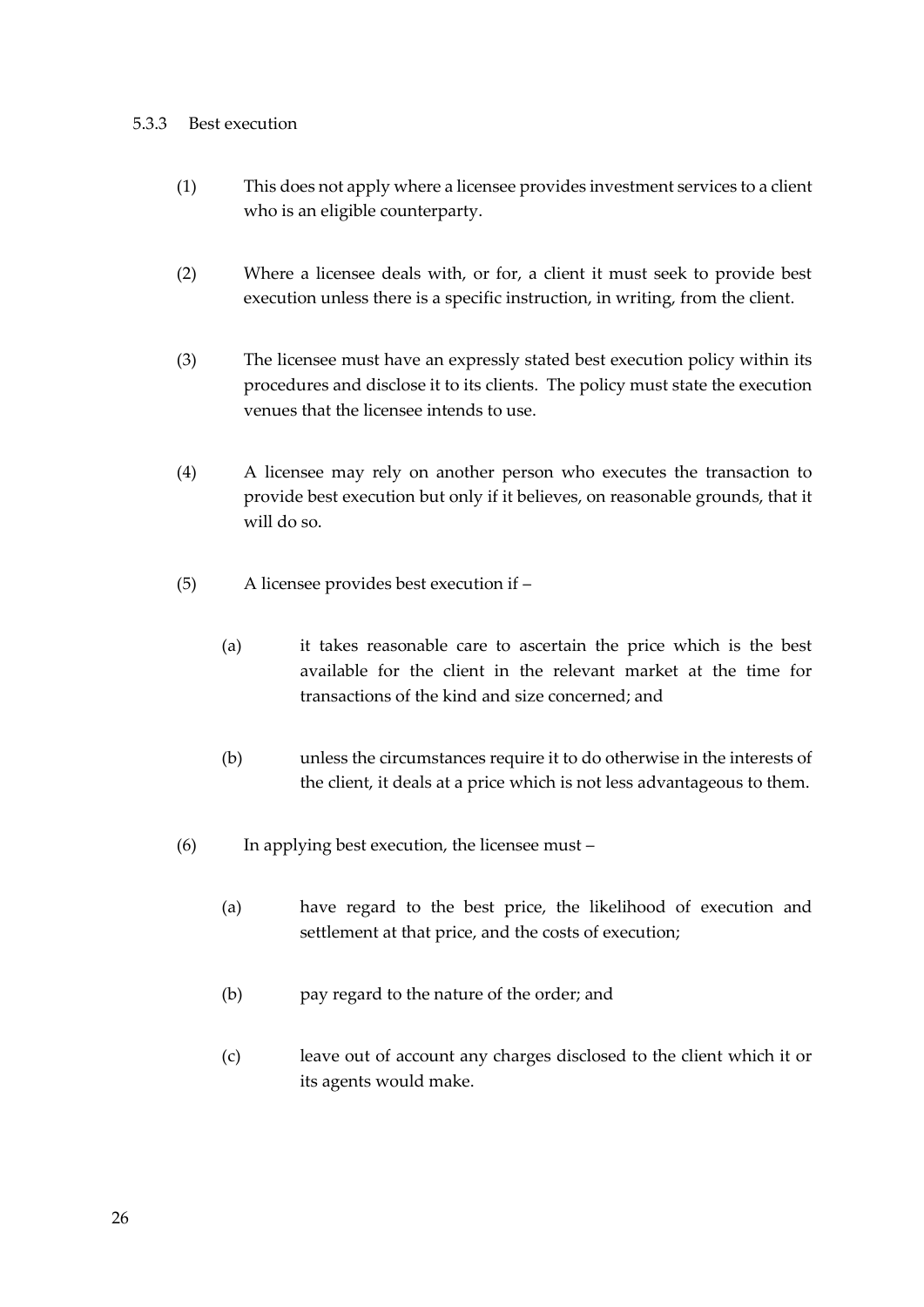### 5.3.3 Best execution

(1) This does not apply where a licensee provides investment services to a client who is an eligible counterparty.

(2) Where a licensee deals with, or for, a client it must seek to provide best execution unless there is a specific instruction, in writing, from the client.

(3) The licensee must have an expressly stated best execution policy within its procedures and disclose it to its clients. The policy must state the execution venues that the licensee intends to use.

(4) A licensee may rely on another person who executes the transaction to provide best execution but only if it believes, on reasonable grounds, that it will do so.

(5) A licensee provides best execution if –

> (a) it takes reasonable care to ascertain the price which is the best available for the client in the relevant market at the time for transactions of the kind and size concerned; and
>
> (b) unless the circumstances require it to do otherwise in the interests of the client, it deals at a price which is not less advantageous to them.

(6) In applying best execution, the licensee must –

> (a) have regard to the best price, the likelihood of execution and settlement at that price, and the costs of execution;
>
> (b) pay regard to the nature of the order; and
>
> (c) leave out of account any charges disclosed to the client which it or its agents would make.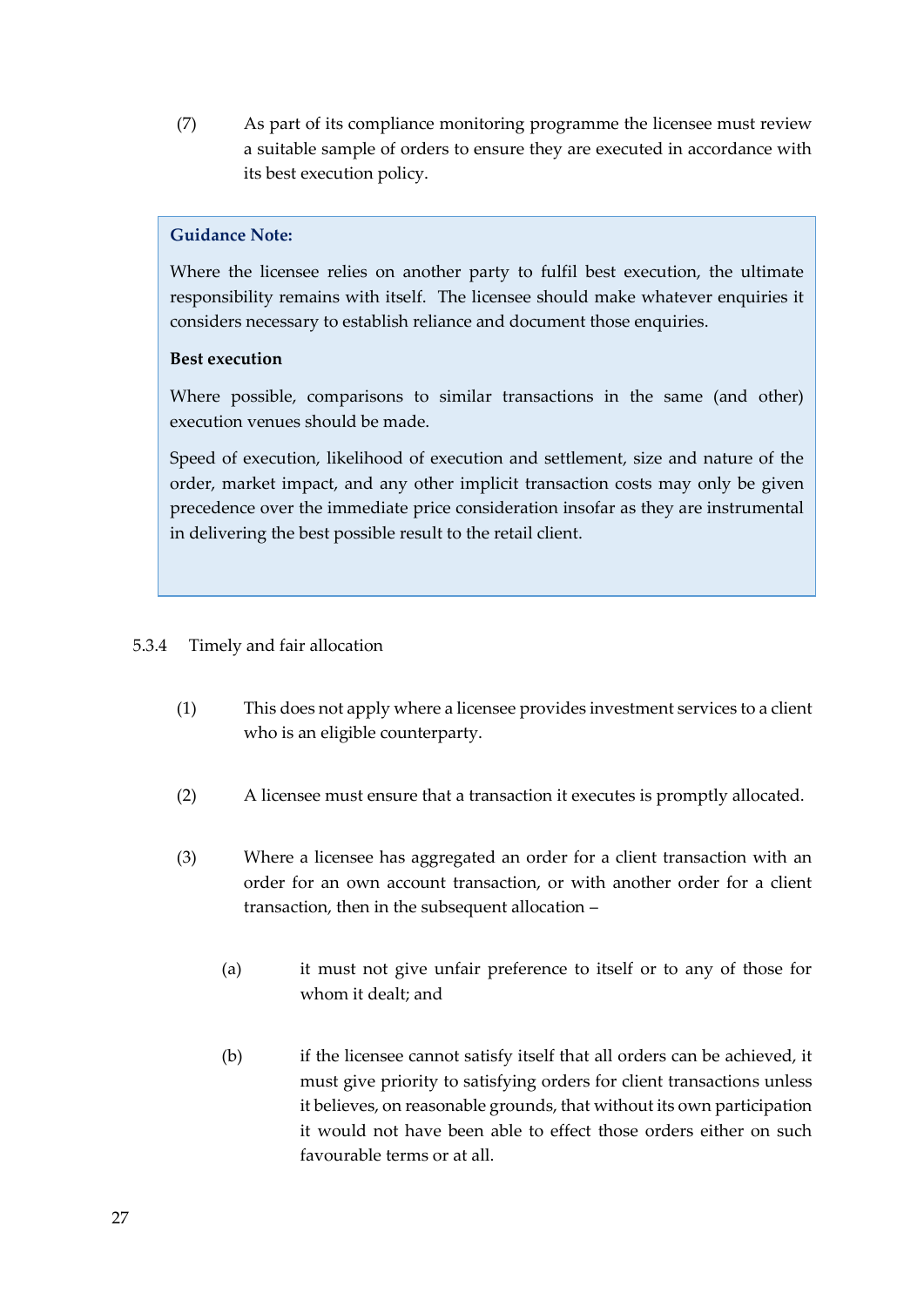(7) As part of its compliance monitoring programme the licensee must review a suitable sample of orders to ensure they are executed in accordance with its best execution policy.

> **Guidance Note:**
>
> Where the licensee relies on another party to fulfil best execution, the ultimate responsibility remains with itself. The licensee should make whatever enquiries it considers necessary to establish reliance and document those enquiries.
>
> **Best execution**
>
> Where possible, comparisons to similar transactions in the same (and other) execution venues should be made.
>
> Speed of execution, likelihood of execution and settlement, size and nature of the order, market impact, and any other implicit transaction costs may only be given precedence over the immediate price consideration insofar as they are instrumental in delivering the best possible result to the retail client.

5.3.4 Timely and fair allocation

(1) This does not apply where a licensee provides investment services to a client who is an eligible counterparty.

(2) A licensee must ensure that a transaction it executes is promptly allocated.

(3) Where a licensee has aggregated an order for a client transaction with an order for an own account transaction, or with another order for a client transaction, then in the subsequent allocation –

(a) it must not give unfair preference to itself or to any of those for whom it dealt; and

(b) if the licensee cannot satisfy itself that all orders can be achieved, it must give priority to satisfying orders for client transactions unless it believes, on reasonable grounds, that without its own participation it would not have been able to effect those orders either on such favourable terms or at all.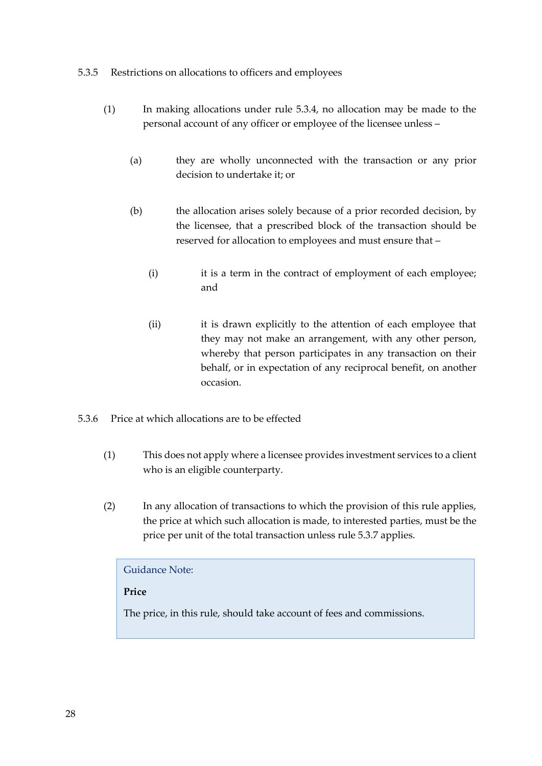5.3.5 Restrictions on allocations to officers and employees

(1) In making allocations under rule 5.3.4, no allocation may be made to the personal account of any officer or employee of the licensee unless –

(a) they are wholly unconnected with the transaction or any prior decision to undertake it; or

(b) the allocation arises solely because of a prior recorded decision, by the licensee, that a prescribed block of the transaction should be reserved for allocation to employees and must ensure that –

(i) it is a term in the contract of employment of each employee; and

(ii) it is drawn explicitly to the attention of each employee that they may not make an arrangement, with any other person, whereby that person participates in any transaction on their behalf, or in expectation of any reciprocal benefit, on another occasion.

5.3.6 Price at which allocations are to be effected

(1) This does not apply where a licensee provides investment services to a client who is an eligible counterparty.

(2) In any allocation of transactions to which the provision of this rule applies, the price at which such allocation is made, to interested parties, must be the price per unit of the total transaction unless rule 5.3.7 applies.

> Guidance Note:
>
> **Price**
>
> The price, in this rule, should take account of fees and commissions.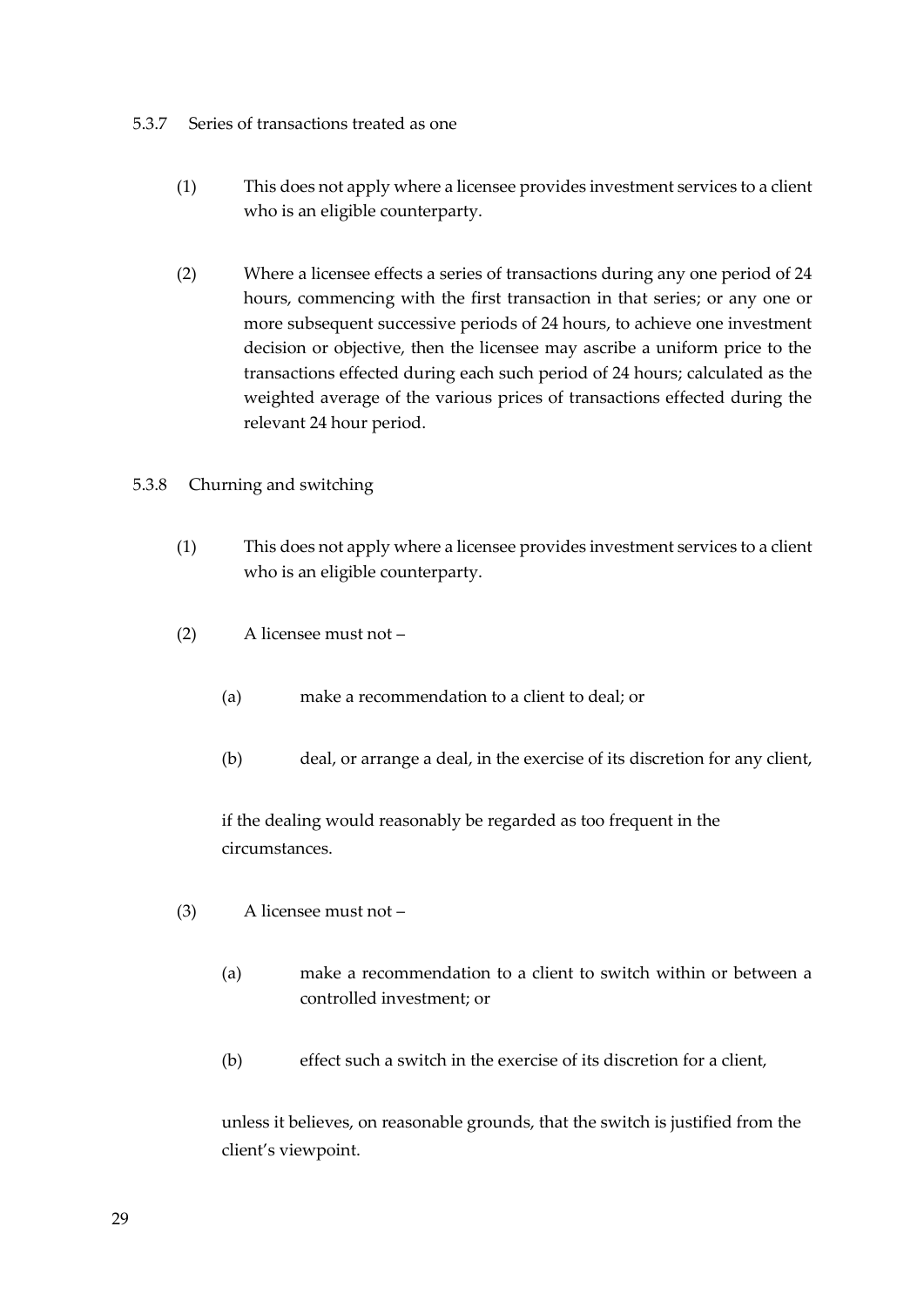### 5.3.7 Series of transactions treated as one

(1) This does not apply where a licensee provides investment services to a client who is an eligible counterparty.

(2) Where a licensee effects a series of transactions during any one period of 24 hours, commencing with the first transaction in that series; or any one or more subsequent successive periods of 24 hours, to achieve one investment decision or objective, then the licensee may ascribe a uniform price to the transactions effected during each such period of 24 hours; calculated as the weighted average of the various prices of transactions effected during the relevant 24 hour period.

### 5.3.8 Churning and switching

(1) This does not apply where a licensee provides investment services to a client who is an eligible counterparty.

(2) A licensee must not –

(a) make a recommendation to a client to deal; or

(b) deal, or arrange a deal, in the exercise of its discretion for any client,

if the dealing would reasonably be regarded as too frequent in the circumstances.

(3) A licensee must not –

(a) make a recommendation to a client to switch within or between a controlled investment; or

(b) effect such a switch in the exercise of its discretion for a client,

unless it believes, on reasonable grounds, that the switch is justified from the client's viewpoint.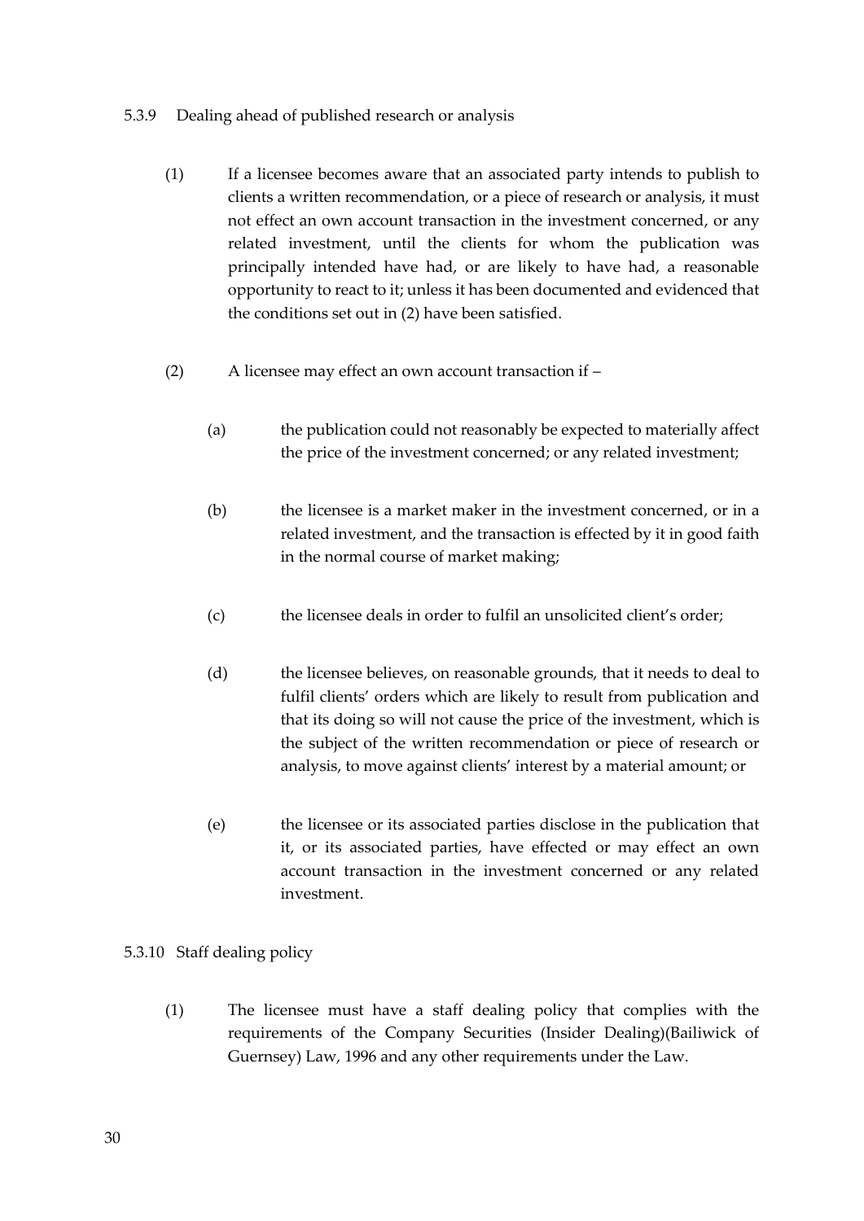5.3.9 Dealing ahead of published research or analysis

(1) If a licensee becomes aware that an associated party intends to publish to clients a written recommendation, or a piece of research or analysis, it must not effect an own account transaction in the investment concerned, or any related investment, until the clients for whom the publication was principally intended have had, or are likely to have had, a reasonable opportunity to react to it; unless it has been documented and evidenced that the conditions set out in (2) have been satisfied.

(2) A licensee may effect an own account transaction if –

(a) the publication could not reasonably be expected to materially affect the price of the investment concerned; or any related investment;

(b) the licensee is a market maker in the investment concerned, or in a related investment, and the transaction is effected by it in good faith in the normal course of market making;

(c) the licensee deals in order to fulfil an unsolicited client's order;

(d) the licensee believes, on reasonable grounds, that it needs to deal to fulfil clients' orders which are likely to result from publication and that its doing so will not cause the price of the investment, which is the subject of the written recommendation or piece of research or analysis, to move against clients' interest by a material amount; or

(e) the licensee or its associated parties disclose in the publication that it, or its associated parties, have effected or may effect an own account transaction in the investment concerned or any related investment.

5.3.10 Staff dealing policy

(1) The licensee must have a staff dealing policy that complies with the requirements of the Company Securities (Insider Dealing)(Bailiwick of Guernsey) Law, 1996 and any other requirements under the Law.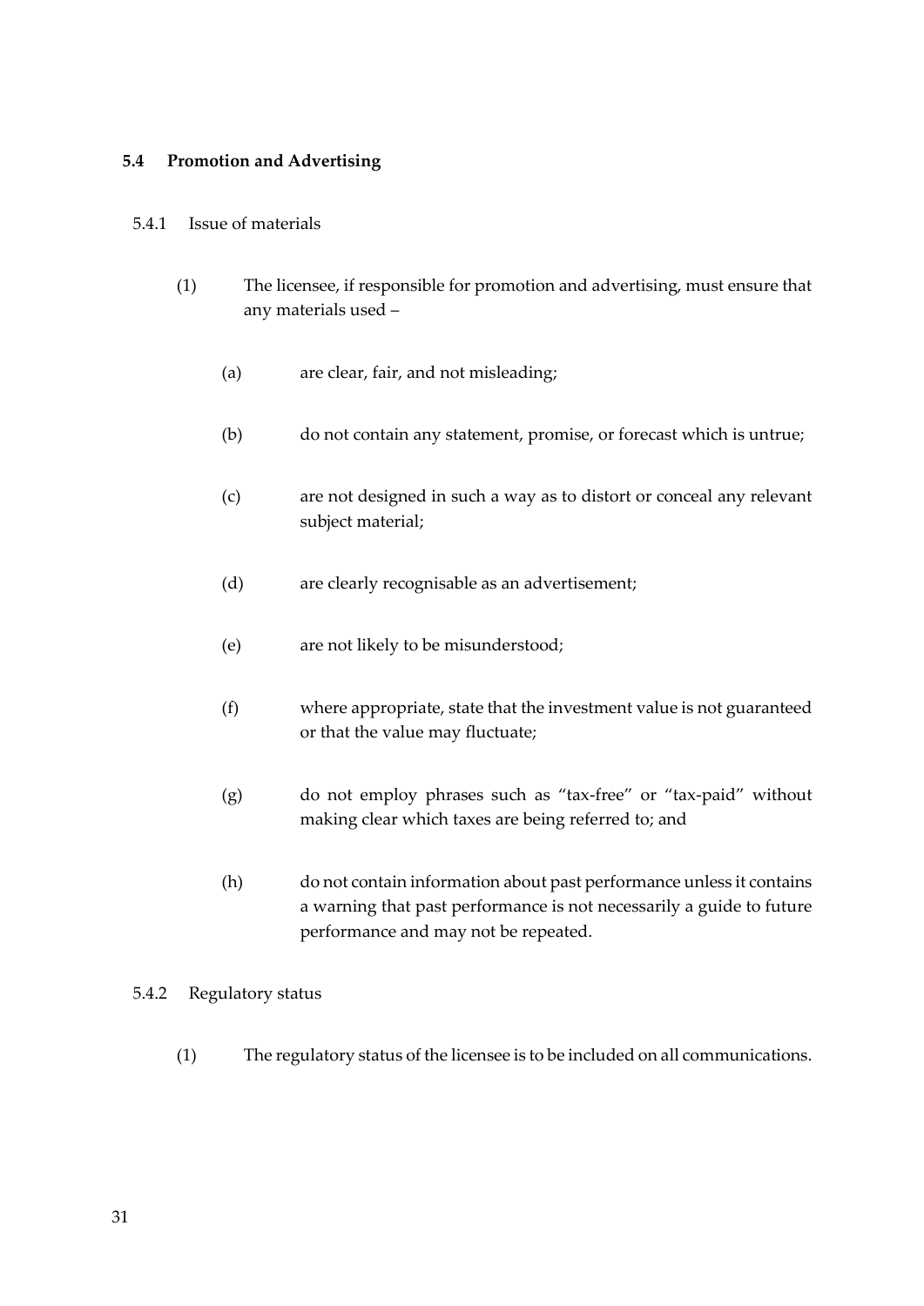### 5.4 Promotion and Advertising

5.4.1 Issue of materials

(1) The licensee, if responsible for promotion and advertising, must ensure that any materials used –

(a) are clear, fair, and not misleading;

(b) do not contain any statement, promise, or forecast which is untrue;

(c) are not designed in such a way as to distort or conceal any relevant subject material;

(d) are clearly recognisable as an advertisement;

(e) are not likely to be misunderstood;

(f) where appropriate, state that the investment value is not guaranteed or that the value may fluctuate;

(g) do not employ phrases such as "tax-free" or "tax-paid" without making clear which taxes are being referred to; and

(h) do not contain information about past performance unless it contains a warning that past performance is not necessarily a guide to future performance and may not be repeated.

5.4.2 Regulatory status

(1) The regulatory status of the licensee is to be included on all communications.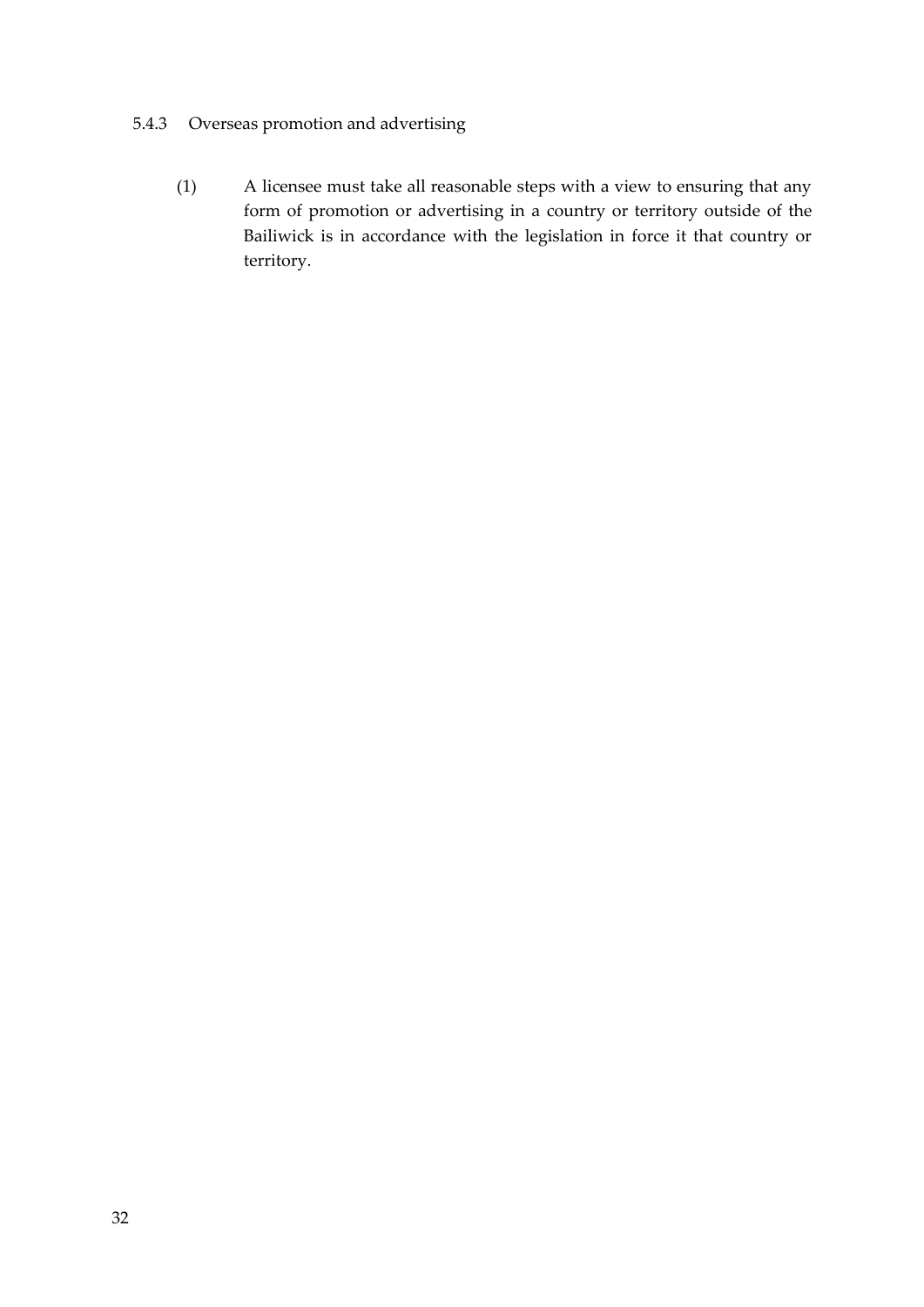### 5.4.3 Overseas promotion and advertising

(1) A licensee must take all reasonable steps with a view to ensuring that any form of promotion or advertising in a country or territory outside of the Bailiwick is in accordance with the legislation in force it that country or territory.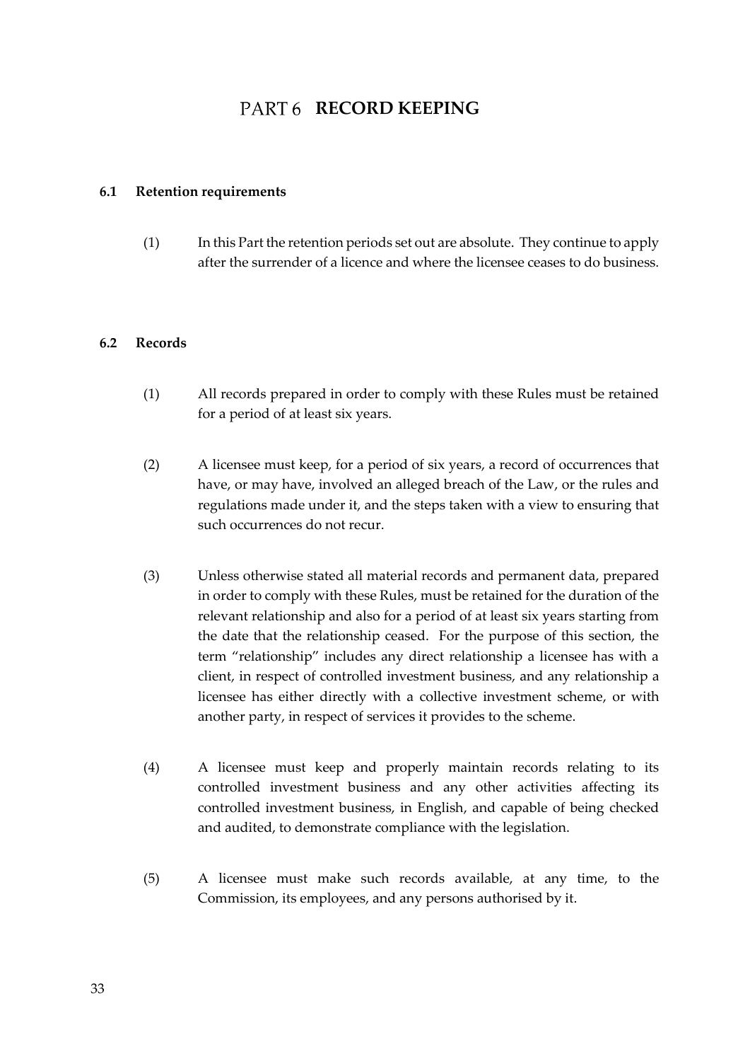# PART 6 RECORD KEEPING

### 6.1 Retention requirements

(1) In this Part the retention periods set out are absolute. They continue to apply after the surrender of a licence and where the licensee ceases to do business.

### 6.2 Records

(1) All records prepared in order to comply with these Rules must be retained for a period of at least six years.

(2) A licensee must keep, for a period of six years, a record of occurrences that have, or may have, involved an alleged breach of the Law, or the rules and regulations made under it, and the steps taken with a view to ensuring that such occurrences do not recur.

(3) Unless otherwise stated all material records and permanent data, prepared in order to comply with these Rules, must be retained for the duration of the relevant relationship and also for a period of at least six years starting from the date that the relationship ceased. For the purpose of this section, the term "relationship" includes any direct relationship a licensee has with a client, in respect of controlled investment business, and any relationship a licensee has either directly with a collective investment scheme, or with another party, in respect of services it provides to the scheme.

(4) A licensee must keep and properly maintain records relating to its controlled investment business and any other activities affecting its controlled investment business, in English, and capable of being checked and audited, to demonstrate compliance with the legislation.

(5) A licensee must make such records available, at any time, to the Commission, its employees, and any persons authorised by it.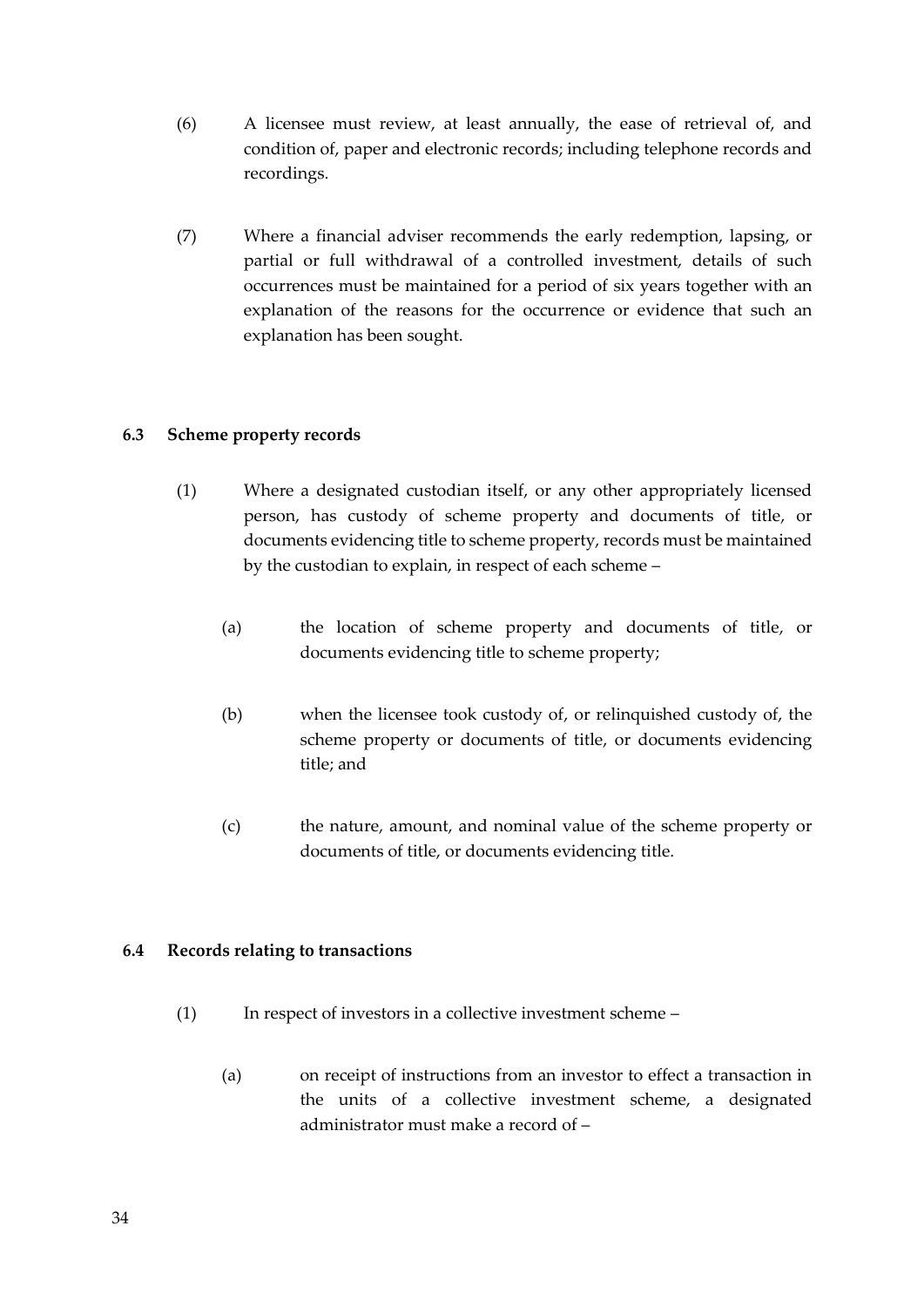(6) A licensee must review, at least annually, the ease of retrieval of, and condition of, paper and electronic records; including telephone records and recordings.

(7) Where a financial adviser recommends the early redemption, lapsing, or partial or full withdrawal of a controlled investment, details of such occurrences must be maintained for a period of six years together with an explanation of the reasons for the occurrence or evidence that such an explanation has been sought.

### 6.3 Scheme property records

(1) Where a designated custodian itself, or any other appropriately licensed person, has custody of scheme property and documents of title, or documents evidencing title to scheme property, records must be maintained by the custodian to explain, in respect of each scheme –

(a) the location of scheme property and documents of title, or documents evidencing title to scheme property;

(b) when the licensee took custody of, or relinquished custody of, the scheme property or documents of title, or documents evidencing title; and

(c) the nature, amount, and nominal value of the scheme property or documents of title, or documents evidencing title.

### 6.4 Records relating to transactions

(1) In respect of investors in a collective investment scheme –

(a) on receipt of instructions from an investor to effect a transaction in the units of a collective investment scheme, a designated administrator must make a record of –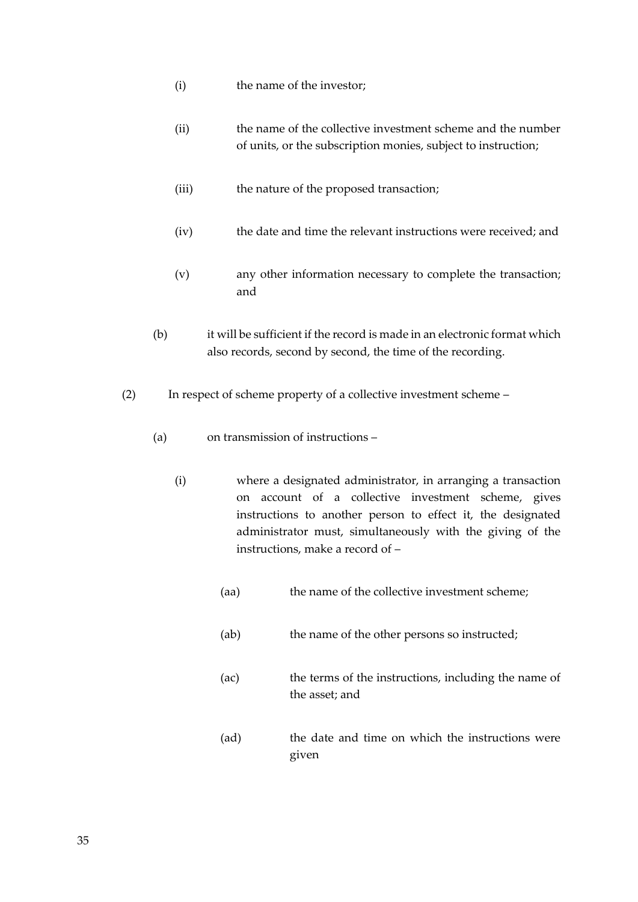(i) the name of the investor;

(ii) the name of the collective investment scheme and the number of units, or the subscription monies, subject to instruction;

(iii) the nature of the proposed transaction;

(iv) the date and time the relevant instructions were received; and

(v) any other information necessary to complete the transaction; and

(b) it will be sufficient if the record is made in an electronic format which also records, second by second, the time of the recording.

(2) In respect of scheme property of a collective investment scheme –

(a) on transmission of instructions –

(i) where a designated administrator, in arranging a transaction on account of a collective investment scheme, gives instructions to another person to effect it, the designated administrator must, simultaneously with the giving of the instructions, make a record of –

(aa) the name of the collective investment scheme;

(ab) the name of the other persons so instructed;

(ac) the terms of the instructions, including the name of the asset; and

(ad) the date and time on which the instructions were given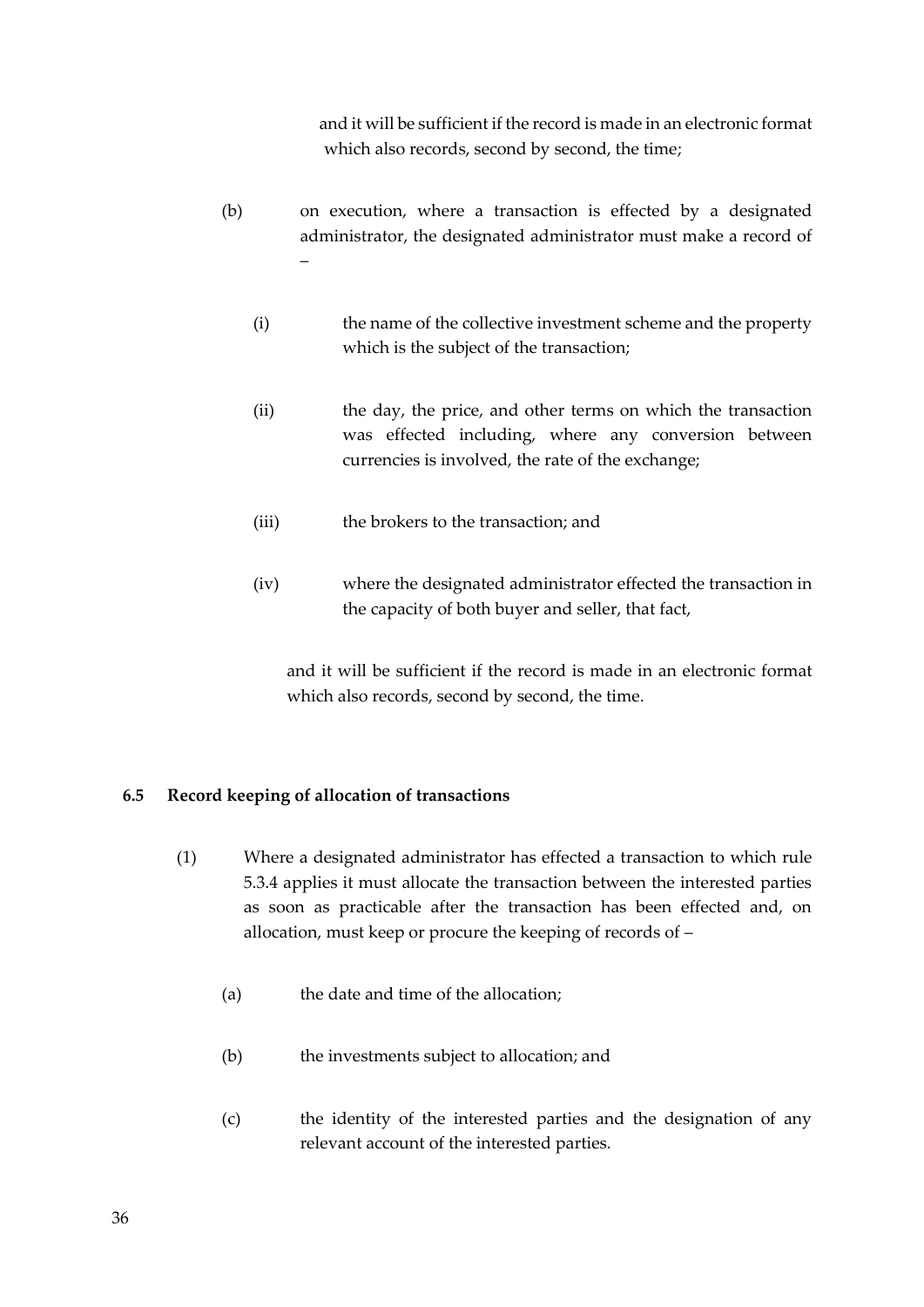and it will be sufficient if the record is made in an electronic format which also records, second by second, the time;

(b) on execution, where a transaction is effected by a designated administrator, the designated administrator must make a record of –

(i) the name of the collective investment scheme and the property which is the subject of the transaction;

(ii) the day, the price, and other terms on which the transaction was effected including, where any conversion between currencies is involved, the rate of the exchange;

(iii) the brokers to the transaction; and

(iv) where the designated administrator effected the transaction in the capacity of both buyer and seller, that fact,

and it will be sufficient if the record is made in an electronic format which also records, second by second, the time.

### 6.5 Record keeping of allocation of transactions

(1) Where a designated administrator has effected a transaction to which rule 5.3.4 applies it must allocate the transaction between the interested parties as soon as practicable after the transaction has been effected and, on allocation, must keep or procure the keeping of records of –

(a) the date and time of the allocation;

(b) the investments subject to allocation; and

(c) the identity of the interested parties and the designation of any relevant account of the interested parties.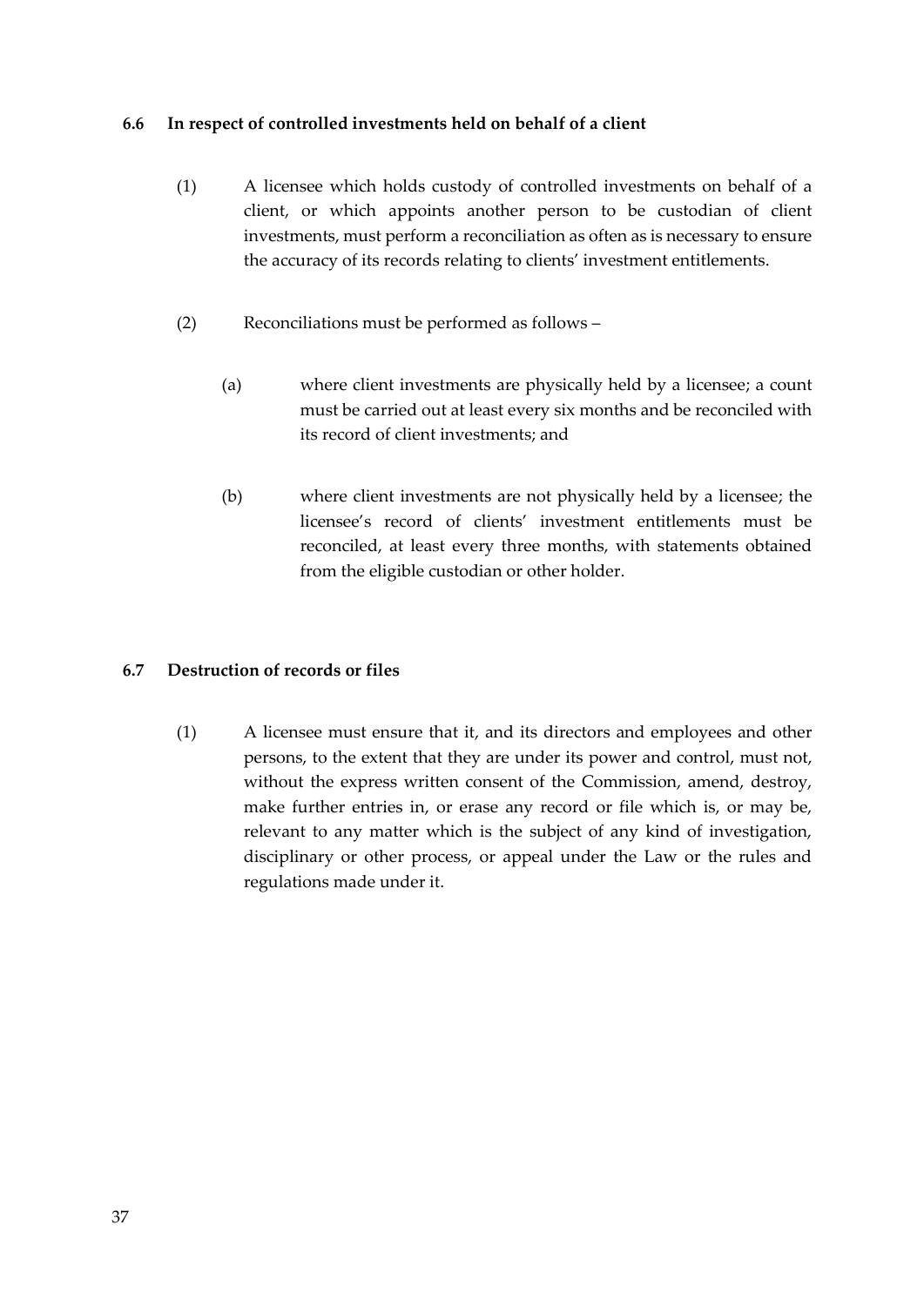### 6.6 In respect of controlled investments held on behalf of a client

(1) A licensee which holds custody of controlled investments on behalf of a client, or which appoints another person to be custodian of client investments, must perform a reconciliation as often as is necessary to ensure the accuracy of its records relating to clients' investment entitlements.

(2) Reconciliations must be performed as follows –

(a) where client investments are physically held by a licensee; a count must be carried out at least every six months and be reconciled with its record of client investments; and

(b) where client investments are not physically held by a licensee; the licensee's record of clients' investment entitlements must be reconciled, at least every three months, with statements obtained from the eligible custodian or other holder.

### 6.7 Destruction of records or files

(1) A licensee must ensure that it, and its directors and employees and other persons, to the extent that they are under its power and control, must not, without the express written consent of the Commission, amend, destroy, make further entries in, or erase any record or file which is, or may be, relevant to any matter which is the subject of any kind of investigation, disciplinary or other process, or appeal under the Law or the rules and regulations made under it.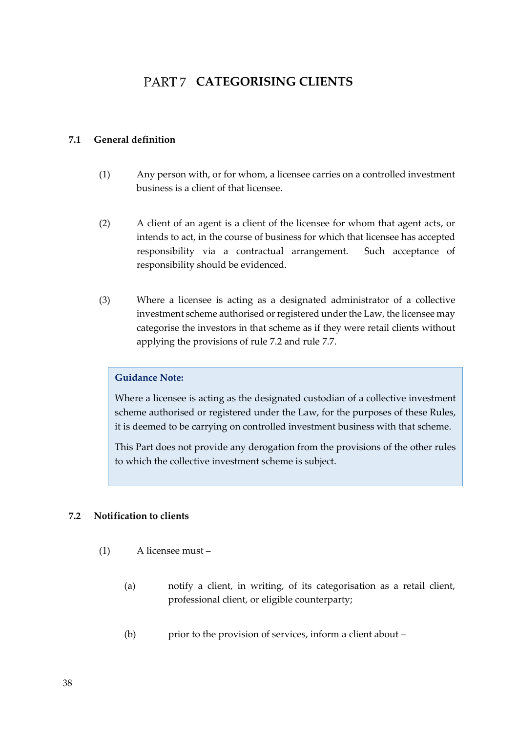# PART 7 CATEGORISING CLIENTS

## 7.1 General definition

(1) Any person with, or for whom, a licensee carries on a controlled investment business is a client of that licensee.

(2) A client of an agent is a client of the licensee for whom that agent acts, or intends to act, in the course of business for which that licensee has accepted responsibility via a contractual arrangement. Such acceptance of responsibility should be evidenced.

(3) Where a licensee is acting as a designated administrator of a collective investment scheme authorised or registered under the Law, the licensee may categorise the investors in that scheme as if they were retail clients without applying the provisions of rule 7.2 and rule 7.7.

> **Guidance Note:**
>
> Where a licensee is acting as the designated custodian of a collective investment scheme authorised or registered under the Law, for the purposes of these Rules, it is deemed to be carrying on controlled investment business with that scheme.
>
> This Part does not provide any derogation from the provisions of the other rules to which the collective investment scheme is subject.

## 7.2 Notification to clients

(1) A licensee must –

(a) notify a client, in writing, of its categorisation as a retail client, professional client, or eligible counterparty;

(b) prior to the provision of services, inform a client about –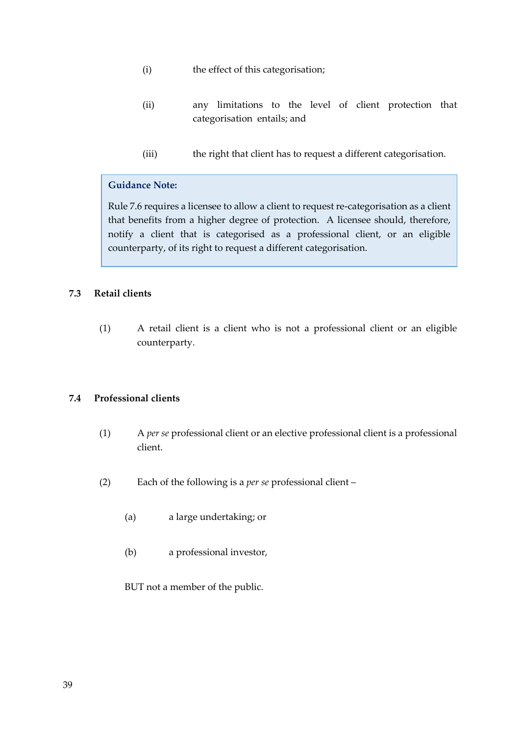(i) the effect of this categorisation;

(ii) any limitations to the level of client protection that categorisation entails; and

(iii) the right that client has to request a different categorisation.

> **Guidance Note:**
>
> Rule 7.6 requires a licensee to allow a client to request re-categorisation as a client that benefits from a higher degree of protection. A licensee should, therefore, notify a client that is categorised as a professional client, or an eligible counterparty, of its right to request a different categorisation.

### 7.3 Retail clients

(1) A retail client is a client who is not a professional client or an eligible counterparty.

### 7.4 Professional clients

(1) A *per se* professional client or an elective professional client is a professional client.

(2) Each of the following is a *per se* professional client –

(a) a large undertaking; or

(b) a professional investor,

BUT not a member of the public.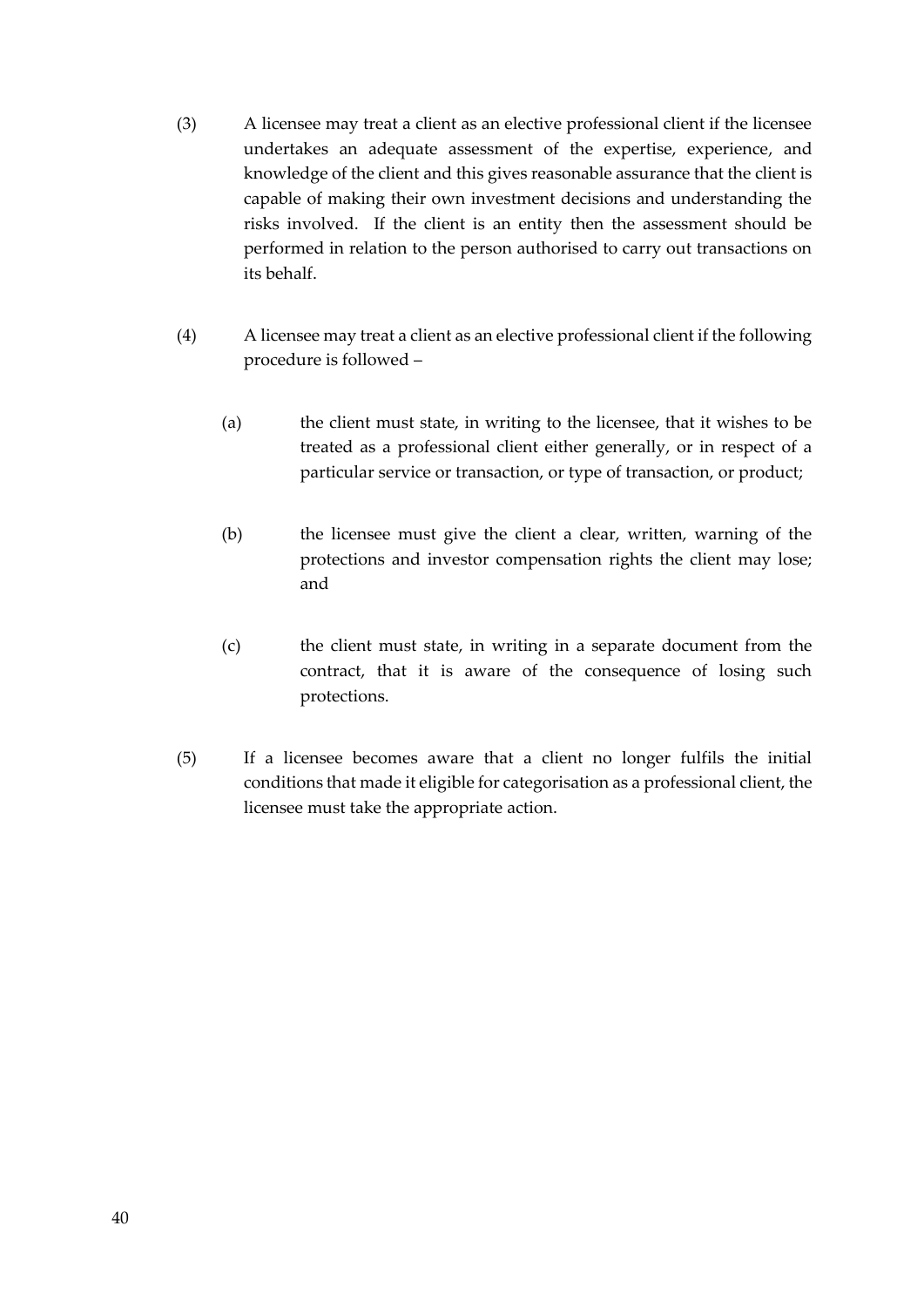(3) A licensee may treat a client as an elective professional client if the licensee undertakes an adequate assessment of the expertise, experience, and knowledge of the client and this gives reasonable assurance that the client is capable of making their own investment decisions and understanding the risks involved. If the client is an entity then the assessment should be performed in relation to the person authorised to carry out transactions on its behalf.

(4) A licensee may treat a client as an elective professional client if the following procedure is followed –

(a) the client must state, in writing to the licensee, that it wishes to be treated as a professional client either generally, or in respect of a particular service or transaction, or type of transaction, or product;

(b) the licensee must give the client a clear, written, warning of the protections and investor compensation rights the client may lose; and

(c) the client must state, in writing in a separate document from the contract, that it is aware of the consequence of losing such protections.

(5) If a licensee becomes aware that a client no longer fulfils the initial conditions that made it eligible for categorisation as a professional client, the licensee must take the appropriate action.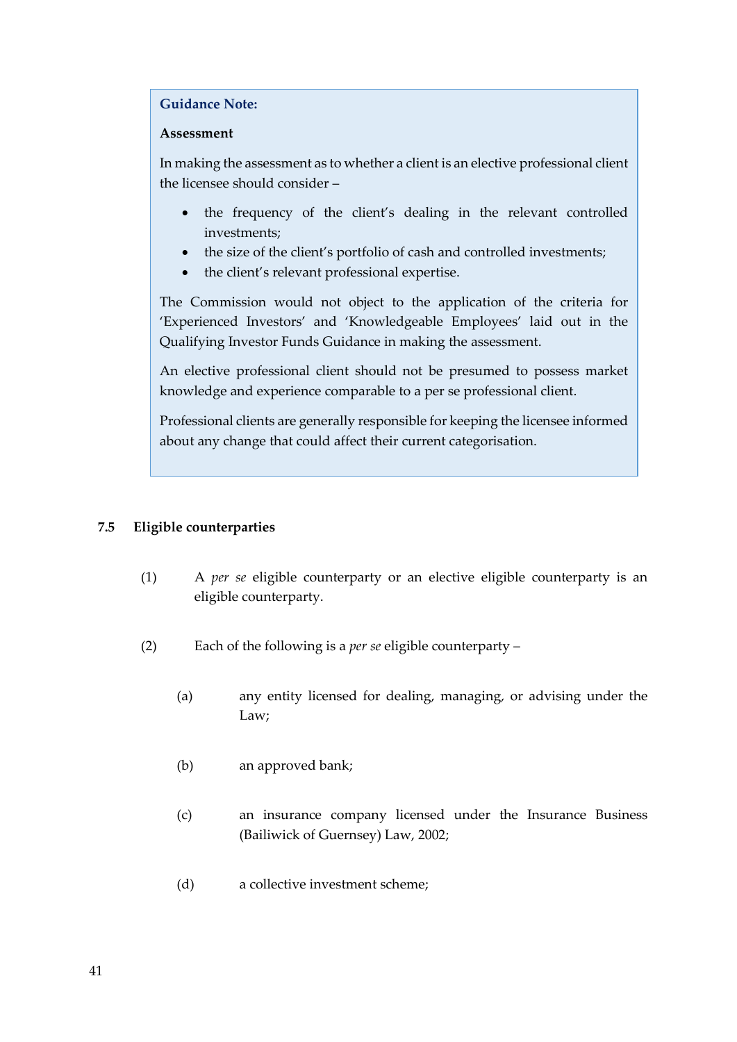> **Guidance Note:**
>
> **Assessment**
>
> In making the assessment as to whether a client is an elective professional client the licensee should consider –
>
> - the frequency of the client's dealing in the relevant controlled investments;
> - the size of the client's portfolio of cash and controlled investments;
> - the client's relevant professional expertise.
>
> The Commission would not object to the application of the criteria for 'Experienced Investors' and 'Knowledgeable Employees' laid out in the Qualifying Investor Funds Guidance in making the assessment.
>
> An elective professional client should not be presumed to possess market knowledge and experience comparable to a per se professional client.
>
> Professional clients are generally responsible for keeping the licensee informed about any change that could affect their current categorisation.

## 7.5 Eligible counterparties

(1) A *per se* eligible counterparty or an elective eligible counterparty is an eligible counterparty.

(2) Each of the following is a *per se* eligible counterparty –

(a) any entity licensed for dealing, managing, or advising under the Law;

(b) an approved bank;

(c) an insurance company licensed under the Insurance Business (Bailiwick of Guernsey) Law, 2002;

(d) a collective investment scheme;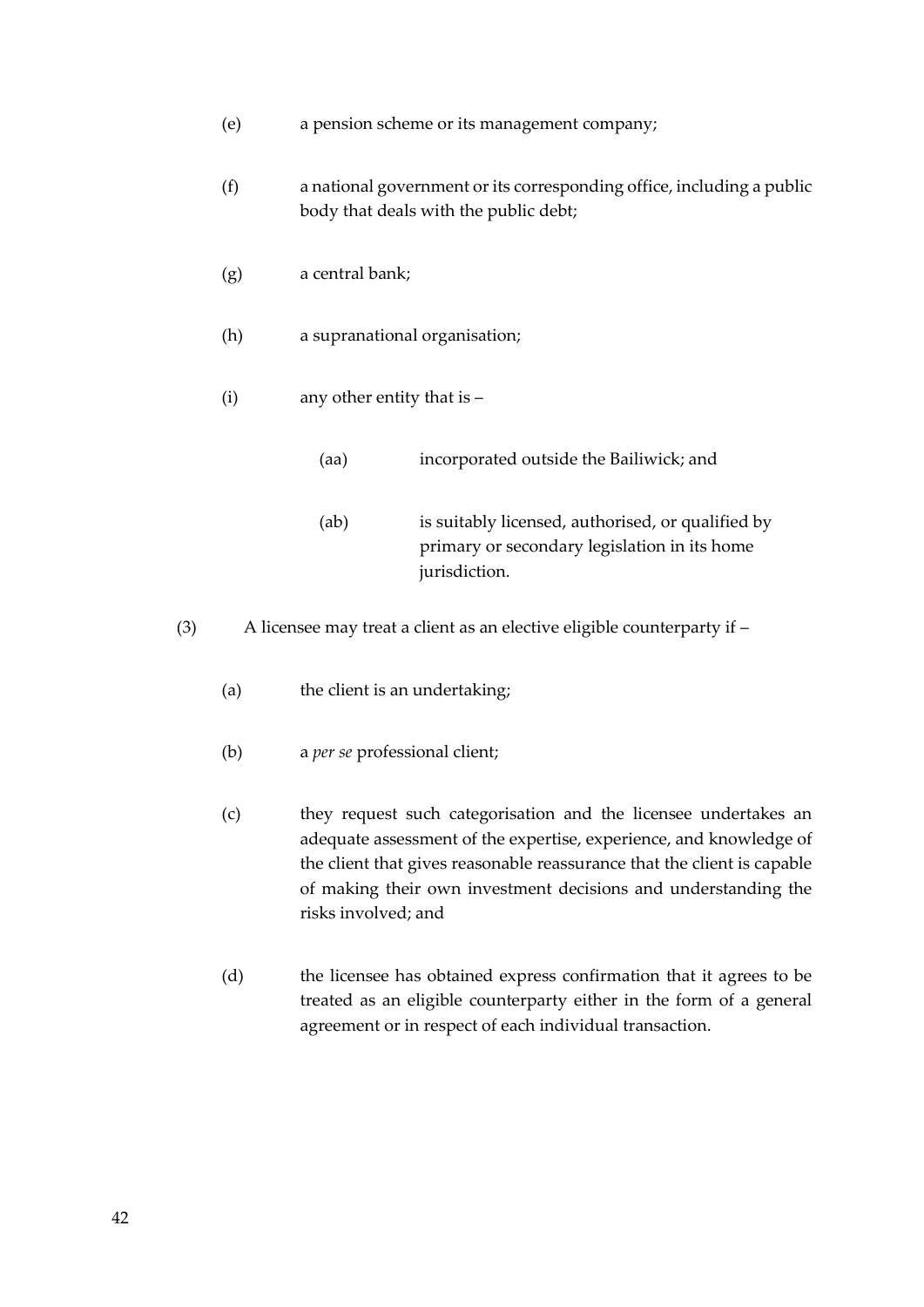(e) a pension scheme or its management company;

(f) a national government or its corresponding office, including a public body that deals with the public debt;

(g) a central bank;

(h) a supranational organisation;

(i) any other entity that is –

  (aa) incorporated outside the Bailiwick; and

  (ab) is suitably licensed, authorised, or qualified by primary or secondary legislation in its home jurisdiction.

(3) A licensee may treat a client as an elective eligible counterparty if –

(a) the client is an undertaking;

(b) a *per se* professional client;

(c) they request such categorisation and the licensee undertakes an adequate assessment of the expertise, experience, and knowledge of the client that gives reasonable reassurance that the client is capable of making their own investment decisions and understanding the risks involved; and

(d) the licensee has obtained express confirmation that it agrees to be treated as an eligible counterparty either in the form of a general agreement or in respect of each individual transaction.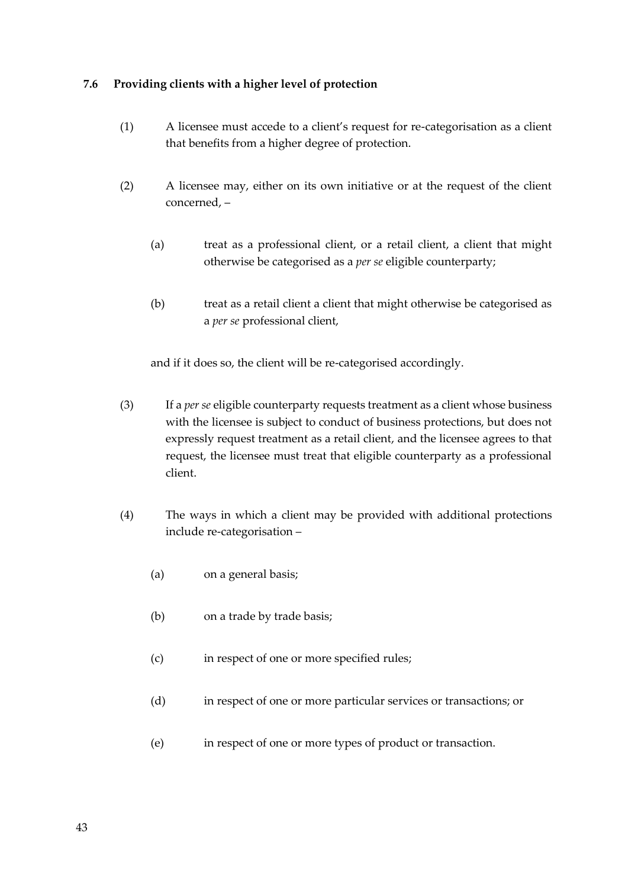### 7.6 Providing clients with a higher level of protection

(1) A licensee must accede to a client's request for re-categorisation as a client that benefits from a higher degree of protection.

(2) A licensee may, either on its own initiative or at the request of the client concerned, –

(a) treat as a professional client, or a retail client, a client that might otherwise be categorised as a *per se* eligible counterparty;

(b) treat as a retail client a client that might otherwise be categorised as a *per se* professional client,

and if it does so, the client will be re-categorised accordingly.

(3) If a *per se* eligible counterparty requests treatment as a client whose business with the licensee is subject to conduct of business protections, but does not expressly request treatment as a retail client, and the licensee agrees to that request, the licensee must treat that eligible counterparty as a professional client.

(4) The ways in which a client may be provided with additional protections include re-categorisation –

(a) on a general basis;

(b) on a trade by trade basis;

(c) in respect of one or more specified rules;

(d) in respect of one or more particular services or transactions; or

(e) in respect of one or more types of product or transaction.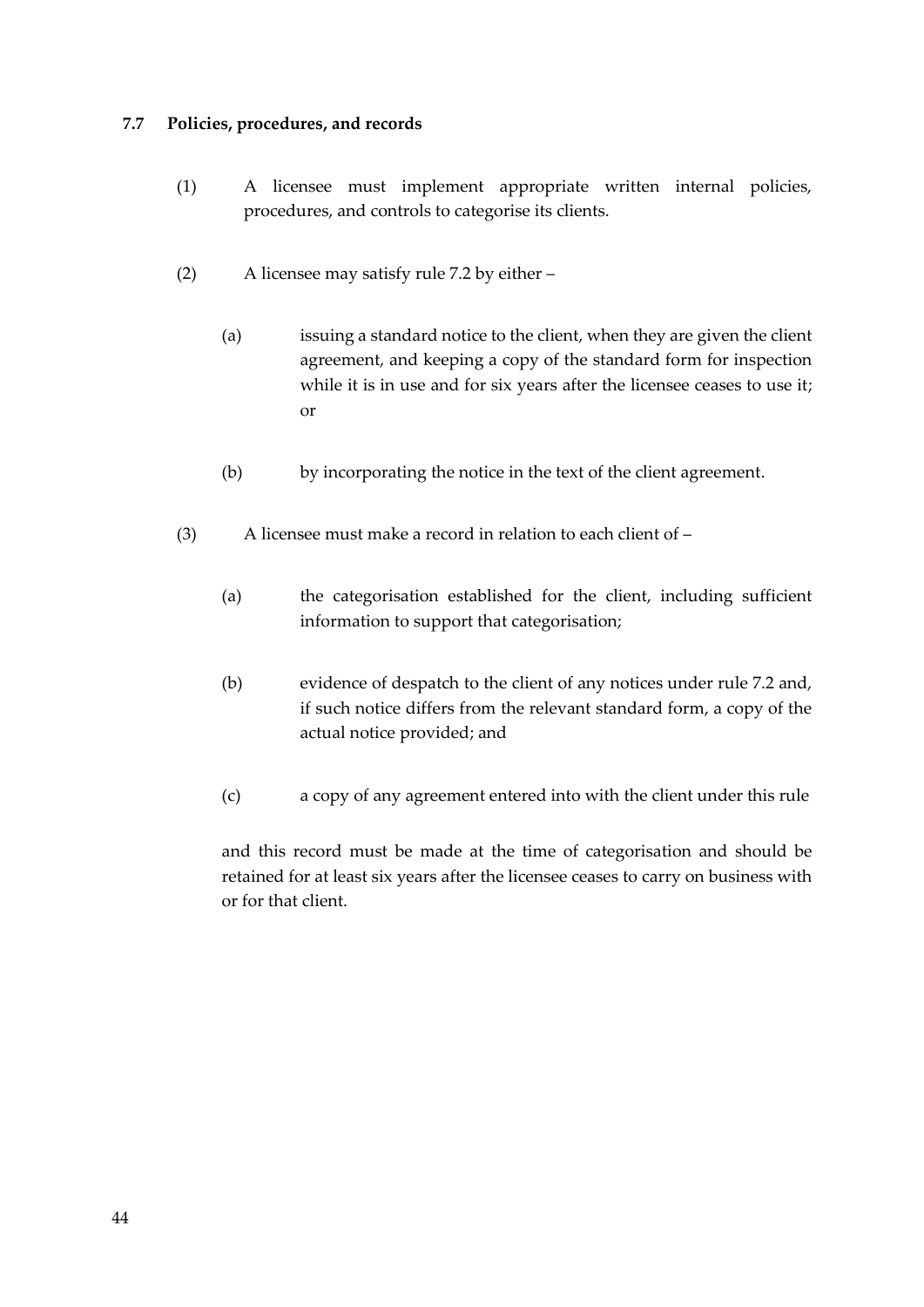### 7.7 Policies, procedures, and records

(1) A licensee must implement appropriate written internal policies, procedures, and controls to categorise its clients.

(2) A licensee may satisfy rule 7.2 by either –

(a) issuing a standard notice to the client, when they are given the client agreement, and keeping a copy of the standard form for inspection while it is in use and for six years after the licensee ceases to use it; or

(b) by incorporating the notice in the text of the client agreement.

(3) A licensee must make a record in relation to each client of –

(a) the categorisation established for the client, including sufficient information to support that categorisation;

(b) evidence of despatch to the client of any notices under rule 7.2 and, if such notice differs from the relevant standard form, a copy of the actual notice provided; and

(c) a copy of any agreement entered into with the client under this rule

and this record must be made at the time of categorisation and should be retained for at least six years after the licensee ceases to carry on business with or for that client.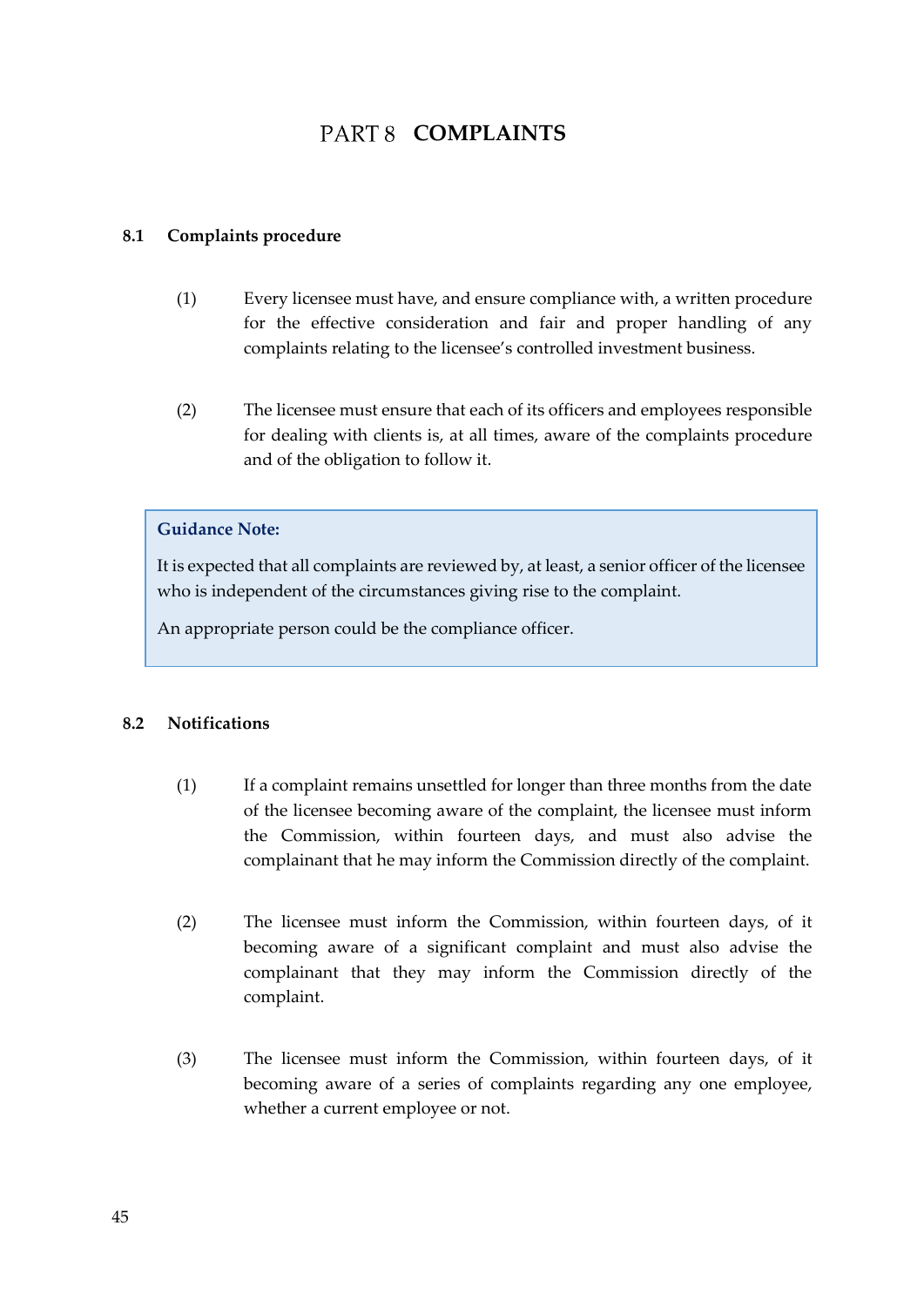# PART 8 COMPLAINTS

## 8.1 Complaints procedure

(1) Every licensee must have, and ensure compliance with, a written procedure for the effective consideration and fair and proper handling of any complaints relating to the licensee's controlled investment business.

(2) The licensee must ensure that each of its officers and employees responsible for dealing with clients is, at all times, aware of the complaints procedure and of the obligation to follow it.

> **Guidance Note:**
>
> It is expected that all complaints are reviewed by, at least, a senior officer of the licensee who is independent of the circumstances giving rise to the complaint.
>
> An appropriate person could be the compliance officer.

## 8.2 Notifications

(1) If a complaint remains unsettled for longer than three months from the date of the licensee becoming aware of the complaint, the licensee must inform the Commission, within fourteen days, and must also advise the complainant that he may inform the Commission directly of the complaint.

(2) The licensee must inform the Commission, within fourteen days, of it becoming aware of a significant complaint and must also advise the complainant that they may inform the Commission directly of the complaint.

(3) The licensee must inform the Commission, within fourteen days, of it becoming aware of a series of complaints regarding any one employee, whether a current employee or not.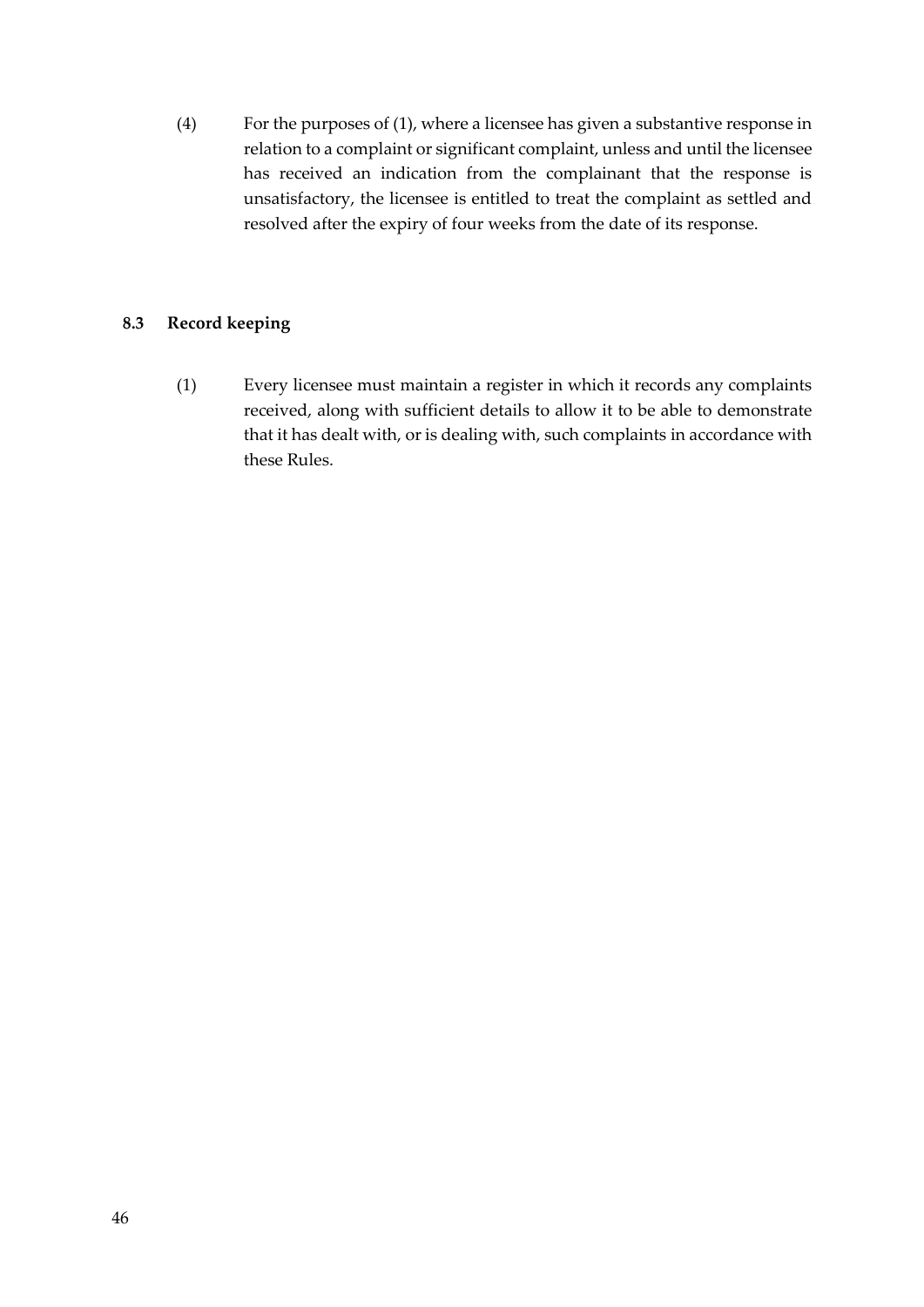(4) For the purposes of (1), where a licensee has given a substantive response in relation to a complaint or significant complaint, unless and until the licensee has received an indication from the complainant that the response is unsatisfactory, the licensee is entitled to treat the complaint as settled and resolved after the expiry of four weeks from the date of its response.

### 8.3 Record keeping

(1) Every licensee must maintain a register in which it records any complaints received, along with sufficient details to allow it to be able to demonstrate that it has dealt with, or is dealing with, such complaints in accordance with these Rules.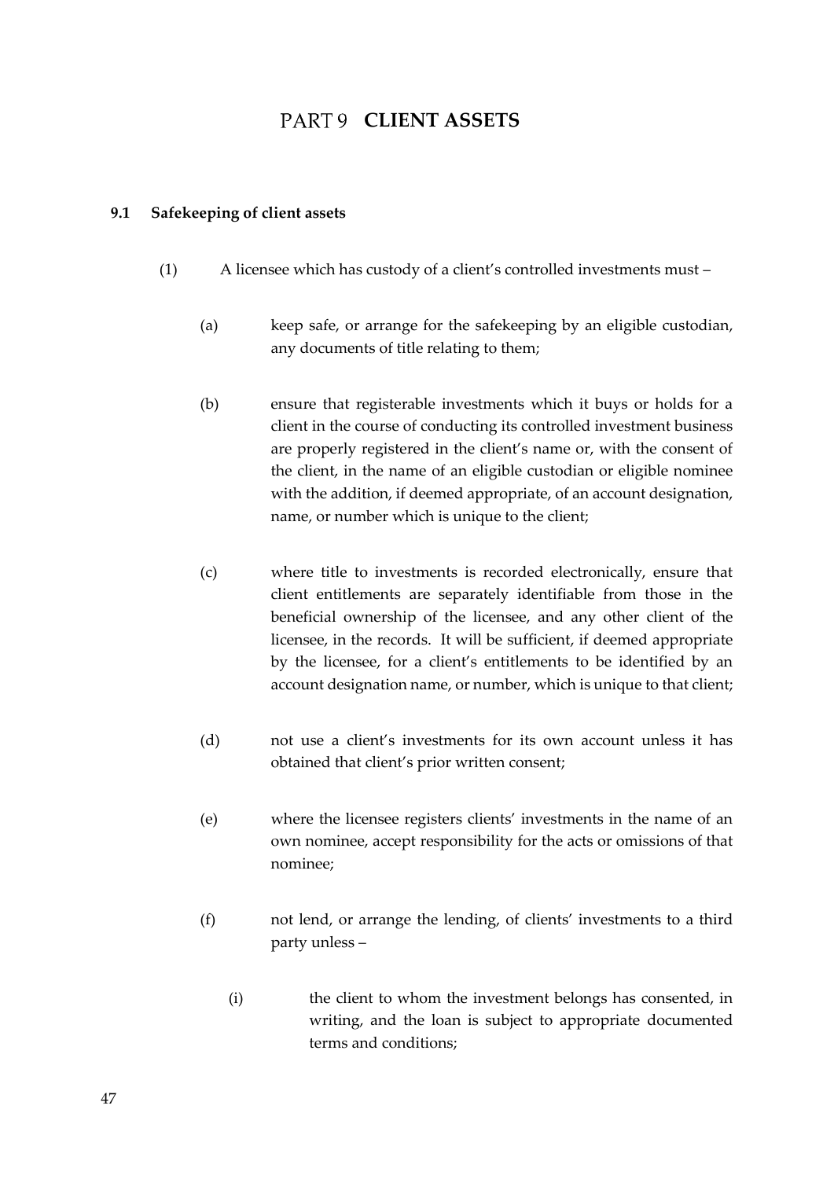# PART 9 CLIENT ASSETS

## 9.1 Safekeeping of client assets

(1) A licensee which has custody of a client's controlled investments must –

(a) keep safe, or arrange for the safekeeping by an eligible custodian, any documents of title relating to them;

(b) ensure that registerable investments which it buys or holds for a client in the course of conducting its controlled investment business are properly registered in the client's name or, with the consent of the client, in the name of an eligible custodian or eligible nominee with the addition, if deemed appropriate, of an account designation, name, or number which is unique to the client;

(c) where title to investments is recorded electronically, ensure that client entitlements are separately identifiable from those in the beneficial ownership of the licensee, and any other client of the licensee, in the records. It will be sufficient, if deemed appropriate by the licensee, for a client's entitlements to be identified by an account designation name, or number, which is unique to that client;

(d) not use a client's investments for its own account unless it has obtained that client's prior written consent;

(e) where the licensee registers clients' investments in the name of an own nominee, accept responsibility for the acts or omissions of that nominee;

(f) not lend, or arrange the lending, of clients' investments to a third party unless –

(i) the client to whom the investment belongs has consented, in writing, and the loan is subject to appropriate documented terms and conditions;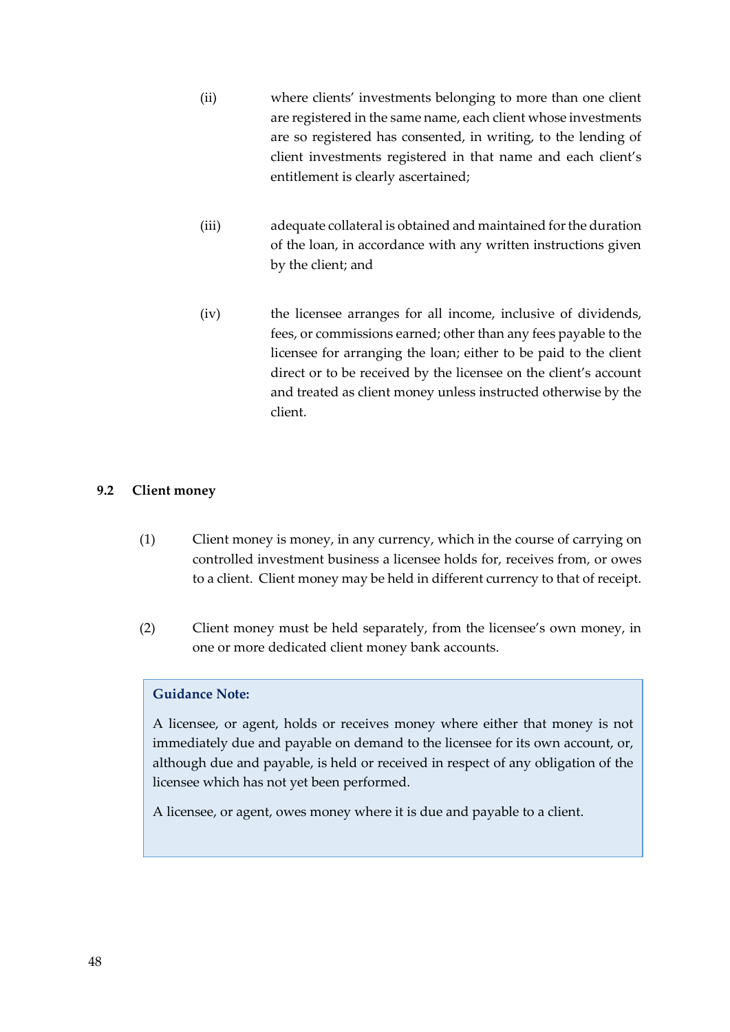(ii) where clients' investments belonging to more than one client are registered in the same name, each client whose investments are so registered has consented, in writing, to the lending of client investments registered in that name and each client's entitlement is clearly ascertained;

(iii) adequate collateral is obtained and maintained for the duration of the loan, in accordance with any written instructions given by the client; and

(iv) the licensee arranges for all income, inclusive of dividends, fees, or commissions earned; other than any fees payable to the licensee for arranging the loan; either to be paid to the client direct or to be received by the licensee on the client's account and treated as client money unless instructed otherwise by the client.

## 9.2 Client money

(1) Client money is money, in any currency, which in the course of carrying on controlled investment business a licensee holds for, receives from, or owes to a client. Client money may be held in different currency to that of receipt.

(2) Client money must be held separately, from the licensee's own money, in one or more dedicated client money bank accounts.

> **Guidance Note:**
>
> A licensee, or agent, holds or receives money where either that money is not immediately due and payable on demand to the licensee for its own account, or, although due and payable, is held or received in respect of any obligation of the licensee which has not yet been performed.
>
> A licensee, or agent, owes money where it is due and payable to a client.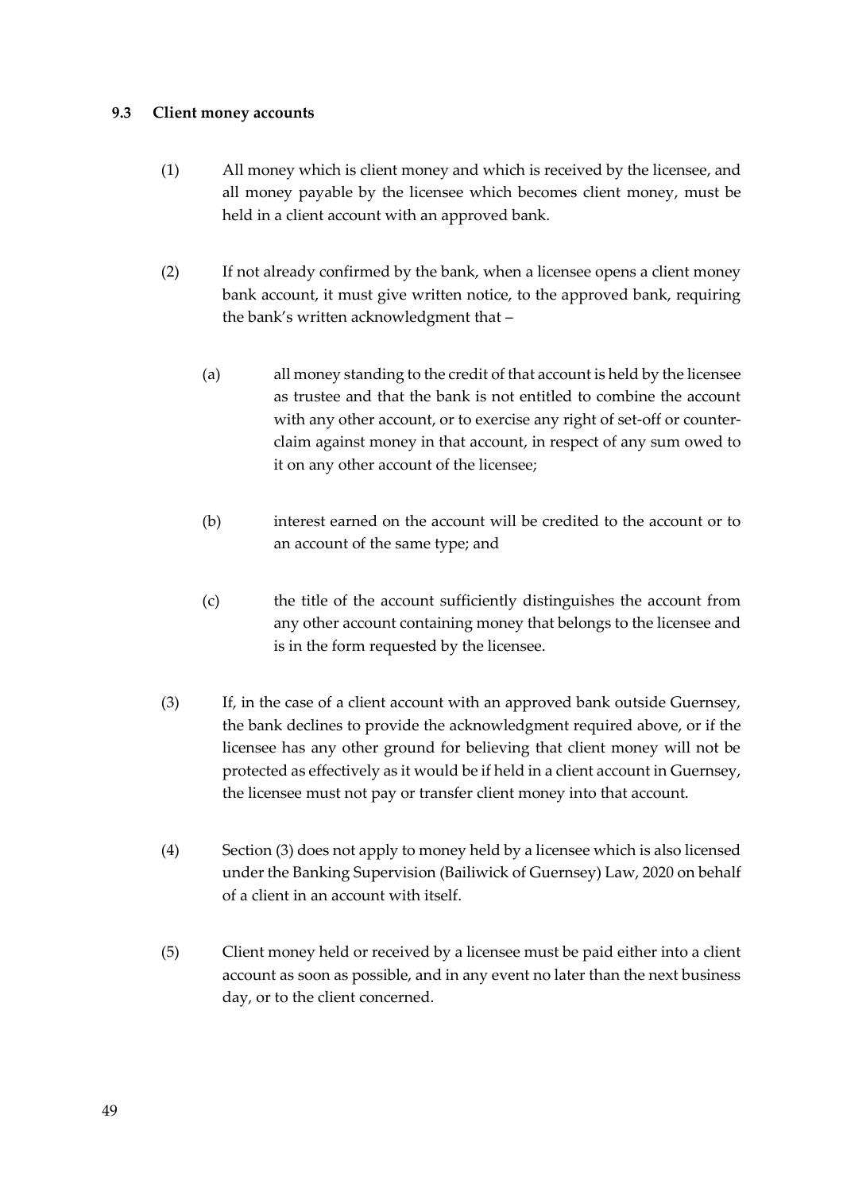### 9.3 Client money accounts

(1) All money which is client money and which is received by the licensee, and all money payable by the licensee which becomes client money, must be held in a client account with an approved bank.

(2) If not already confirmed by the bank, when a licensee opens a client money bank account, it must give written notice, to the approved bank, requiring the bank's written acknowledgment that –

  (a) all money standing to the credit of that account is held by the licensee as trustee and that the bank is not entitled to combine the account with any other account, or to exercise any right of set-off or counter-claim against money in that account, in respect of any sum owed to it on any other account of the licensee;

  (b) interest earned on the account will be credited to the account or to an account of the same type; and

  (c) the title of the account sufficiently distinguishes the account from any other account containing money that belongs to the licensee and is in the form requested by the licensee.

(3) If, in the case of a client account with an approved bank outside Guernsey, the bank declines to provide the acknowledgment required above, or if the licensee has any other ground for believing that client money will not be protected as effectively as it would be if held in a client account in Guernsey, the licensee must not pay or transfer client money into that account.

(4) Section (3) does not apply to money held by a licensee which is also licensed under the Banking Supervision (Bailiwick of Guernsey) Law, 2020 on behalf of a client in an account with itself.

(5) Client money held or received by a licensee must be paid either into a client account as soon as possible, and in any event no later than the next business day, or to the client concerned.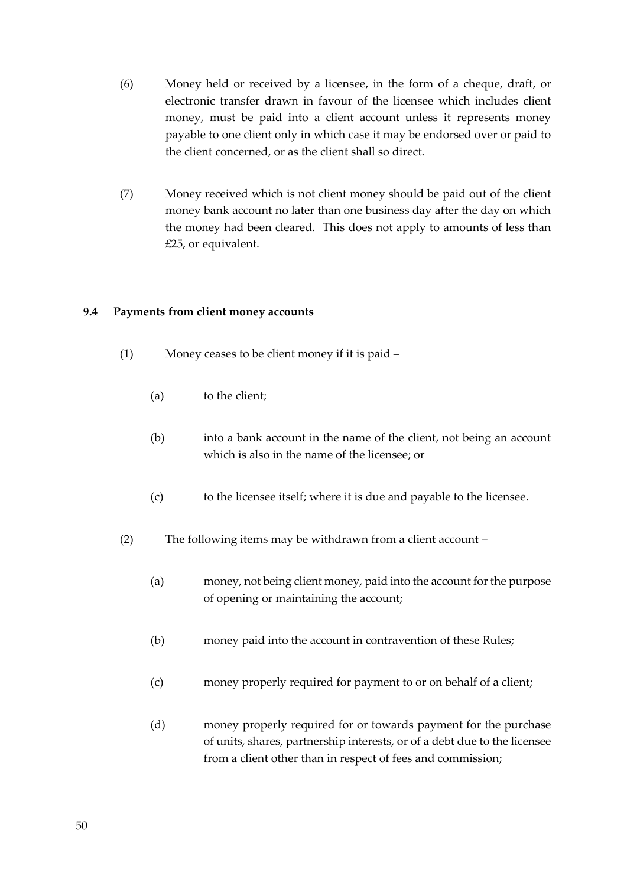(6) Money held or received by a licensee, in the form of a cheque, draft, or electronic transfer drawn in favour of the licensee which includes client money, must be paid into a client account unless it represents money payable to one client only in which case it may be endorsed over or paid to the client concerned, or as the client shall so direct.

(7) Money received which is not client money should be paid out of the client money bank account no later than one business day after the day on which the money had been cleared. This does not apply to amounts of less than £25, or equivalent.

### 9.4 Payments from client money accounts

(1) Money ceases to be client money if it is paid –

(a) to the client;

(b) into a bank account in the name of the client, not being an account which is also in the name of the licensee; or

(c) to the licensee itself; where it is due and payable to the licensee.

(2) The following items may be withdrawn from a client account –

(a) money, not being client money, paid into the account for the purpose of opening or maintaining the account;

(b) money paid into the account in contravention of these Rules;

(c) money properly required for payment to or on behalf of a client;

(d) money properly required for or towards payment for the purchase of units, shares, partnership interests, or of a debt due to the licensee from a client other than in respect of fees and commission;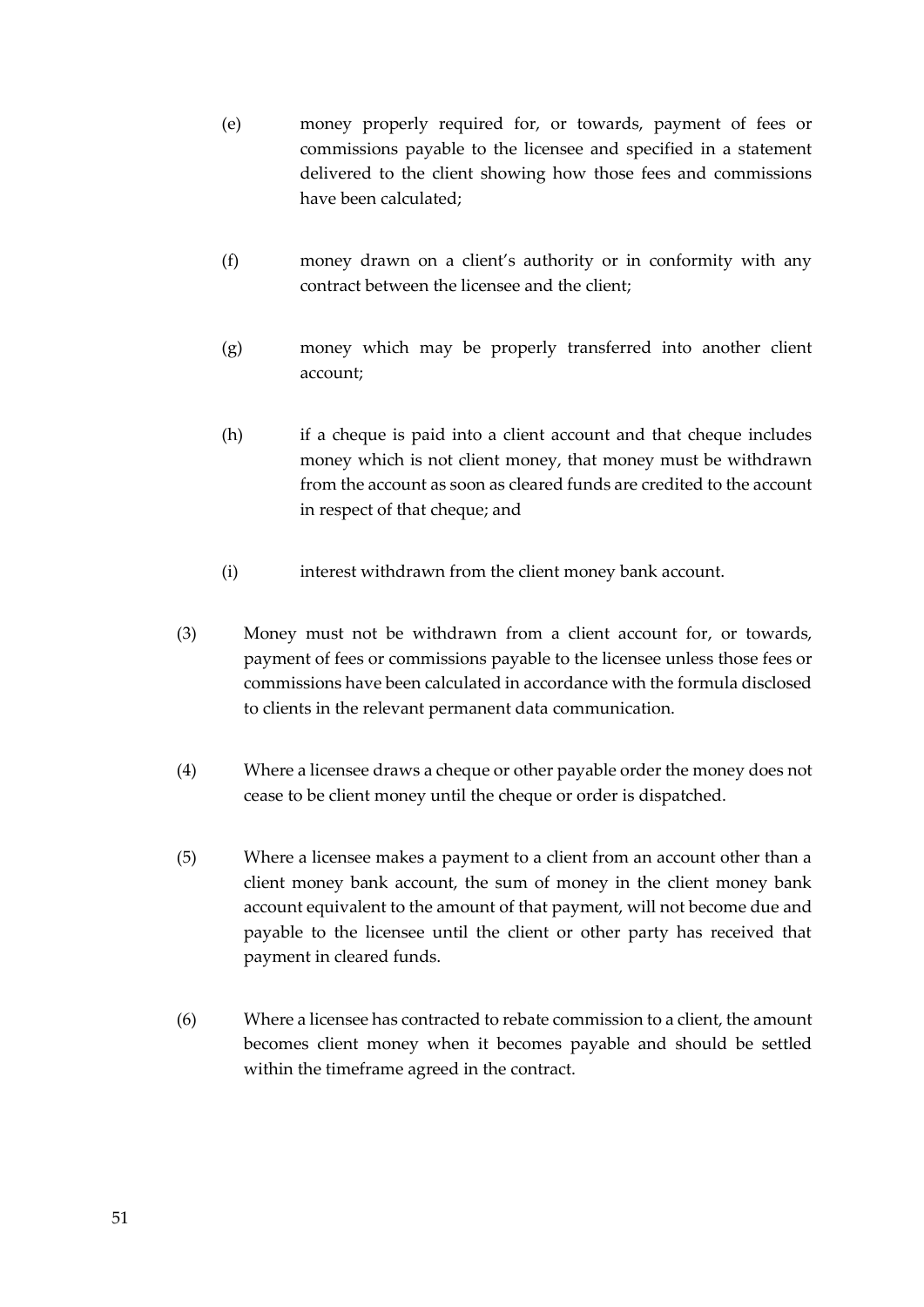(e) money properly required for, or towards, payment of fees or commissions payable to the licensee and specified in a statement delivered to the client showing how those fees and commissions have been calculated;

(f) money drawn on a client's authority or in conformity with any contract between the licensee and the client;

(g) money which may be properly transferred into another client account;

(h) if a cheque is paid into a client account and that cheque includes money which is not client money, that money must be withdrawn from the account as soon as cleared funds are credited to the account in respect of that cheque; and

(i) interest withdrawn from the client money bank account.

(3) Money must not be withdrawn from a client account for, or towards, payment of fees or commissions payable to the licensee unless those fees or commissions have been calculated in accordance with the formula disclosed to clients in the relevant permanent data communication.

(4) Where a licensee draws a cheque or other payable order the money does not cease to be client money until the cheque or order is dispatched.

(5) Where a licensee makes a payment to a client from an account other than a client money bank account, the sum of money in the client money bank account equivalent to the amount of that payment, will not become due and payable to the licensee until the client or other party has received that payment in cleared funds.

(6) Where a licensee has contracted to rebate commission to a client, the amount becomes client money when it becomes payable and should be settled within the timeframe agreed in the contract.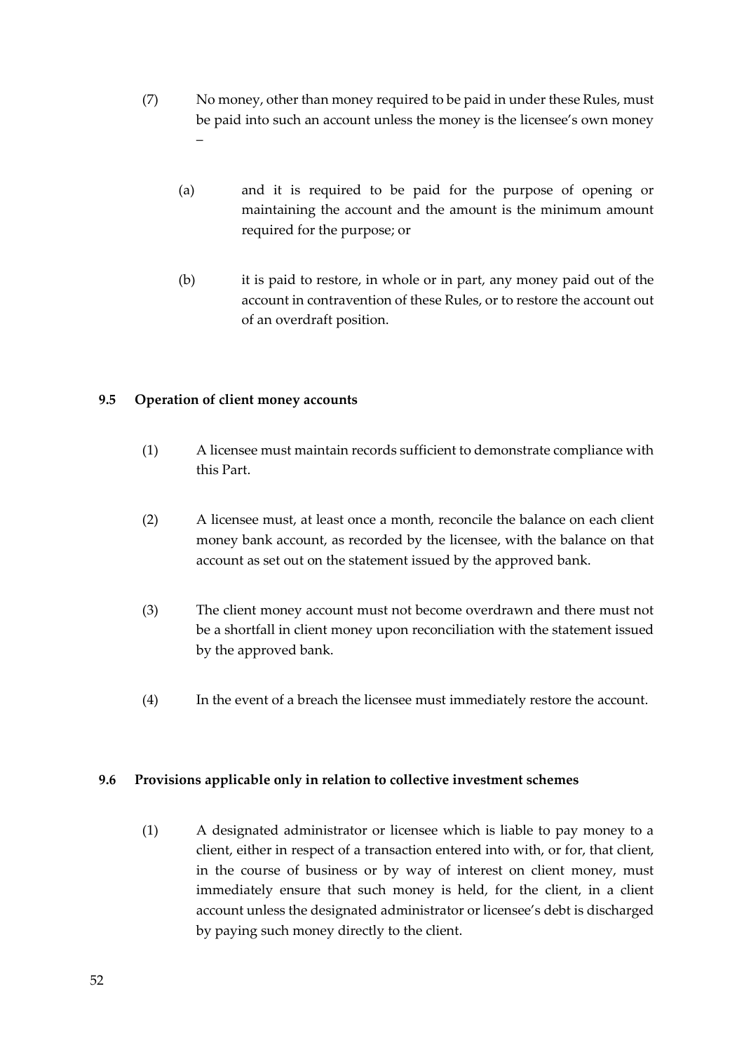(7) No money, other than money required to be paid in under these Rules, must be paid into such an account unless the money is the licensee's own money –

(a) and it is required to be paid for the purpose of opening or maintaining the account and the amount is the minimum amount required for the purpose; or

(b) it is paid to restore, in whole or in part, any money paid out of the account in contravention of these Rules, or to restore the account out of an overdraft position.

**9.5 Operation of client money accounts**

(1) A licensee must maintain records sufficient to demonstrate compliance with this Part.

(2) A licensee must, at least once a month, reconcile the balance on each client money bank account, as recorded by the licensee, with the balance on that account as set out on the statement issued by the approved bank.

(3) The client money account must not become overdrawn and there must not be a shortfall in client money upon reconciliation with the statement issued by the approved bank.

(4) In the event of a breach the licensee must immediately restore the account.

**9.6 Provisions applicable only in relation to collective investment schemes**

(1) A designated administrator or licensee which is liable to pay money to a client, either in respect of a transaction entered into with, or for, that client, in the course of business or by way of interest on client money, must immediately ensure that such money is held, for the client, in a client account unless the designated administrator or licensee's debt is discharged by paying such money directly to the client.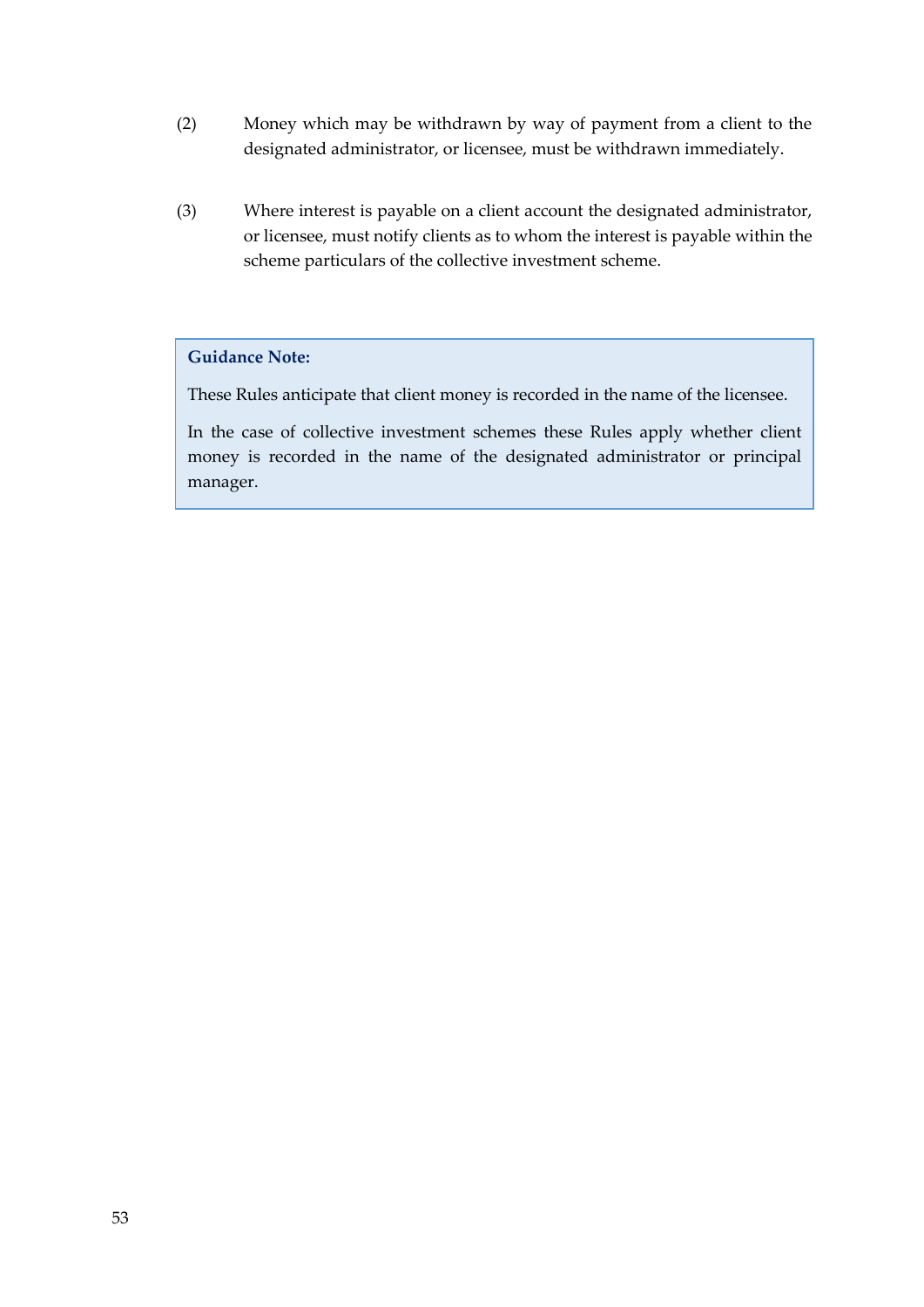(2) Money which may be withdrawn by way of payment from a client to the designated administrator, or licensee, must be withdrawn immediately.

(3) Where interest is payable on a client account the designated administrator, or licensee, must notify clients as to whom the interest is payable within the scheme particulars of the collective investment scheme.

> **Guidance Note:**
>
> These Rules anticipate that client money is recorded in the name of the licensee.
>
> In the case of collective investment schemes these Rules apply whether client money is recorded in the name of the designated administrator or principal manager.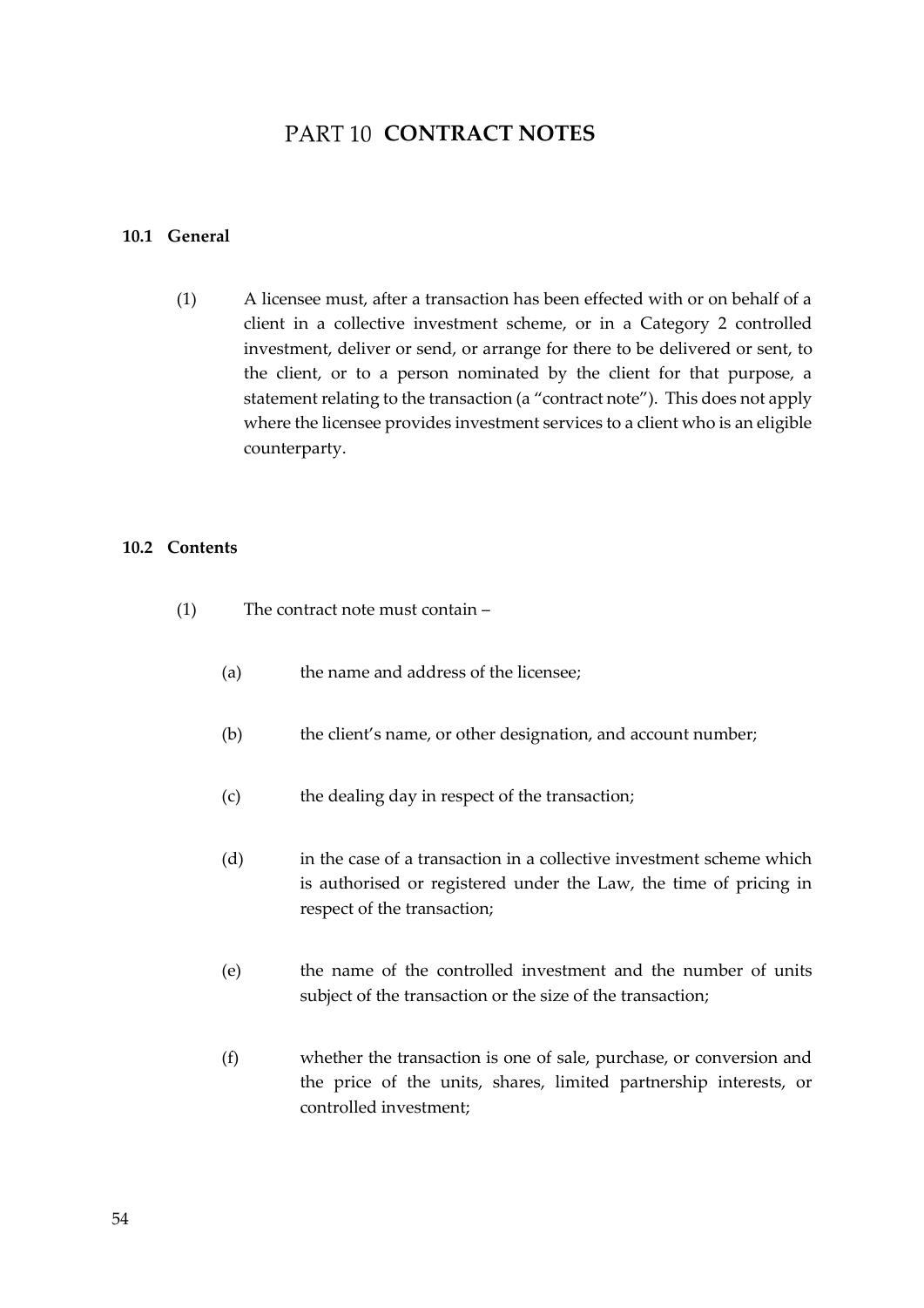# PART 10 CONTRACT NOTES

### 10.1 General

(1) A licensee must, after a transaction has been effected with or on behalf of a client in a collective investment scheme, or in a Category 2 controlled investment, deliver or send, or arrange for there to be delivered or sent, to the client, or to a person nominated by the client for that purpose, a statement relating to the transaction (a "contract note"). This does not apply where the licensee provides investment services to a client who is an eligible counterparty.

### 10.2 Contents

(1) The contract note must contain –

- (a) the name and address of the licensee;
- (b) the client's name, or other designation, and account number;
- (c) the dealing day in respect of the transaction;
- (d) in the case of a transaction in a collective investment scheme which is authorised or registered under the Law, the time of pricing in respect of the transaction;
- (e) the name of the controlled investment and the number of units subject of the transaction or the size of the transaction;
- (f) whether the transaction is one of sale, purchase, or conversion and the price of the units, shares, limited partnership interests, or controlled investment;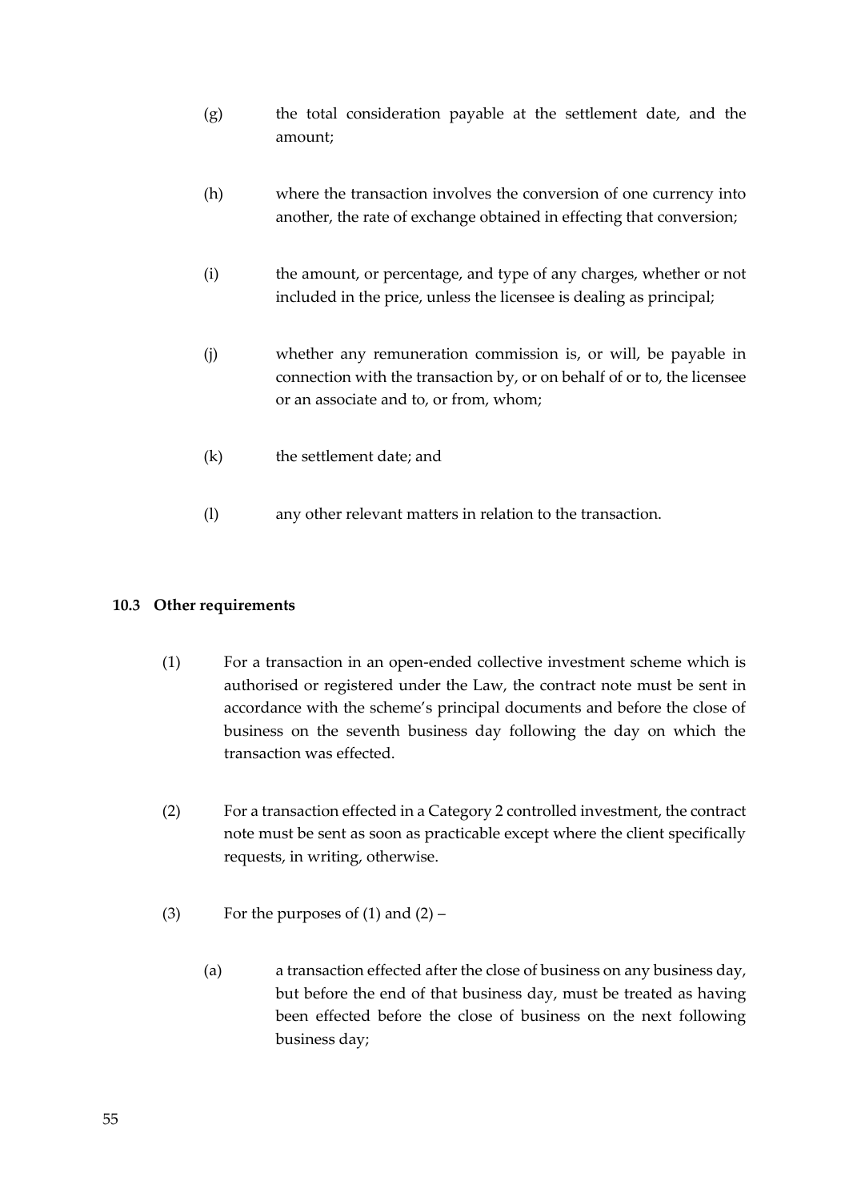(g) the total consideration payable at the settlement date, and the amount;

(h) where the transaction involves the conversion of one currency into another, the rate of exchange obtained in effecting that conversion;

(i) the amount, or percentage, and type of any charges, whether or not included in the price, unless the licensee is dealing as principal;

(j) whether any remuneration commission is, or will, be payable in connection with the transaction by, or on behalf of or to, the licensee or an associate and to, or from, whom;

(k) the settlement date; and

(l) any other relevant matters in relation to the transaction.

### 10.3 Other requirements

(1) For a transaction in an open-ended collective investment scheme which is authorised or registered under the Law, the contract note must be sent in accordance with the scheme's principal documents and before the close of business on the seventh business day following the day on which the transaction was effected.

(2) For a transaction effected in a Category 2 controlled investment, the contract note must be sent as soon as practicable except where the client specifically requests, in writing, otherwise.

(3) For the purposes of (1) and (2) –

(a) a transaction effected after the close of business on any business day, but before the end of that business day, must be treated as having been effected before the close of business on the next following business day;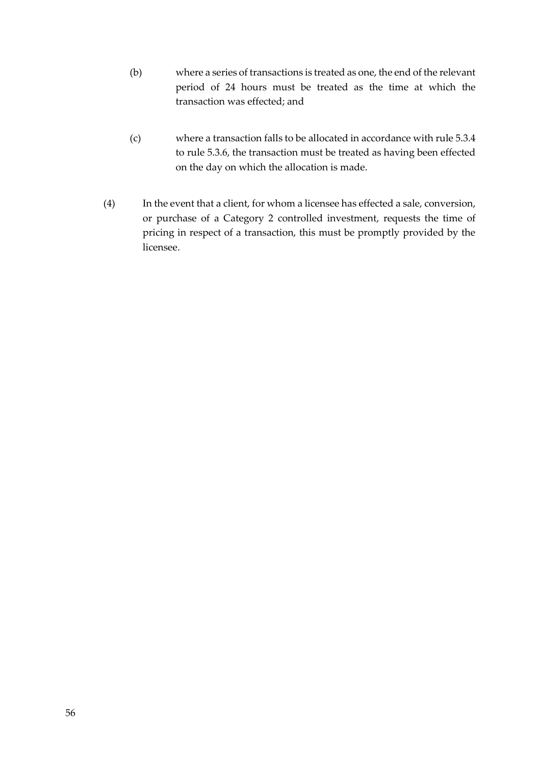(b) where a series of transactions is treated as one, the end of the relevant period of 24 hours must be treated as the time at which the transaction was effected; and

(c) where a transaction falls to be allocated in accordance with rule 5.3.4 to rule 5.3.6, the transaction must be treated as having been effected on the day on which the allocation is made.

(4) In the event that a client, for whom a licensee has effected a sale, conversion, or purchase of a Category 2 controlled investment, requests the time of pricing in respect of a transaction, this must be promptly provided by the licensee.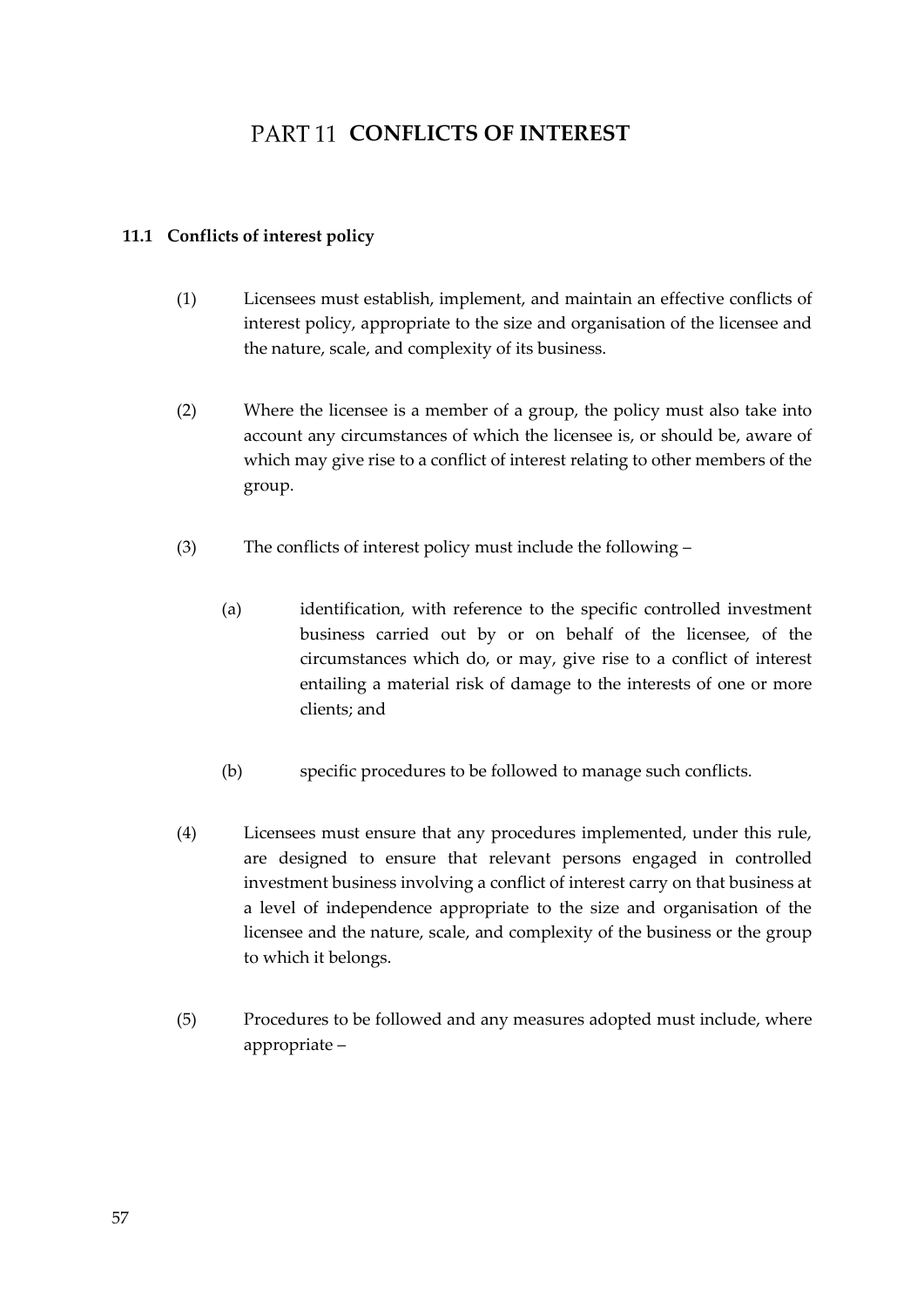# PART 11 CONFLICTS OF INTEREST

## 11.1 Conflicts of interest policy

(1) Licensees must establish, implement, and maintain an effective conflicts of interest policy, appropriate to the size and organisation of the licensee and the nature, scale, and complexity of its business.

(2) Where the licensee is a member of a group, the policy must also take into account any circumstances of which the licensee is, or should be, aware of which may give rise to a conflict of interest relating to other members of the group.

(3) The conflicts of interest policy must include the following –

(a) identification, with reference to the specific controlled investment business carried out by or on behalf of the licensee, of the circumstances which do, or may, give rise to a conflict of interest entailing a material risk of damage to the interests of one or more clients; and

(b) specific procedures to be followed to manage such conflicts.

(4) Licensees must ensure that any procedures implemented, under this rule, are designed to ensure that relevant persons engaged in controlled investment business involving a conflict of interest carry on that business at a level of independence appropriate to the size and organisation of the licensee and the nature, scale, and complexity of the business or the group to which it belongs.

(5) Procedures to be followed and any measures adopted must include, where appropriate –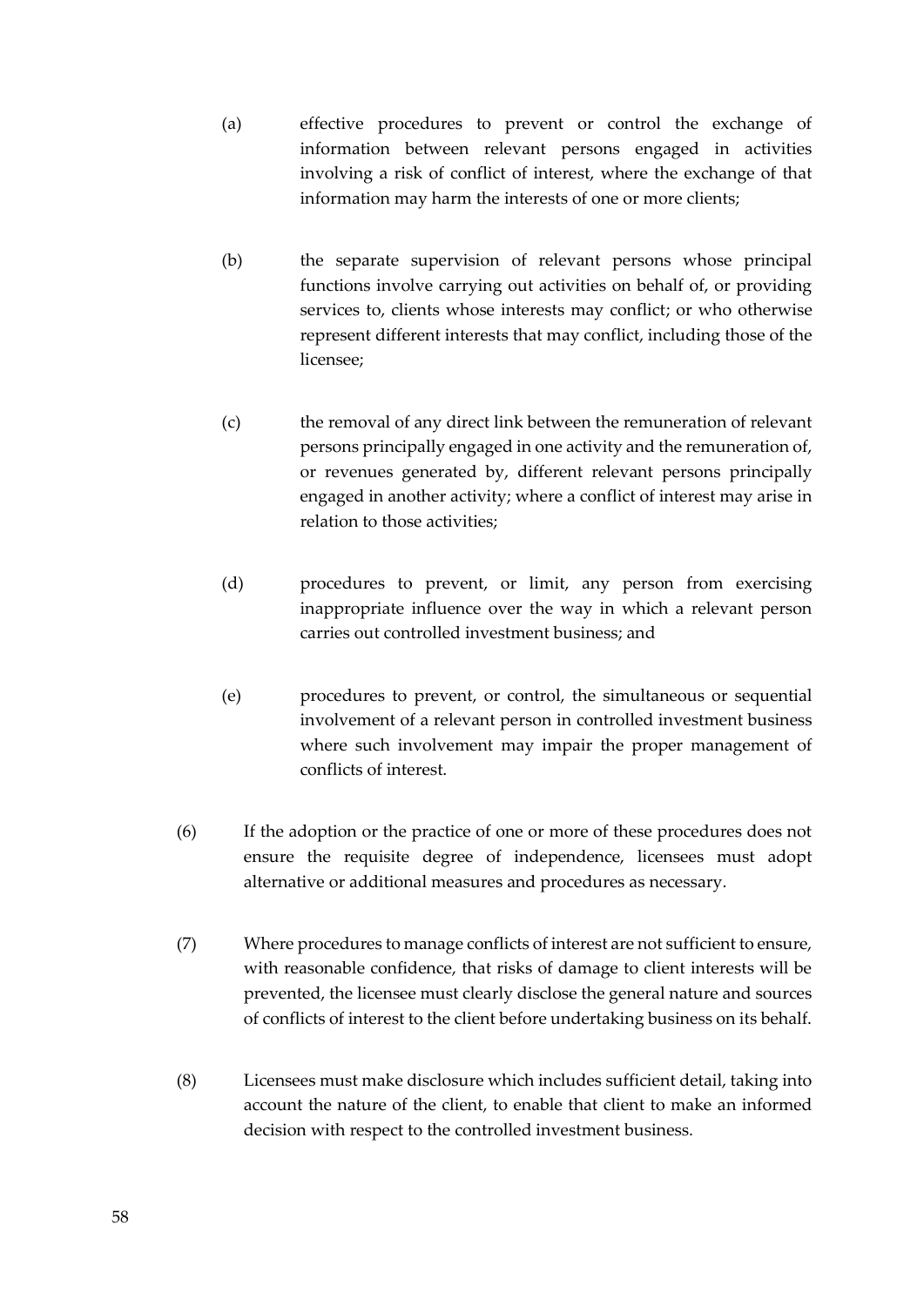(a) effective procedures to prevent or control the exchange of information between relevant persons engaged in activities involving a risk of conflict of interest, where the exchange of that information may harm the interests of one or more clients;

(b) the separate supervision of relevant persons whose principal functions involve carrying out activities on behalf of, or providing services to, clients whose interests may conflict; or who otherwise represent different interests that may conflict, including those of the licensee;

(c) the removal of any direct link between the remuneration of relevant persons principally engaged in one activity and the remuneration of, or revenues generated by, different relevant persons principally engaged in another activity; where a conflict of interest may arise in relation to those activities;

(d) procedures to prevent, or limit, any person from exercising inappropriate influence over the way in which a relevant person carries out controlled investment business; and

(e) procedures to prevent, or control, the simultaneous or sequential involvement of a relevant person in controlled investment business where such involvement may impair the proper management of conflicts of interest.

(6) If the adoption or the practice of one or more of these procedures does not ensure the requisite degree of independence, licensees must adopt alternative or additional measures and procedures as necessary.

(7) Where procedures to manage conflicts of interest are not sufficient to ensure, with reasonable confidence, that risks of damage to client interests will be prevented, the licensee must clearly disclose the general nature and sources of conflicts of interest to the client before undertaking business on its behalf.

(8) Licensees must make disclosure which includes sufficient detail, taking into account the nature of the client, to enable that client to make an informed decision with respect to the controlled investment business.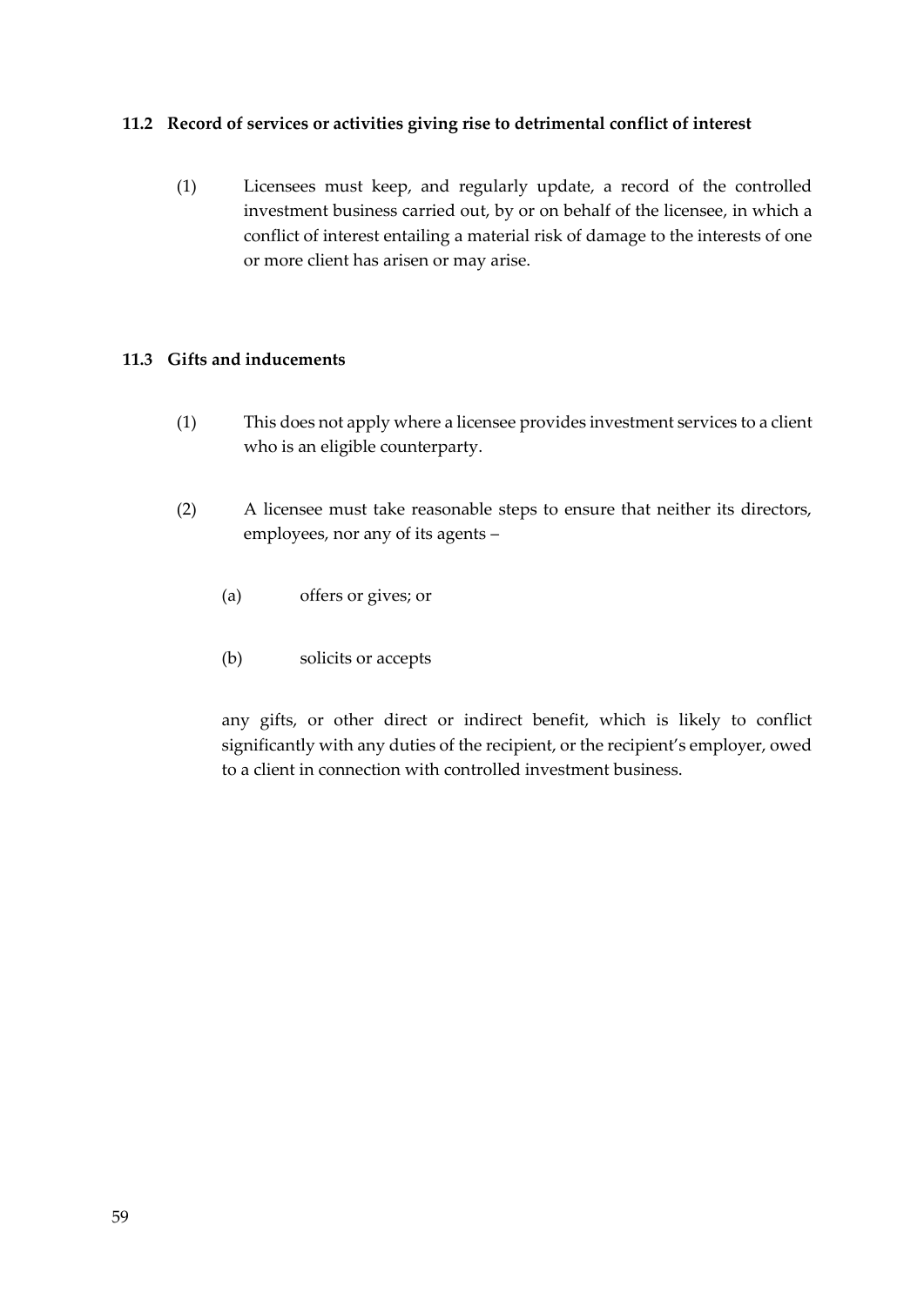### 11.2 Record of services or activities giving rise to detrimental conflict of interest

(1) Licensees must keep, and regularly update, a record of the controlled investment business carried out, by or on behalf of the licensee, in which a conflict of interest entailing a material risk of damage to the interests of one or more client has arisen or may arise.

### 11.3 Gifts and inducements

(1) This does not apply where a licensee provides investment services to a client who is an eligible counterparty.

(2) A licensee must take reasonable steps to ensure that neither its directors, employees, nor any of its agents –

(a) offers or gives; or

(b) solicits or accepts

any gifts, or other direct or indirect benefit, which is likely to conflict significantly with any duties of the recipient, or the recipient's employer, owed to a client in connection with controlled investment business.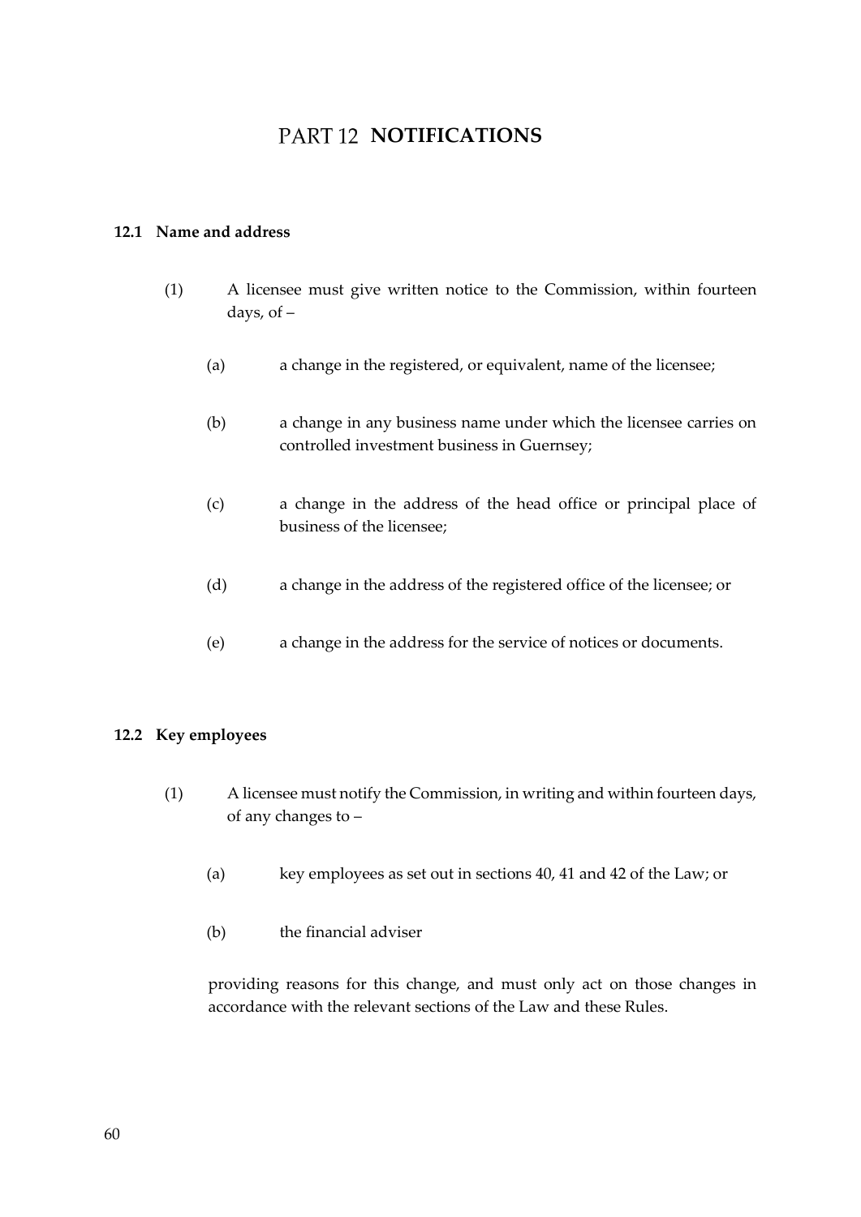# PART 12 NOTIFICATIONS

### 12.1 Name and address

(1) A licensee must give written notice to the Commission, within fourteen days, of –

(a) a change in the registered, or equivalent, name of the licensee;

(b) a change in any business name under which the licensee carries on controlled investment business in Guernsey;

(c) a change in the address of the head office or principal place of business of the licensee;

(d) a change in the address of the registered office of the licensee; or

(e) a change in the address for the service of notices or documents.

### 12.2 Key employees

(1) A licensee must notify the Commission, in writing and within fourteen days, of any changes to –

(a) key employees as set out in sections 40, 41 and 42 of the Law; or

(b) the financial adviser

providing reasons for this change, and must only act on those changes in accordance with the relevant sections of the Law and these Rules.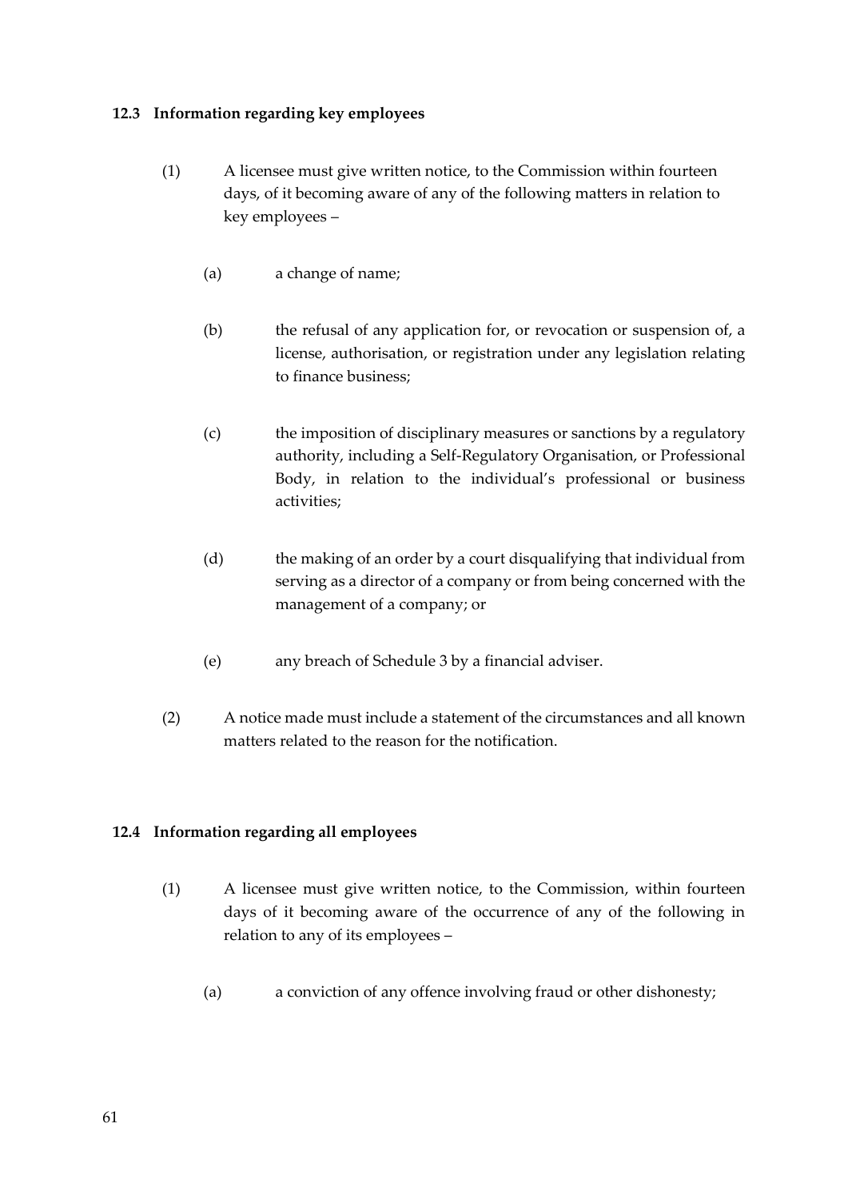### 12.3 Information regarding key employees

(1) A licensee must give written notice, to the Commission within fourteen days, of it becoming aware of any of the following matters in relation to key employees –

(a) a change of name;

(b) the refusal of any application for, or revocation or suspension of, a license, authorisation, or registration under any legislation relating to finance business;

(c) the imposition of disciplinary measures or sanctions by a regulatory authority, including a Self-Regulatory Organisation, or Professional Body, in relation to the individual's professional or business activities;

(d) the making of an order by a court disqualifying that individual from serving as a director of a company or from being concerned with the management of a company; or

(e) any breach of Schedule 3 by a financial adviser.

(2) A notice made must include a statement of the circumstances and all known matters related to the reason for the notification.

### 12.4 Information regarding all employees

(1) A licensee must give written notice, to the Commission, within fourteen days of it becoming aware of the occurrence of any of the following in relation to any of its employees –

(a) a conviction of any offence involving fraud or other dishonesty;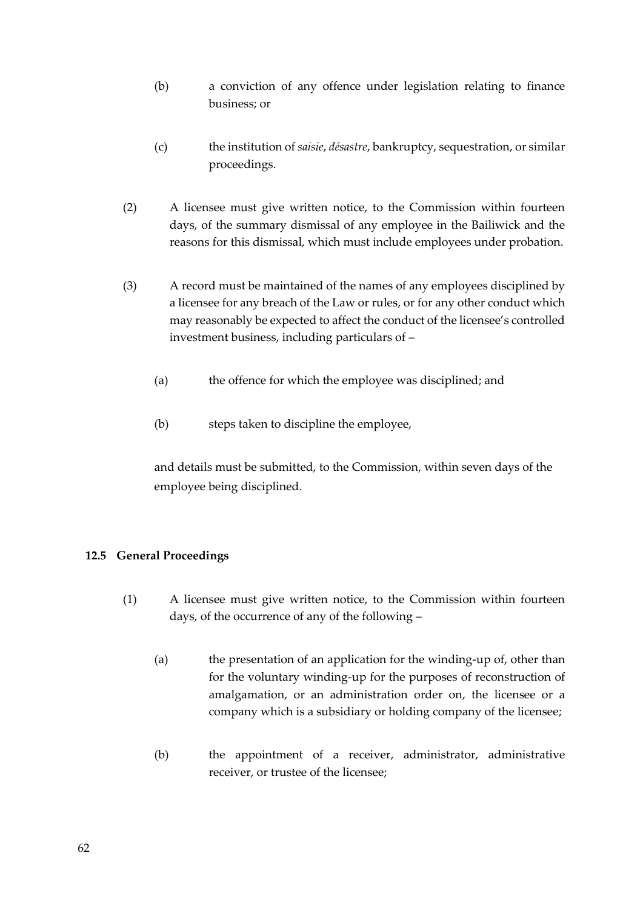(b) a conviction of any offence under legislation relating to finance business; or

(c) the institution of *saisie*, *désastre*, bankruptcy, sequestration, or similar proceedings.

(2) A licensee must give written notice, to the Commission within fourteen days, of the summary dismissal of any employee in the Bailiwick and the reasons for this dismissal, which must include employees under probation.

(3) A record must be maintained of the names of any employees disciplined by a licensee for any breach of the Law or rules, or for any other conduct which may reasonably be expected to affect the conduct of the licensee's controlled investment business, including particulars of –

(a) the offence for which the employee was disciplined; and

(b) steps taken to discipline the employee,

and details must be submitted, to the Commission, within seven days of the employee being disciplined.

### 12.5 General Proceedings

(1) A licensee must give written notice, to the Commission within fourteen days, of the occurrence of any of the following –

(a) the presentation of an application for the winding-up of, other than for the voluntary winding-up for the purposes of reconstruction of amalgamation, or an administration order on, the licensee or a company which is a subsidiary or holding company of the licensee;

(b) the appointment of a receiver, administrator, administrative receiver, or trustee of the licensee;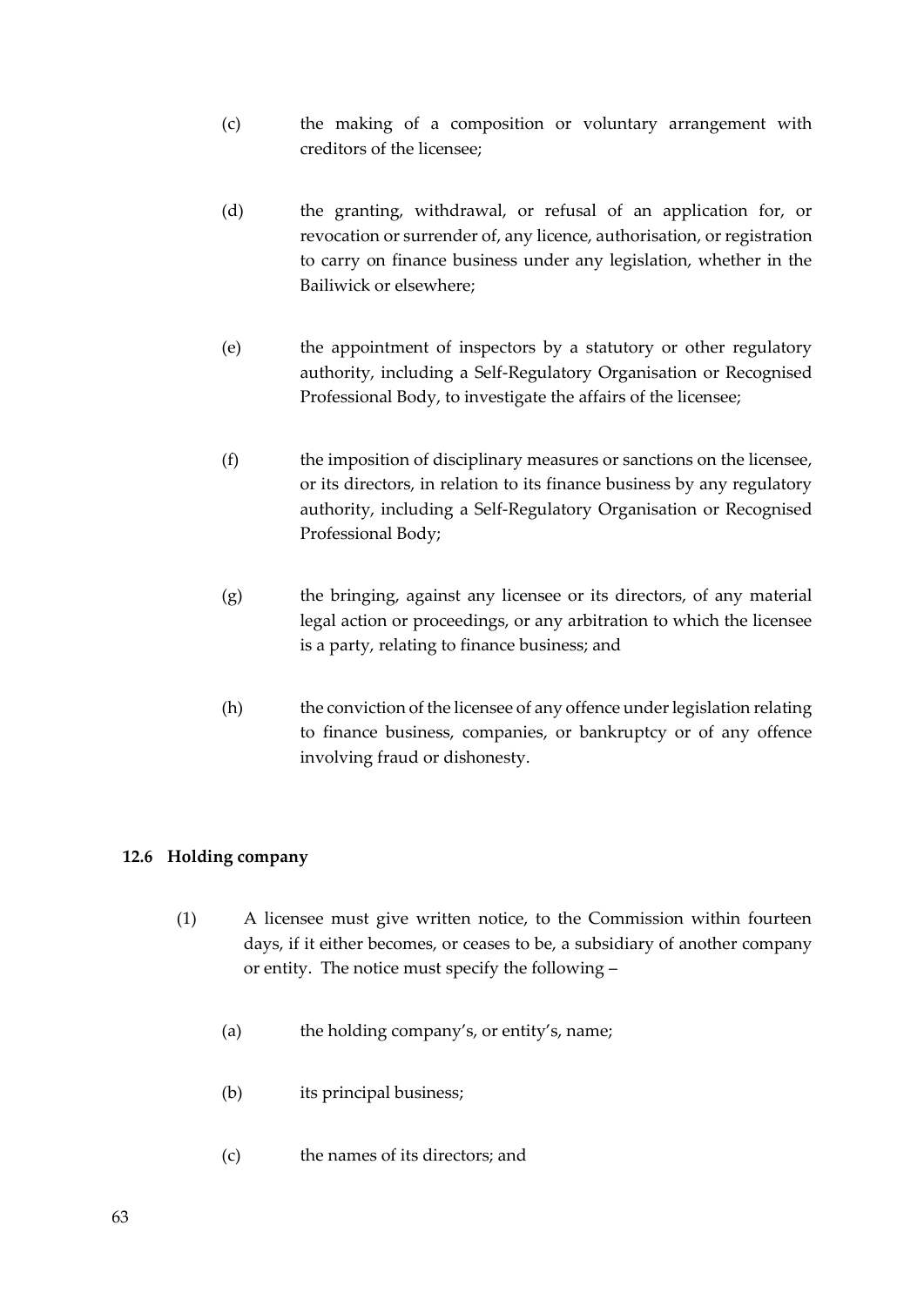(c) the making of a composition or voluntary arrangement with creditors of the licensee;

(d) the granting, withdrawal, or refusal of an application for, or revocation or surrender of, any licence, authorisation, or registration to carry on finance business under any legislation, whether in the Bailiwick or elsewhere;

(e) the appointment of inspectors by a statutory or other regulatory authority, including a Self-Regulatory Organisation or Recognised Professional Body, to investigate the affairs of the licensee;

(f) the imposition of disciplinary measures or sanctions on the licensee, or its directors, in relation to its finance business by any regulatory authority, including a Self-Regulatory Organisation or Recognised Professional Body;

(g) the bringing, against any licensee or its directors, of any material legal action or proceedings, or any arbitration to which the licensee is a party, relating to finance business; and

(h) the conviction of the licensee of any offence under legislation relating to finance business, companies, or bankruptcy or of any offence involving fraud or dishonesty.

### 12.6 Holding company

(1) A licensee must give written notice, to the Commission within fourteen days, if it either becomes, or ceases to be, a subsidiary of another company or entity. The notice must specify the following –

(a) the holding company's, or entity's, name;

(b) its principal business;

(c) the names of its directors; and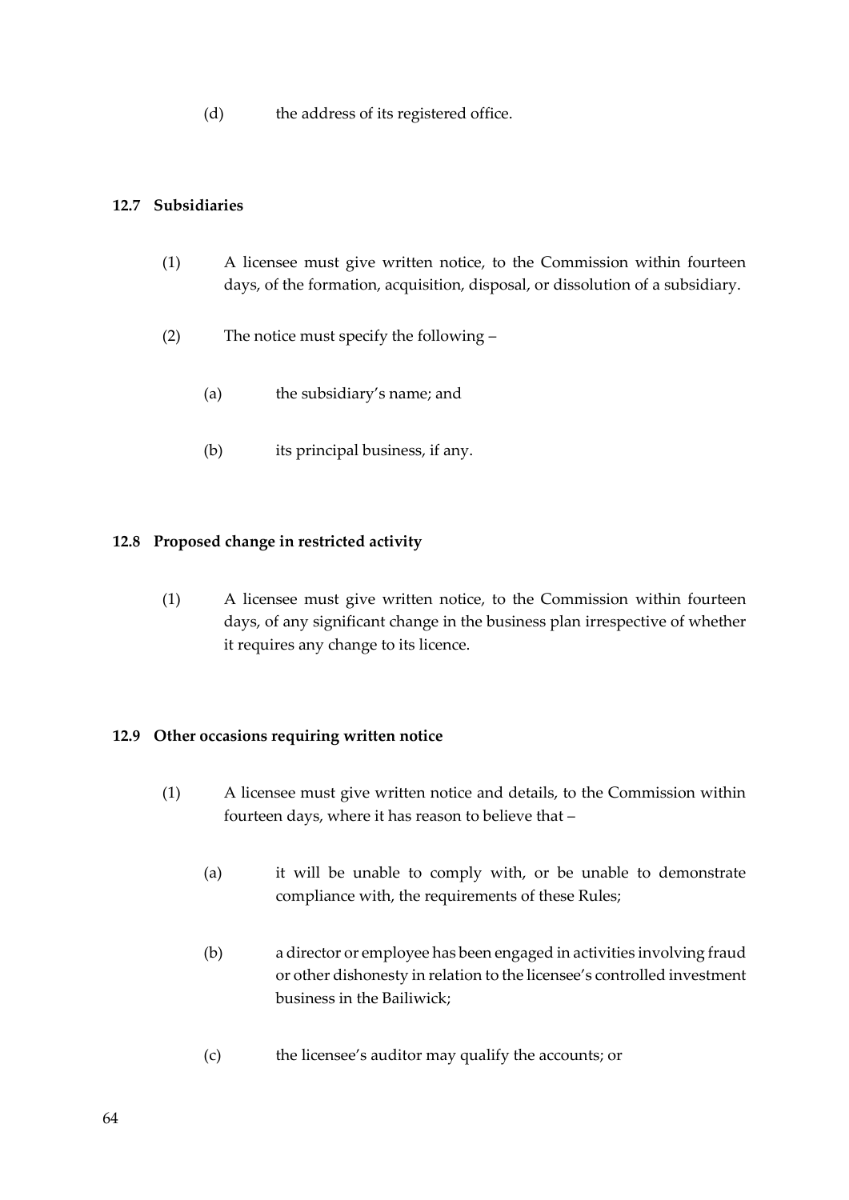(d) the address of its registered office.

### 12.7 Subsidiaries

(1) A licensee must give written notice, to the Commission within fourteen days, of the formation, acquisition, disposal, or dissolution of a subsidiary.

(2) The notice must specify the following –

(a) the subsidiary's name; and

(b) its principal business, if any.

### 12.8 Proposed change in restricted activity

(1) A licensee must give written notice, to the Commission within fourteen days, of any significant change in the business plan irrespective of whether it requires any change to its licence.

### 12.9 Other occasions requiring written notice

(1) A licensee must give written notice and details, to the Commission within fourteen days, where it has reason to believe that –

(a) it will be unable to comply with, or be unable to demonstrate compliance with, the requirements of these Rules;

(b) a director or employee has been engaged in activities involving fraud or other dishonesty in relation to the licensee's controlled investment business in the Bailiwick;

(c) the licensee's auditor may qualify the accounts; or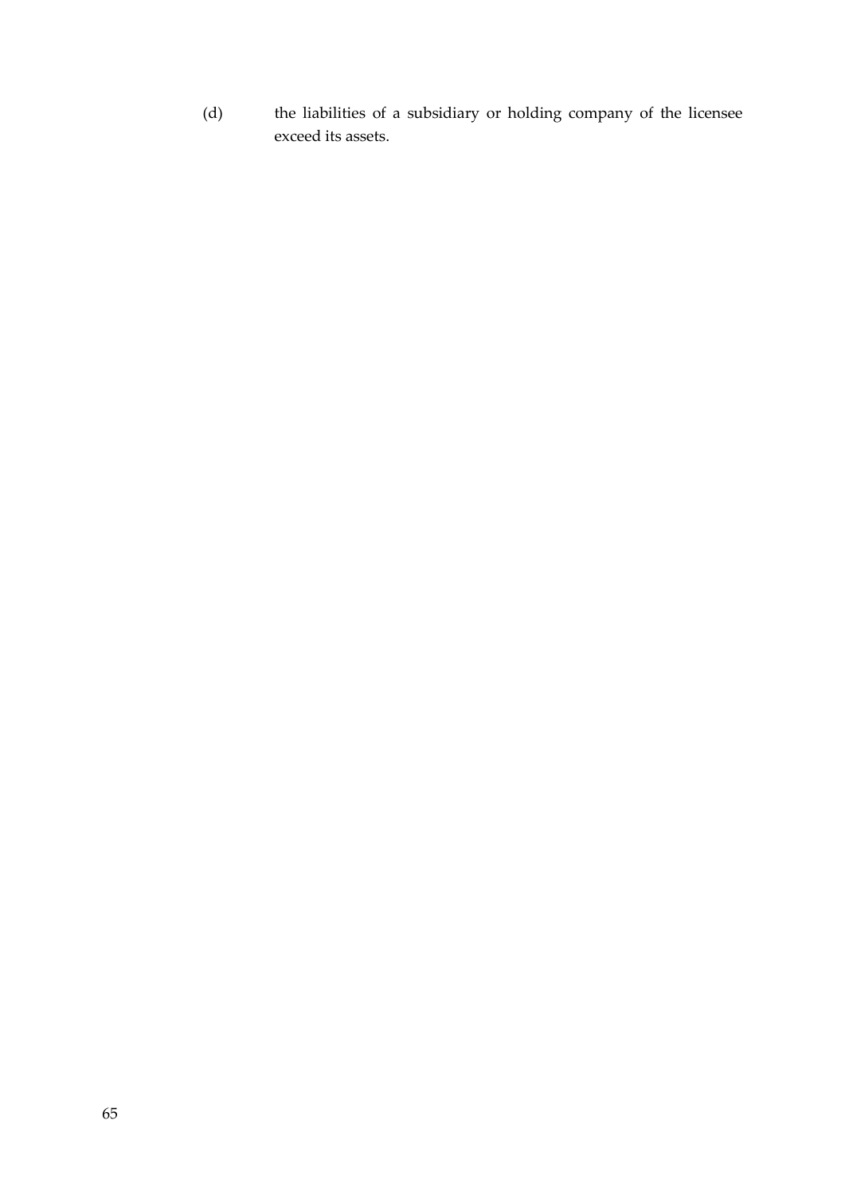(d) the liabilities of a subsidiary or holding company of the licensee exceed its assets.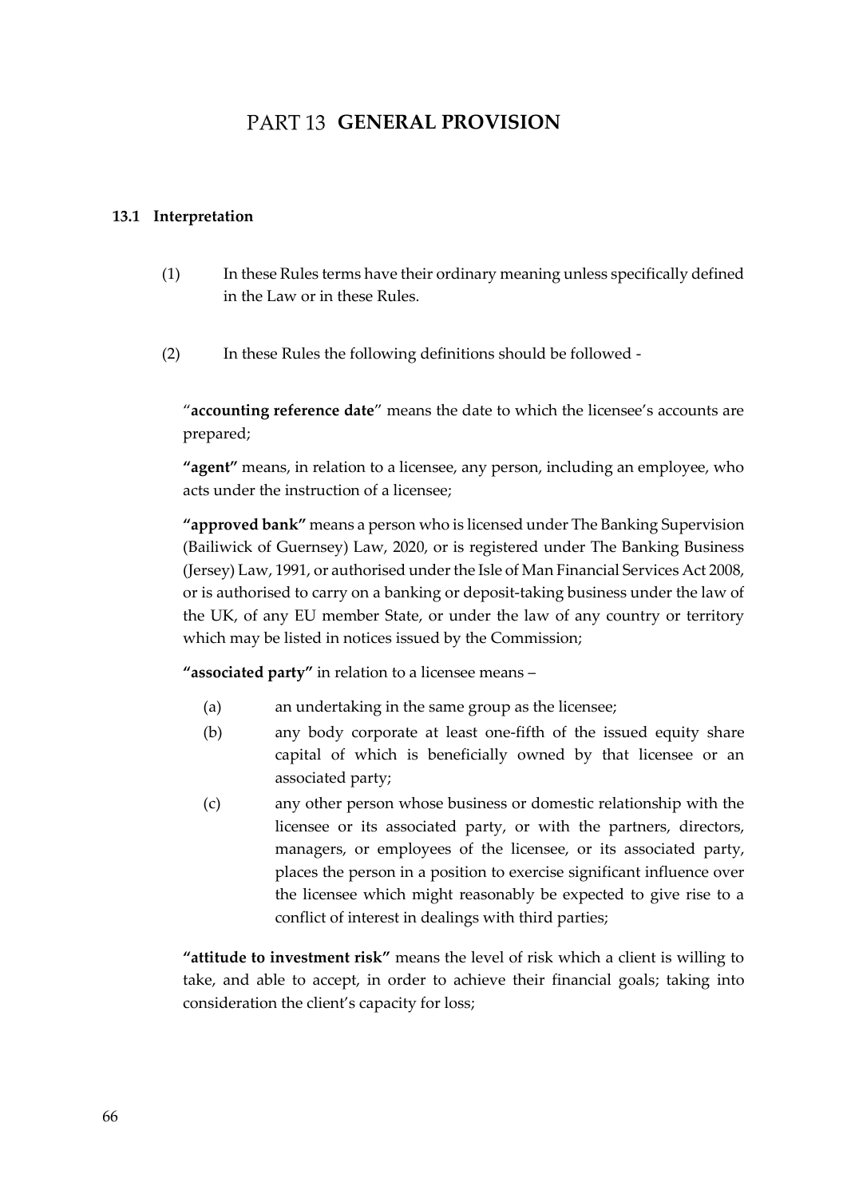# PART 13 GENERAL PROVISION

### 13.1 Interpretation

(1) In these Rules terms have their ordinary meaning unless specifically defined in the Law or in these Rules.

(2) In these Rules the following definitions should be followed -

"**accounting reference date**" means the date to which the licensee's accounts are prepared;

**"agent"** means, in relation to a licensee, any person, including an employee, who acts under the instruction of a licensee;

**"approved bank"** means a person who is licensed under The Banking Supervision (Bailiwick of Guernsey) Law, 2020, or is registered under The Banking Business (Jersey) Law, 1991, or authorised under the Isle of Man Financial Services Act 2008, or is authorised to carry on a banking or deposit-taking business under the law of the UK, of any EU member State, or under the law of any country or territory which may be listed in notices issued by the Commission;

**"associated party"** in relation to a licensee means –

- (a) an undertaking in the same group as the licensee;
- (b) any body corporate at least one-fifth of the issued equity share capital of which is beneficially owned by that licensee or an associated party;
- (c) any other person whose business or domestic relationship with the licensee or its associated party, or with the partners, directors, managers, or employees of the licensee, or its associated party, places the person in a position to exercise significant influence over the licensee which might reasonably be expected to give rise to a conflict of interest in dealings with third parties;

**"attitude to investment risk"** means the level of risk which a client is willing to take, and able to accept, in order to achieve their financial goals; taking into consideration the client's capacity for loss;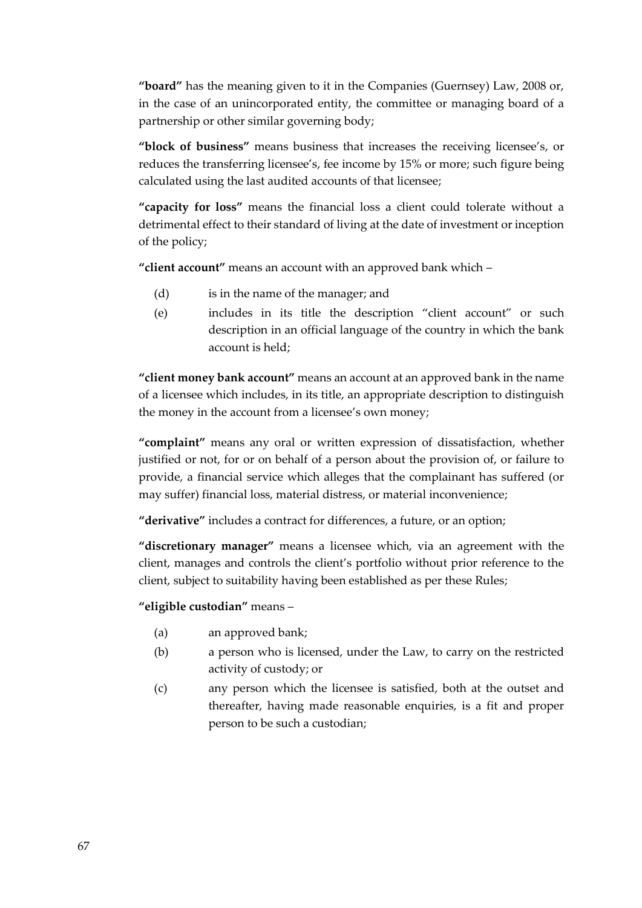**"board"** has the meaning given to it in the Companies (Guernsey) Law, 2008 or, in the case of an unincorporated entity, the committee or managing board of a partnership or other similar governing body;

**"block of business"** means business that increases the receiving licensee's, or reduces the transferring licensee's, fee income by 15% or more; such figure being calculated using the last audited accounts of that licensee;

**"capacity for loss"** means the financial loss a client could tolerate without a detrimental effect to their standard of living at the date of investment or inception of the policy;

**"client account"** means an account with an approved bank which –

- (d) is in the name of the manager; and
- (e) includes in its title the description "client account" or such description in an official language of the country in which the bank account is held;

**"client money bank account"** means an account at an approved bank in the name of a licensee which includes, in its title, an appropriate description to distinguish the money in the account from a licensee's own money;

**"complaint"** means any oral or written expression of dissatisfaction, whether justified or not, for or on behalf of a person about the provision of, or failure to provide, a financial service which alleges that the complainant has suffered (or may suffer) financial loss, material distress, or material inconvenience;

**"derivative"** includes a contract for differences, a future, or an option;

**"discretionary manager"** means a licensee which, via an agreement with the client, manages and controls the client's portfolio without prior reference to the client, subject to suitability having been established as per these Rules;

**"eligible custodian"** means –

- (a) an approved bank;
- (b) a person who is licensed, under the Law, to carry on the restricted activity of custody; or
- (c) any person which the licensee is satisfied, both at the outset and thereafter, having made reasonable enquiries, is a fit and proper person to be such a custodian;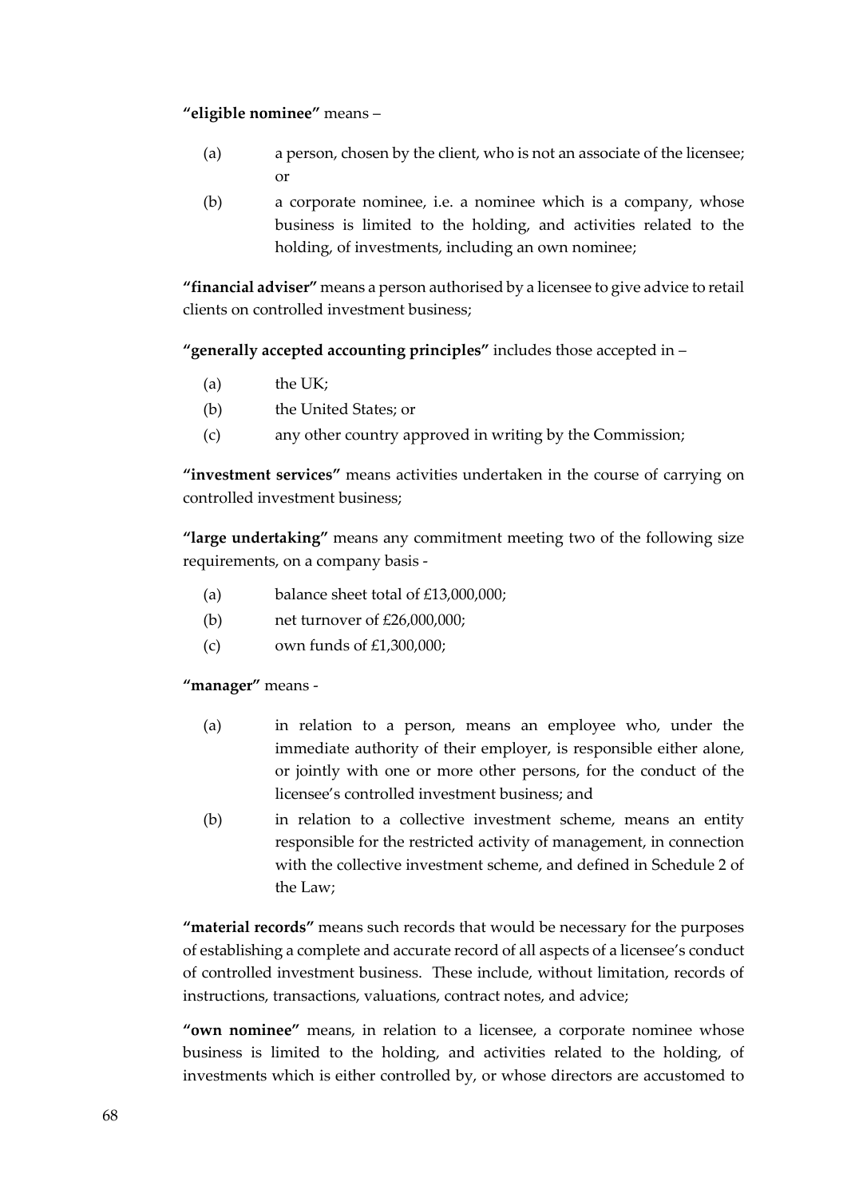**"eligible nominee"** means –

(a) a person, chosen by the client, who is not an associate of the licensee; or

(b) a corporate nominee, i.e. a nominee which is a company, whose business is limited to the holding, and activities related to the holding, of investments, including an own nominee;

**"financial adviser"** means a person authorised by a licensee to give advice to retail clients on controlled investment business;

**"generally accepted accounting principles"** includes those accepted in –

(a) the UK;

(b) the United States; or

(c) any other country approved in writing by the Commission;

**"investment services"** means activities undertaken in the course of carrying on controlled investment business;

**"large undertaking"** means any commitment meeting two of the following size requirements, on a company basis -

(a) balance sheet total of £13,000,000;

(b) net turnover of £26,000,000;

(c) own funds of £1,300,000;

**"manager"** means -

(a) in relation to a person, means an employee who, under the immediate authority of their employer, is responsible either alone, or jointly with one or more other persons, for the conduct of the licensee's controlled investment business; and

(b) in relation to a collective investment scheme, means an entity responsible for the restricted activity of management, in connection with the collective investment scheme, and defined in Schedule 2 of the Law;

**"material records"** means such records that would be necessary for the purposes of establishing a complete and accurate record of all aspects of a licensee's conduct of controlled investment business. These include, without limitation, records of instructions, transactions, valuations, contract notes, and advice;

**"own nominee"** means, in relation to a licensee, a corporate nominee whose business is limited to the holding, and activities related to the holding, of investments which is either controlled by, or whose directors are accustomed to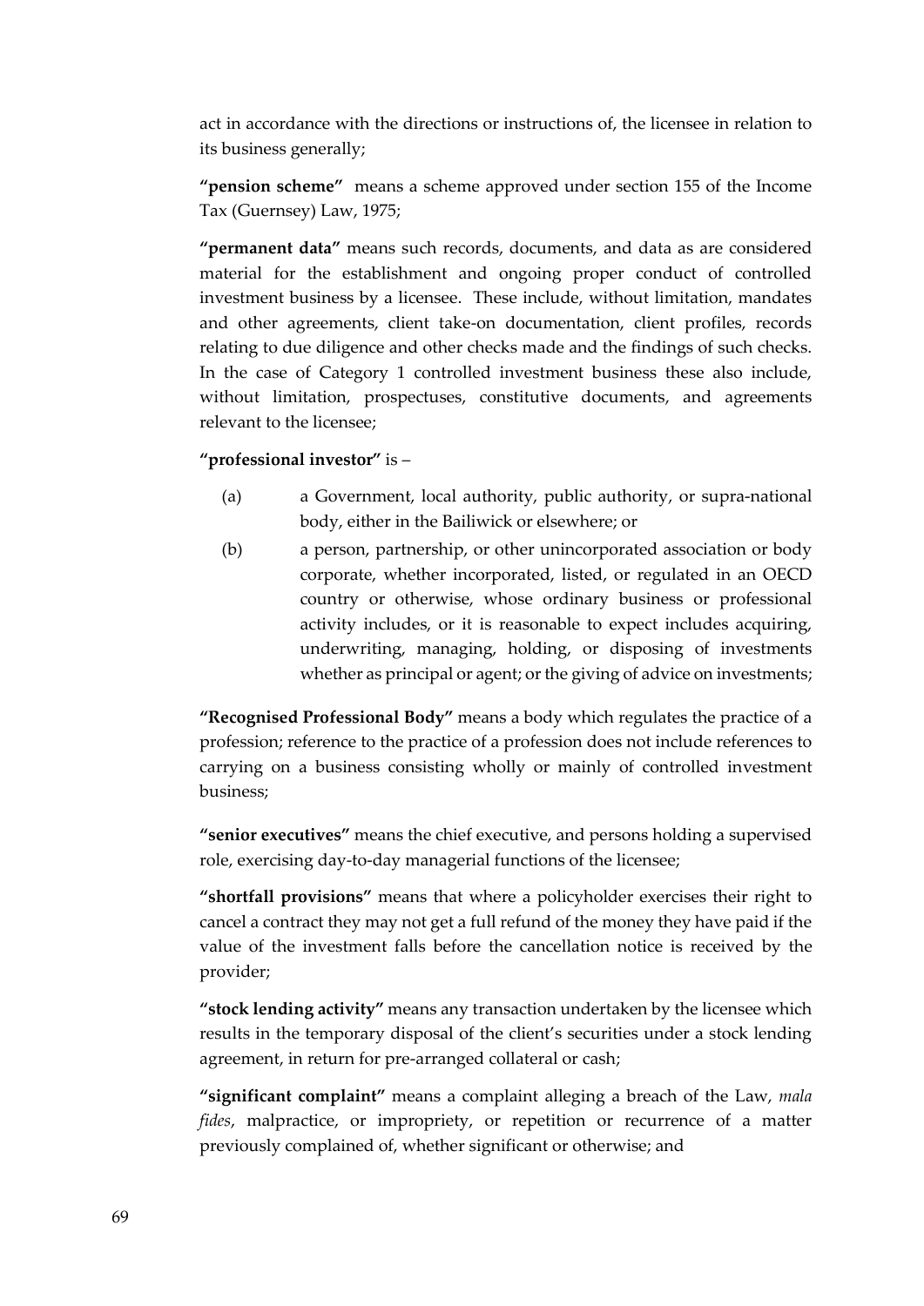act in accordance with the directions or instructions of, the licensee in relation to its business generally;

**"pension scheme"** means a scheme approved under section 155 of the Income Tax (Guernsey) Law, 1975;

**"permanent data"** means such records, documents, and data as are considered material for the establishment and ongoing proper conduct of controlled investment business by a licensee. These include, without limitation, mandates and other agreements, client take-on documentation, client profiles, records relating to due diligence and other checks made and the findings of such checks. In the case of Category 1 controlled investment business these also include, without limitation, prospectuses, constitutive documents, and agreements relevant to the licensee;

**"professional investor"** is –

(a) a Government, local authority, public authority, or supra-national body, either in the Bailiwick or elsewhere; or

(b) a person, partnership, or other unincorporated association or body corporate, whether incorporated, listed, or regulated in an OECD country or otherwise, whose ordinary business or professional activity includes, or it is reasonable to expect includes acquiring, underwriting, managing, holding, or disposing of investments whether as principal or agent; or the giving of advice on investments;

**"Recognised Professional Body"** means a body which regulates the practice of a profession; reference to the practice of a profession does not include references to carrying on a business consisting wholly or mainly of controlled investment business;

**"senior executives"** means the chief executive, and persons holding a supervised role, exercising day-to-day managerial functions of the licensee;

**"shortfall provisions"** means that where a policyholder exercises their right to cancel a contract they may not get a full refund of the money they have paid if the value of the investment falls before the cancellation notice is received by the provider;

**"stock lending activity"** means any transaction undertaken by the licensee which results in the temporary disposal of the client's securities under a stock lending agreement, in return for pre-arranged collateral or cash;

**"significant complaint"** means a complaint alleging a breach of the Law, *mala fides*, malpractice, or impropriety, or repetition or recurrence of a matter previously complained of, whether significant or otherwise; and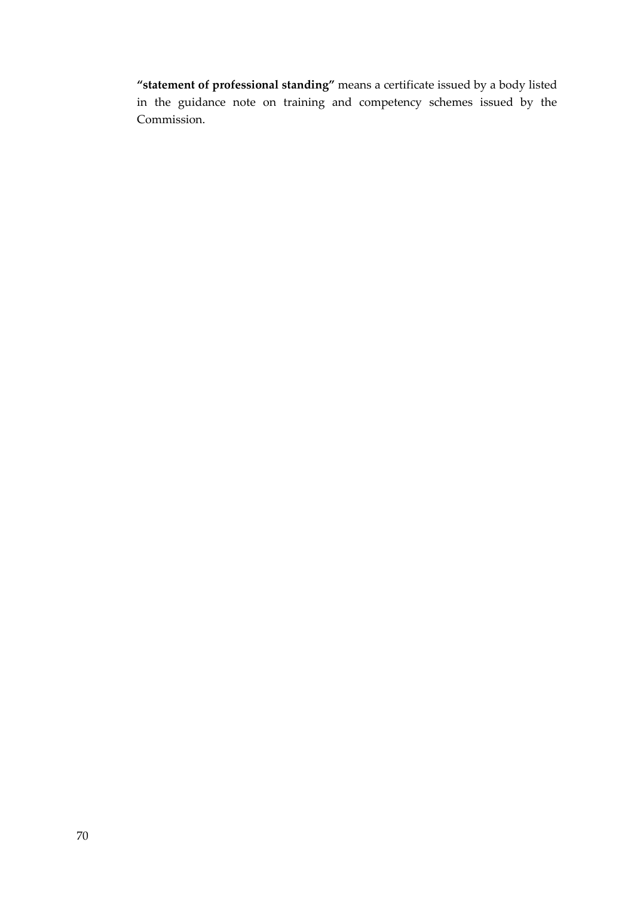**"statement of professional standing"** means a certificate issued by a body listed in the guidance note on training and competency schemes issued by the Commission.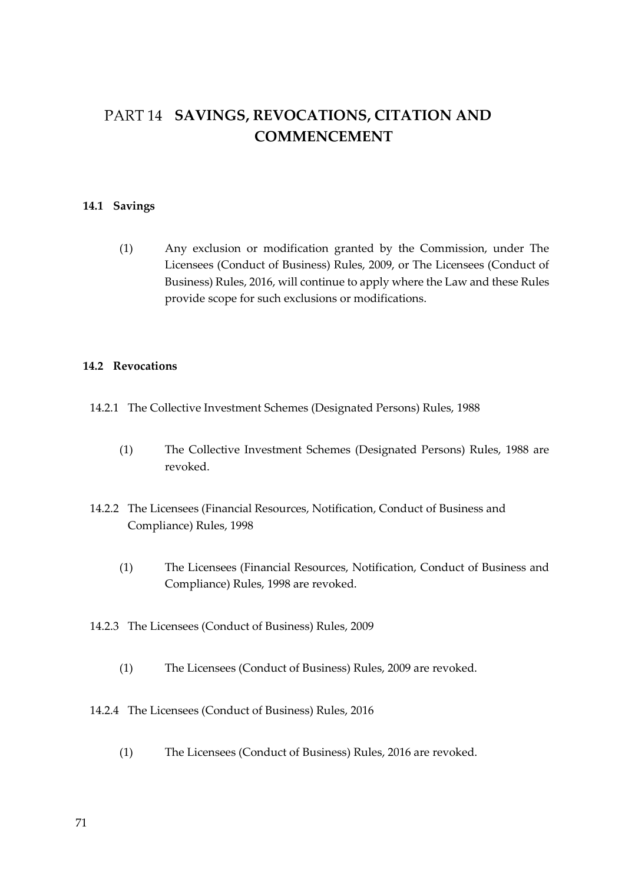# PART 14 SAVINGS, REVOCATIONS, CITATION AND COMMENCEMENT

## 14.1 Savings

(1) Any exclusion or modification granted by the Commission, under The Licensees (Conduct of Business) Rules, 2009, or The Licensees (Conduct of Business) Rules, 2016, will continue to apply where the Law and these Rules provide scope for such exclusions or modifications.

## 14.2 Revocations

### 14.2.1 The Collective Investment Schemes (Designated Persons) Rules, 1988

(1) The Collective Investment Schemes (Designated Persons) Rules, 1988 are revoked.

### 14.2.2 The Licensees (Financial Resources, Notification, Conduct of Business and Compliance) Rules, 1998

(1) The Licensees (Financial Resources, Notification, Conduct of Business and Compliance) Rules, 1998 are revoked.

### 14.2.3 The Licensees (Conduct of Business) Rules, 2009

(1) The Licensees (Conduct of Business) Rules, 2009 are revoked.

### 14.2.4 The Licensees (Conduct of Business) Rules, 2016

(1) The Licensees (Conduct of Business) Rules, 2016 are revoked.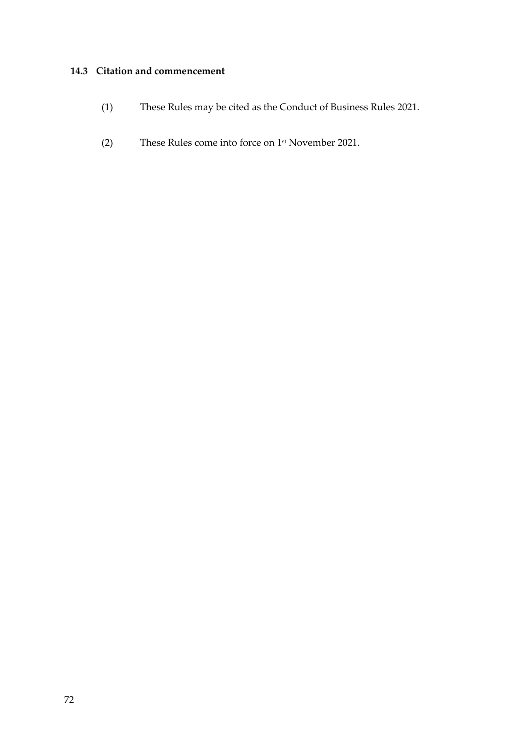### 14.3 Citation and commencement

(1) These Rules may be cited as the Conduct of Business Rules 2021.

(2) These Rules come into force on 1st November 2021.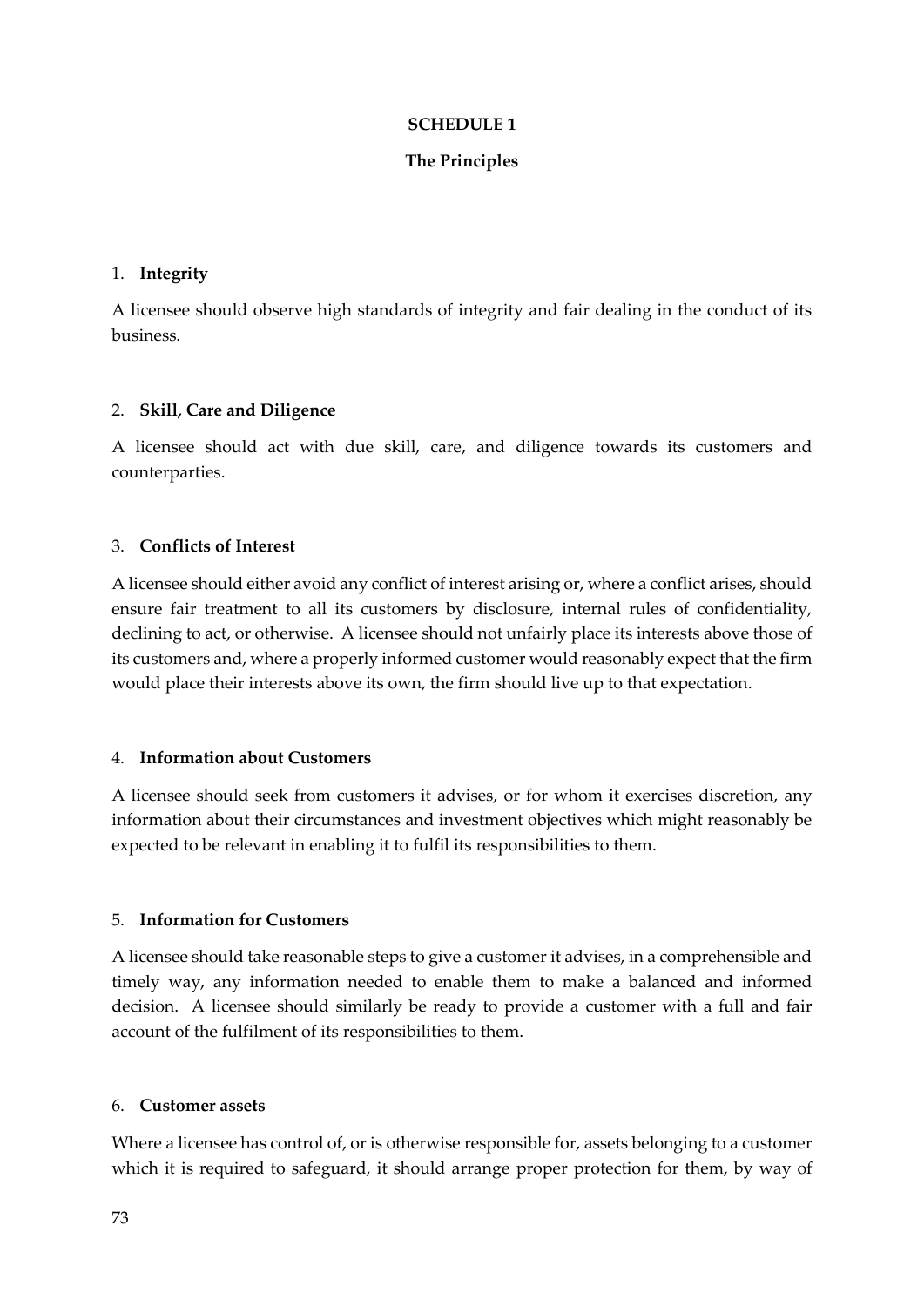**SCHEDULE 1**

**The Principles**

1. **Integrity**

A licensee should observe high standards of integrity and fair dealing in the conduct of its business.

2. **Skill, Care and Diligence**

A licensee should act with due skill, care, and diligence towards its customers and counterparties.

3. **Conflicts of Interest**

A licensee should either avoid any conflict of interest arising or, where a conflict arises, should ensure fair treatment to all its customers by disclosure, internal rules of confidentiality, declining to act, or otherwise. A licensee should not unfairly place its interests above those of its customers and, where a properly informed customer would reasonably expect that the firm would place their interests above its own, the firm should live up to that expectation.

4. **Information about Customers**

A licensee should seek from customers it advises, or for whom it exercises discretion, any information about their circumstances and investment objectives which might reasonably be expected to be relevant in enabling it to fulfil its responsibilities to them.

5. **Information for Customers**

A licensee should take reasonable steps to give a customer it advises, in a comprehensible and timely way, any information needed to enable them to make a balanced and informed decision. A licensee should similarly be ready to provide a customer with a full and fair account of the fulfilment of its responsibilities to them.

6. **Customer assets**

Where a licensee has control of, or is otherwise responsible for, assets belonging to a customer which it is required to safeguard, it should arrange proper protection for them, by way of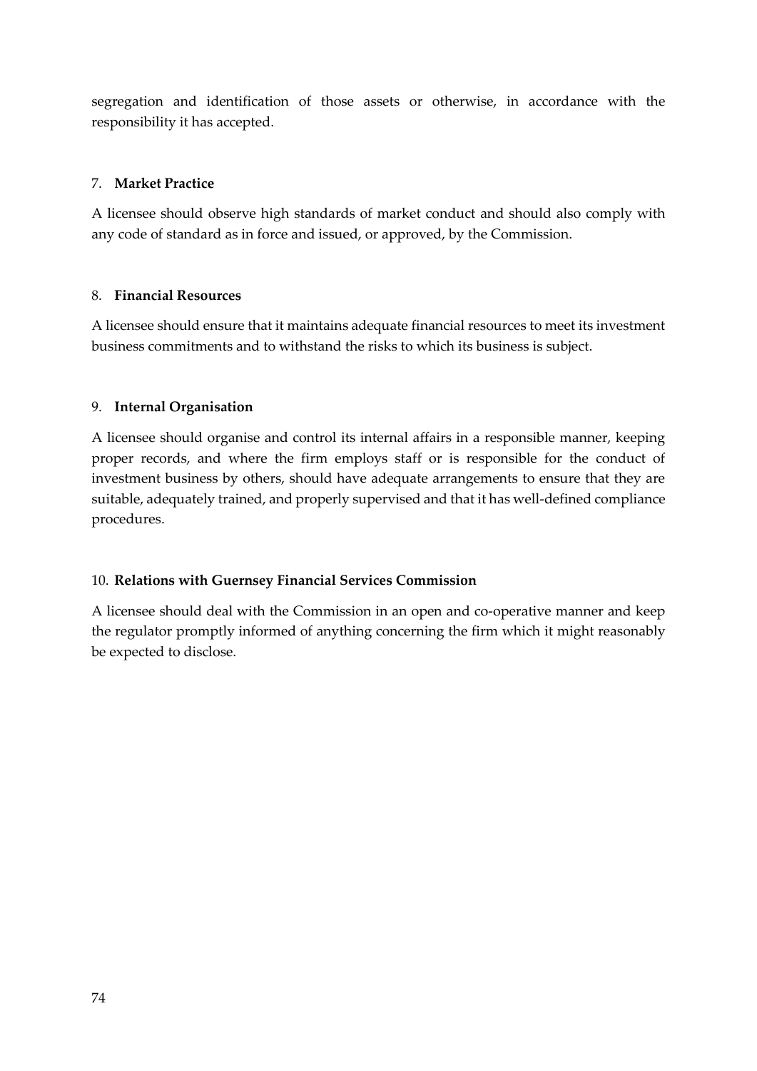segregation and identification of those assets or otherwise, in accordance with the responsibility it has accepted.

7. **Market Practice**

A licensee should observe high standards of market conduct and should also comply with any code of standard as in force and issued, or approved, by the Commission.

8. **Financial Resources**

A licensee should ensure that it maintains adequate financial resources to meet its investment business commitments and to withstand the risks to which its business is subject.

9. **Internal Organisation**

A licensee should organise and control its internal affairs in a responsible manner, keeping proper records, and where the firm employs staff or is responsible for the conduct of investment business by others, should have adequate arrangements to ensure that they are suitable, adequately trained, and properly supervised and that it has well-defined compliance procedures.

10. **Relations with Guernsey Financial Services Commission**

A licensee should deal with the Commission in an open and co-operative manner and keep the regulator promptly informed of anything concerning the firm which it might reasonably be expected to disclose.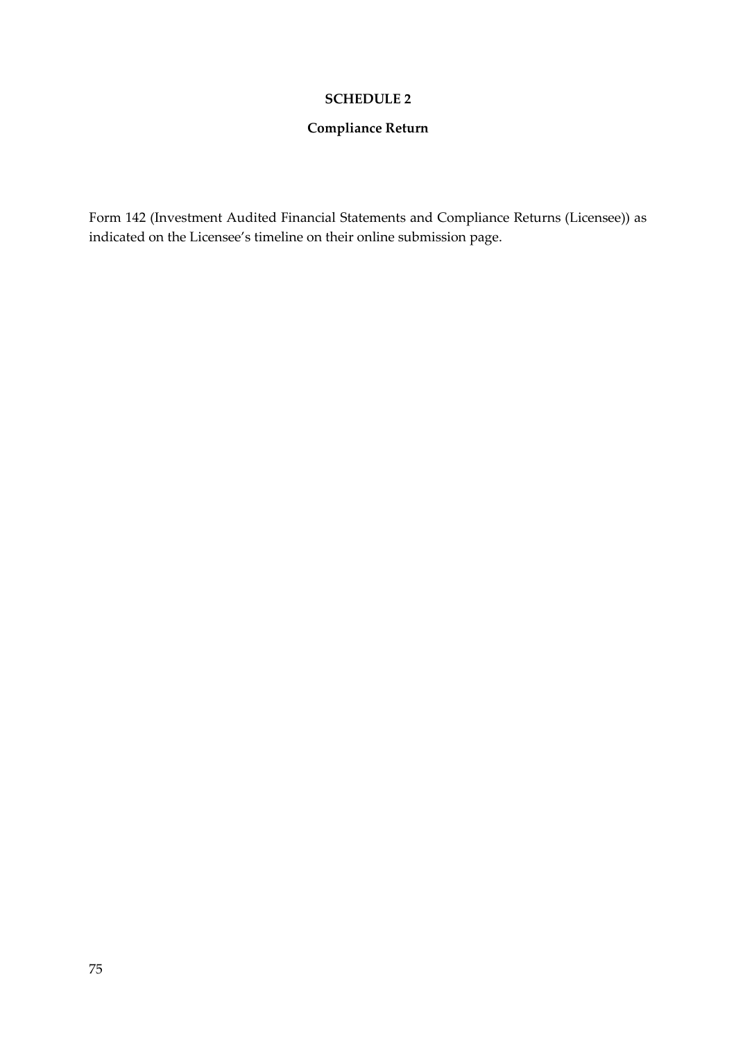# SCHEDULE 2

## Compliance Return

Form 142 (Investment Audited Financial Statements and Compliance Returns (Licensee)) as indicated on the Licensee's timeline on their online submission page.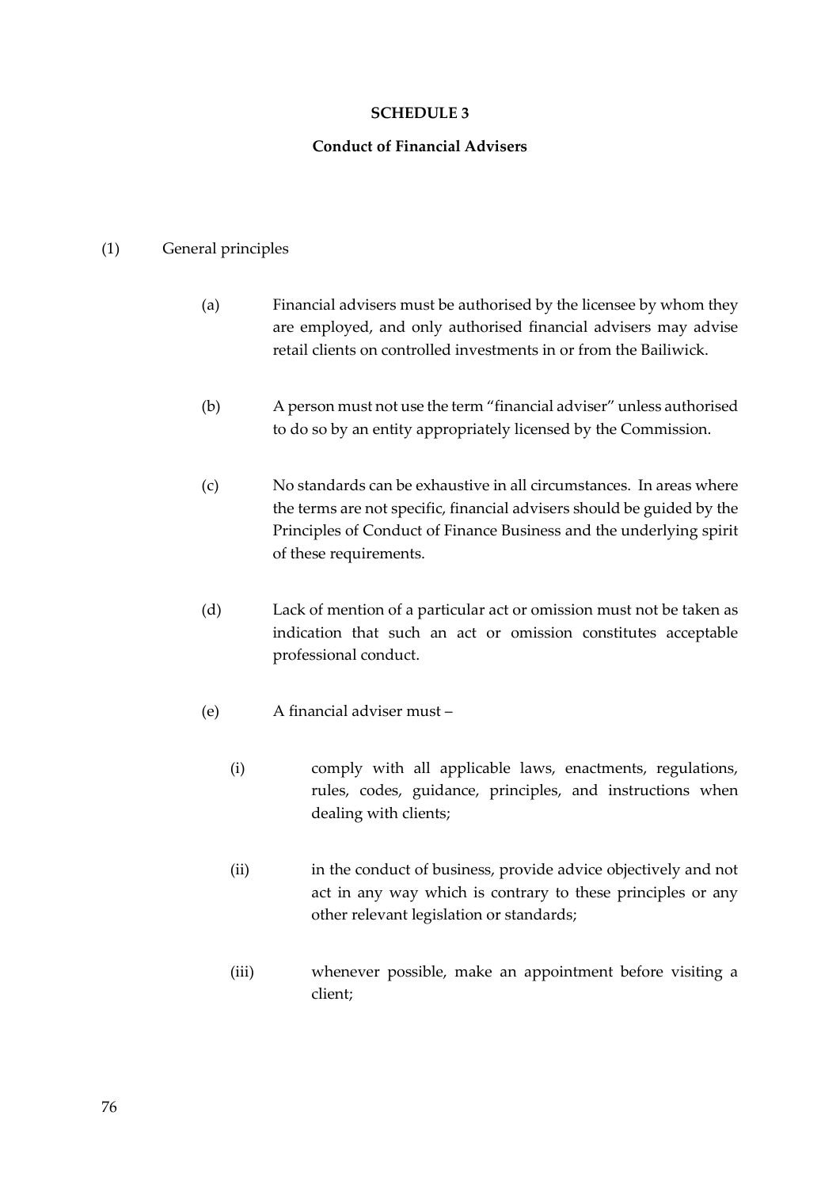**SCHEDULE 3**

**Conduct of Financial Advisers**

(1) General principles

(a) Financial advisers must be authorised by the licensee by whom they are employed, and only authorised financial advisers may advise retail clients on controlled investments in or from the Bailiwick.

(b) A person must not use the term "financial adviser" unless authorised to do so by an entity appropriately licensed by the Commission.

(c) No standards can be exhaustive in all circumstances. In areas where the terms are not specific, financial advisers should be guided by the Principles of Conduct of Finance Business and the underlying spirit of these requirements.

(d) Lack of mention of a particular act or omission must not be taken as indication that such an act or omission constitutes acceptable professional conduct.

(e) A financial adviser must –

(i) comply with all applicable laws, enactments, regulations, rules, codes, guidance, principles, and instructions when dealing with clients;

(ii) in the conduct of business, provide advice objectively and not act in any way which is contrary to these principles or any other relevant legislation or standards;

(iii) whenever possible, make an appointment before visiting a client;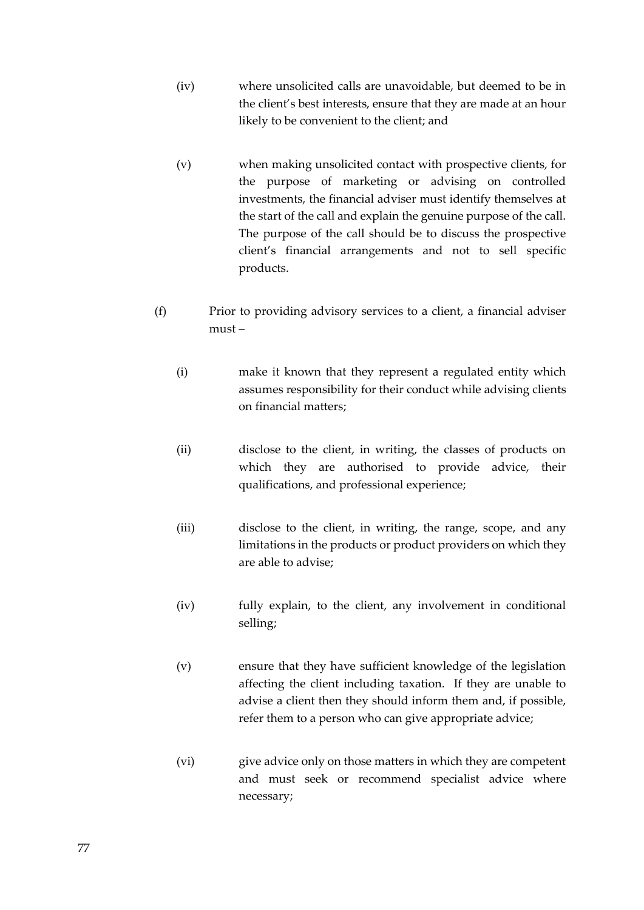(iv) where unsolicited calls are unavoidable, but deemed to be in the client's best interests, ensure that they are made at an hour likely to be convenient to the client; and

(v) when making unsolicited contact with prospective clients, for the purpose of marketing or advising on controlled investments, the financial adviser must identify themselves at the start of the call and explain the genuine purpose of the call. The purpose of the call should be to discuss the prospective client's financial arrangements and not to sell specific products.

(f) Prior to providing advisory services to a client, a financial adviser must –

(i) make it known that they represent a regulated entity which assumes responsibility for their conduct while advising clients on financial matters;

(ii) disclose to the client, in writing, the classes of products on which they are authorised to provide advice, their qualifications, and professional experience;

(iii) disclose to the client, in writing, the range, scope, and any limitations in the products or product providers on which they are able to advise;

(iv) fully explain, to the client, any involvement in conditional selling;

(v) ensure that they have sufficient knowledge of the legislation affecting the client including taxation. If they are unable to advise a client then they should inform them and, if possible, refer them to a person who can give appropriate advice;

(vi) give advice only on those matters in which they are competent and must seek or recommend specialist advice where necessary;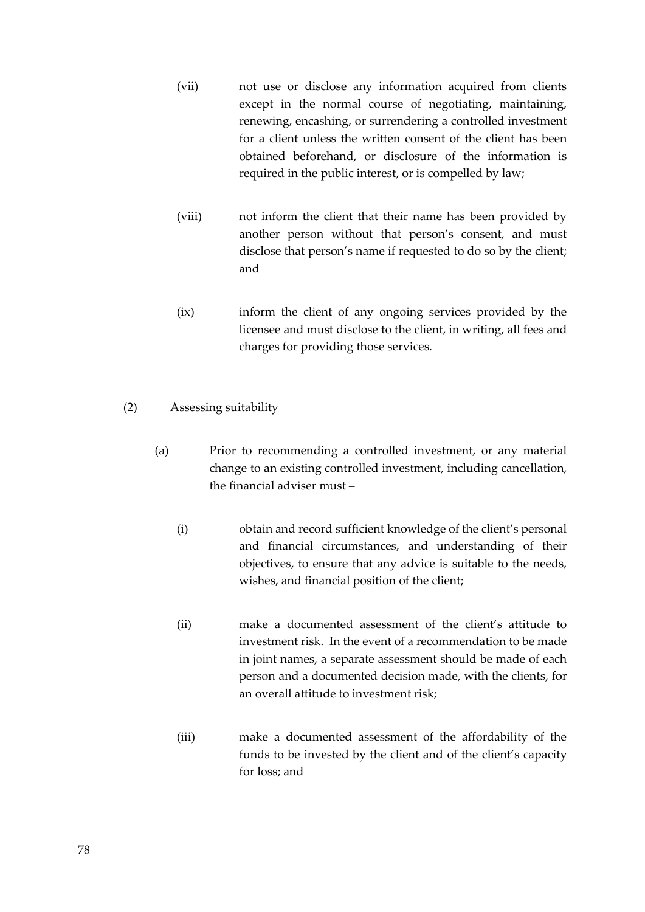(vii) not use or disclose any information acquired from clients except in the normal course of negotiating, maintaining, renewing, encashing, or surrendering a controlled investment for a client unless the written consent of the client has been obtained beforehand, or disclosure of the information is required in the public interest, or is compelled by law;

(viii) not inform the client that their name has been provided by another person without that person's consent, and must disclose that person's name if requested to do so by the client; and

(ix) inform the client of any ongoing services provided by the licensee and must disclose to the client, in writing, all fees and charges for providing those services.

(2) Assessing suitability

(a) Prior to recommending a controlled investment, or any material change to an existing controlled investment, including cancellation, the financial adviser must –

(i) obtain and record sufficient knowledge of the client's personal and financial circumstances, and understanding of their objectives, to ensure that any advice is suitable to the needs, wishes, and financial position of the client;

(ii) make a documented assessment of the client's attitude to investment risk. In the event of a recommendation to be made in joint names, a separate assessment should be made of each person and a documented decision made, with the clients, for an overall attitude to investment risk;

(iii) make a documented assessment of the affordability of the funds to be invested by the client and of the client's capacity for loss; and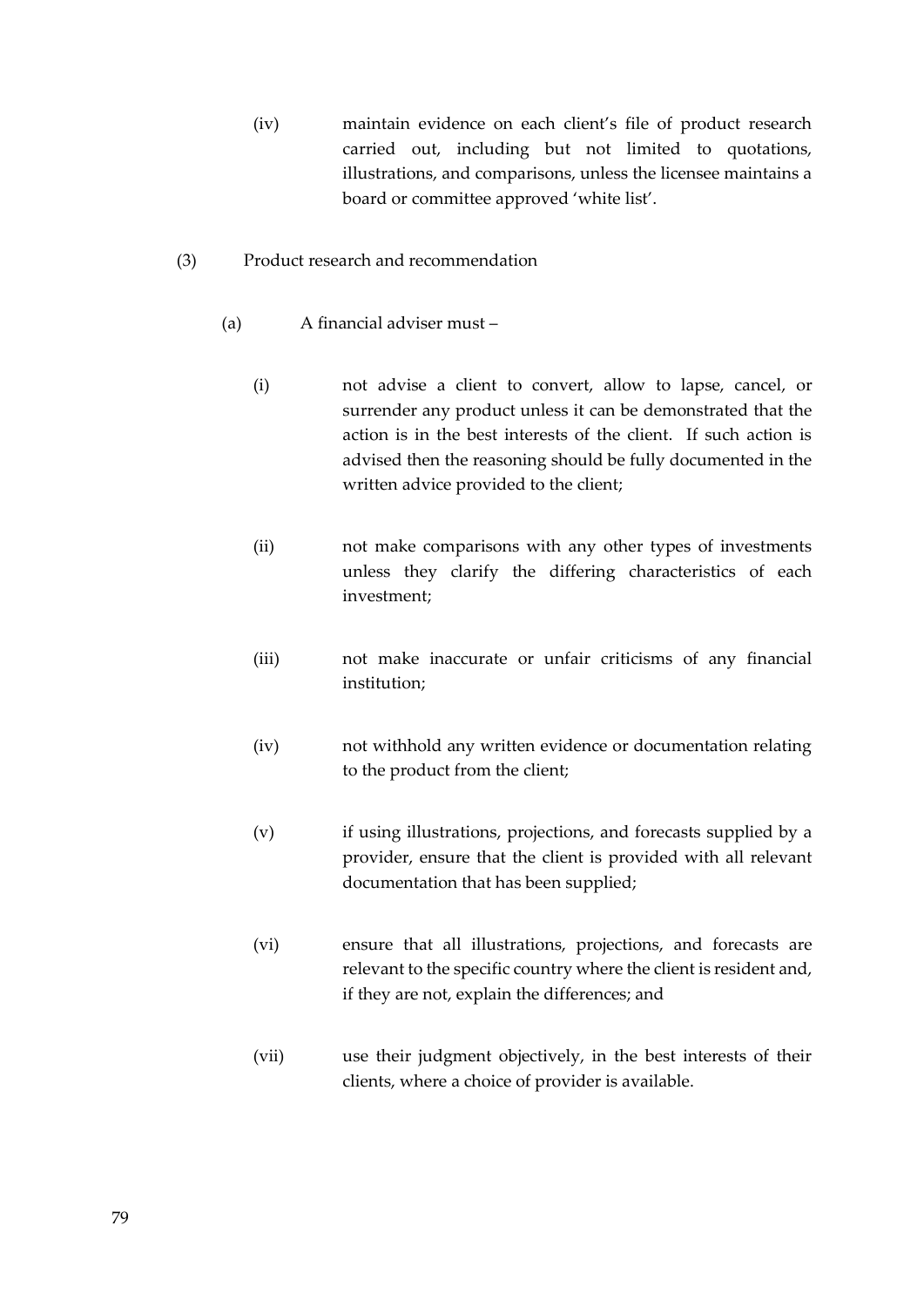(iv) maintain evidence on each client's file of product research carried out, including but not limited to quotations, illustrations, and comparisons, unless the licensee maintains a board or committee approved 'white list'.

(3) Product research and recommendation

(a) A financial adviser must –

(i) not advise a client to convert, allow to lapse, cancel, or surrender any product unless it can be demonstrated that the action is in the best interests of the client. If such action is advised then the reasoning should be fully documented in the written advice provided to the client;

(ii) not make comparisons with any other types of investments unless they clarify the differing characteristics of each investment;

(iii) not make inaccurate or unfair criticisms of any financial institution;

(iv) not withhold any written evidence or documentation relating to the product from the client;

(v) if using illustrations, projections, and forecasts supplied by a provider, ensure that the client is provided with all relevant documentation that has been supplied;

(vi) ensure that all illustrations, projections, and forecasts are relevant to the specific country where the client is resident and, if they are not, explain the differences; and

(vii) use their judgment objectively, in the best interests of their clients, where a choice of provider is available.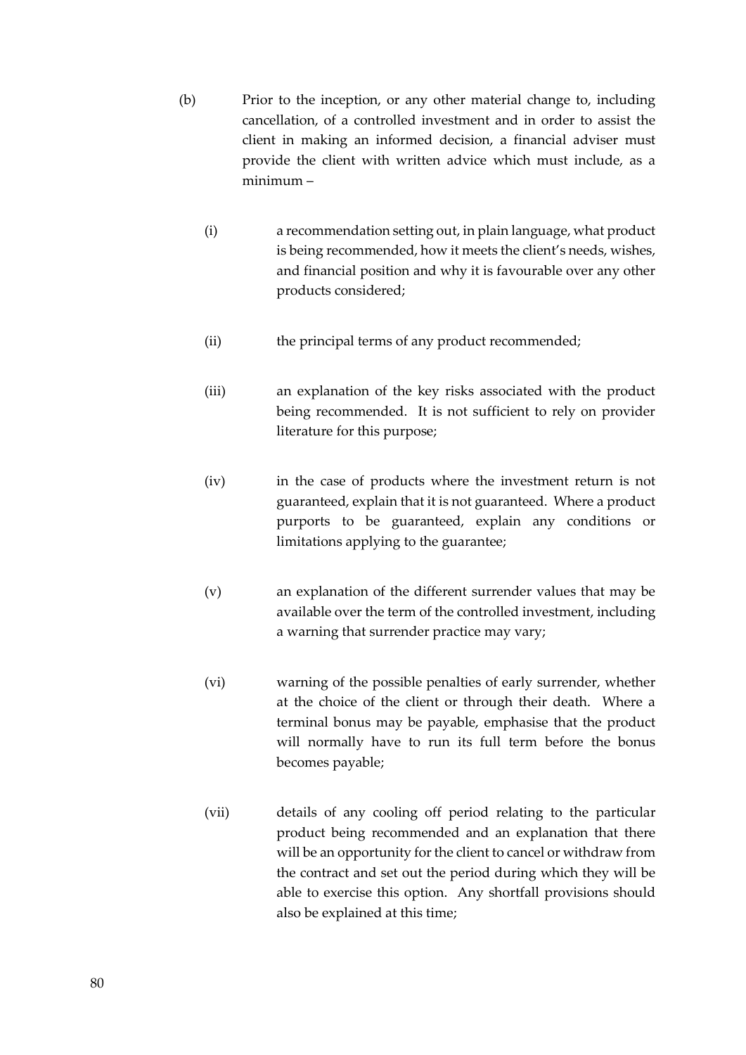(b) Prior to the inception, or any other material change to, including cancellation, of a controlled investment and in order to assist the client in making an informed decision, a financial adviser must provide the client with written advice which must include, as a minimum –

(i) a recommendation setting out, in plain language, what product is being recommended, how it meets the client's needs, wishes, and financial position and why it is favourable over any other products considered;

(ii) the principal terms of any product recommended;

(iii) an explanation of the key risks associated with the product being recommended. It is not sufficient to rely on provider literature for this purpose;

(iv) in the case of products where the investment return is not guaranteed, explain that it is not guaranteed. Where a product purports to be guaranteed, explain any conditions or limitations applying to the guarantee;

(v) an explanation of the different surrender values that may be available over the term of the controlled investment, including a warning that surrender practice may vary;

(vi) warning of the possible penalties of early surrender, whether at the choice of the client or through their death. Where a terminal bonus may be payable, emphasise that the product will normally have to run its full term before the bonus becomes payable;

(vii) details of any cooling off period relating to the particular product being recommended and an explanation that there will be an opportunity for the client to cancel or withdraw from the contract and set out the period during which they will be able to exercise this option. Any shortfall provisions should also be explained at this time;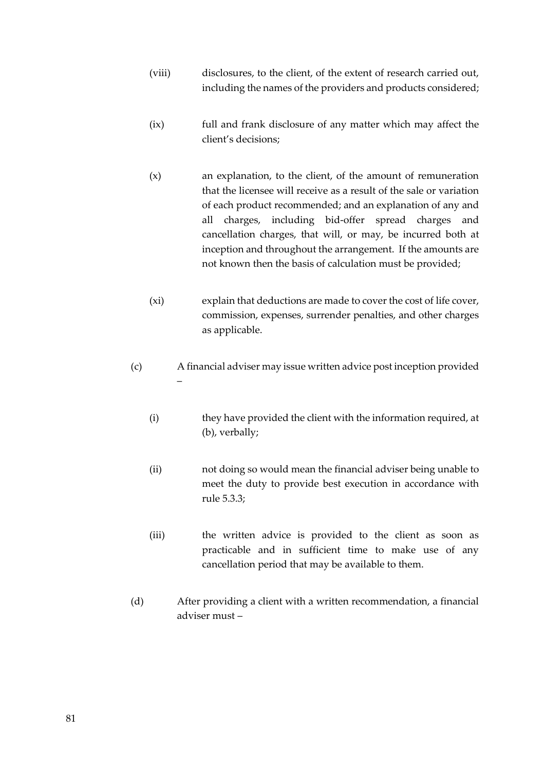(viii) disclosures, to the client, of the extent of research carried out, including the names of the providers and products considered;

(ix) full and frank disclosure of any matter which may affect the client's decisions;

(x) an explanation, to the client, of the amount of remuneration that the licensee will receive as a result of the sale or variation of each product recommended; and an explanation of any and all charges, including bid-offer spread charges and cancellation charges, that will, or may, be incurred both at inception and throughout the arrangement. If the amounts are not known then the basis of calculation must be provided;

(xi) explain that deductions are made to cover the cost of life cover, commission, expenses, surrender penalties, and other charges as applicable.

(c) A financial adviser may issue written advice post inception provided –

(i) they have provided the client with the information required, at (b), verbally;

(ii) not doing so would mean the financial adviser being unable to meet the duty to provide best execution in accordance with rule 5.3.3;

(iii) the written advice is provided to the client as soon as practicable and in sufficient time to make use of any cancellation period that may be available to them.

(d) After providing a client with a written recommendation, a financial adviser must –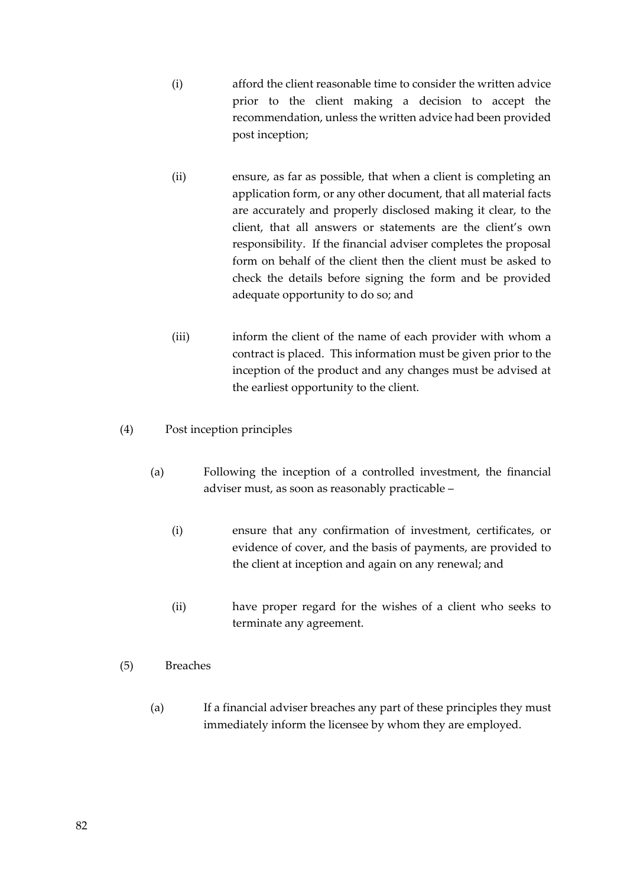(i) afford the client reasonable time to consider the written advice prior to the client making a decision to accept the recommendation, unless the written advice had been provided post inception;

(ii) ensure, as far as possible, that when a client is completing an application form, or any other document, that all material facts are accurately and properly disclosed making it clear, to the client, that all answers or statements are the client's own responsibility. If the financial adviser completes the proposal form on behalf of the client then the client must be asked to check the details before signing the form and be provided adequate opportunity to do so; and

(iii) inform the client of the name of each provider with whom a contract is placed. This information must be given prior to the inception of the product and any changes must be advised at the earliest opportunity to the client.

(4) Post inception principles

(a) Following the inception of a controlled investment, the financial adviser must, as soon as reasonably practicable –

(i) ensure that any confirmation of investment, certificates, or evidence of cover, and the basis of payments, are provided to the client at inception and again on any renewal; and

(ii) have proper regard for the wishes of a client who seeks to terminate any agreement.

(5) Breaches

(a) If a financial adviser breaches any part of these principles they must immediately inform the licensee by whom they are employed.